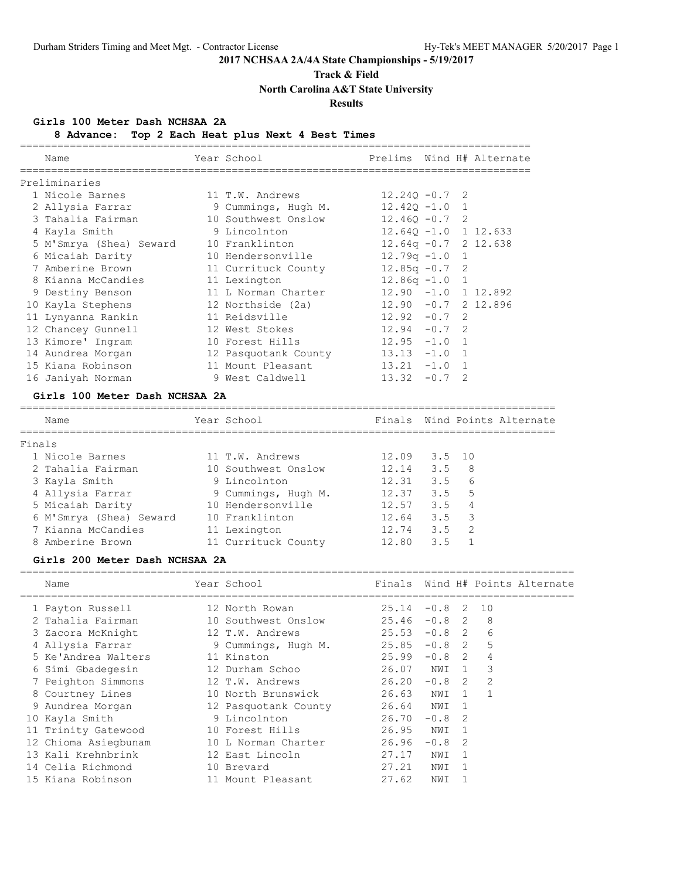# 2017 NCHSAA 2A/4A State Championships - 5/19/2017

## Track & Field

## North Carolina A&T State University

## Results

### Girls 100 Meter Dash NCHSAA 2A

**8 Advance: Top 2 Each Heat plus Next 4 Best Times**

Preliminaries

| | Name | Year | School | Prelims | Wind | H# | Alternate |
|---|---|---|---|---|---|---|---|
| 1 | Nicole Barnes | 11 | T.W. Andrews | 12.24Q | -0.7 | 2 | |
| 2 | Allysia Farrar | 9 | Cummings, Hugh M. | 12.42Q | -1.0 | 1 | |
| 3 | Tahalia Fairman | 10 | Southwest Onslow | 12.46Q | -0.7 | 2 | |
| 4 | Kayla Smith | 9 | Lincolnton | 12.64Q | -1.0 | 1 | 12.633 |
| 5 | M'Smrya (Shea) Seward | 10 | Franklinton | 12.64q | -0.7 | 2 | 12.638 |
| 6 | Micaiah Darity | 10 | Hendersonville | 12.79q | -1.0 | 1 | |
| 7 | Amberine Brown | 11 | Currituck County | 12.85q | -0.7 | 2 | |
| 8 | Kianna McCandies | 11 | Lexington | 12.86q | -1.0 | 1 | |
| 9 | Destiny Benson | 11 | L Norman Charter | 12.90 | -1.0 | 1 | 12.892 |
| 10 | Kayla Stephens | 12 | Northside (2a) | 12.90 | -0.7 | 2 | 12.896 |
| 11 | Lynyanna Rankin | 11 | Reidsville | 12.92 | -0.7 | 2 | |
| 12 | Chancey Gunnell | 12 | West Stokes | 12.94 | -0.7 | 2 | |
| 13 | Kimore' Ingram | 10 | Forest Hills | 12.95 | -1.0 | 1 | |
| 14 | Aundrea Morgan | 12 | Pasquotank County | 13.13 | -1.0 | 1 | |
| 15 | Kiana Robinson | 11 | Mount Pleasant | 13.21 | -1.0 | 1 | |
| 16 | Janiyah Norman | 9 | West Caldwell | 13.32 | -0.7 | 2 | |

### Girls 100 Meter Dash NCHSAA 2A

Finals

| | Name | Year | School | Finals | Wind | Points | Alternate |
|---|---|---|---|---|---|---|---|
| 1 | Nicole Barnes | 11 | T.W. Andrews | 12.09 | 3.5 | 10 | |
| 2 | Tahalia Fairman | 10 | Southwest Onslow | 12.14 | 3.5 | 8 | |
| 3 | Kayla Smith | 9 | Lincolnton | 12.31 | 3.5 | 6 | |
| 4 | Allysia Farrar | 9 | Cummings, Hugh M. | 12.37 | 3.5 | 5 | |
| 5 | Micaiah Darity | 10 | Hendersonville | 12.57 | 3.5 | 4 | |
| 6 | M'Smrya (Shea) Seward | 10 | Franklinton | 12.64 | 3.5 | 3 | |
| 7 | Kianna McCandies | 11 | Lexington | 12.74 | 3.5 | 2 | |
| 8 | Amberine Brown | 11 | Currituck County | 12.80 | 3.5 | 1 | |

### Girls 200 Meter Dash NCHSAA 2A

| | Name | Year | School | Finals | Wind | H# | Points | Alternate |
|---|---|---|---|---|---|---|---|---|
| 1 | Payton Russell | 12 | North Rowan | 25.14 | -0.8 | 2 | 10 | |
| 2 | Tahalia Fairman | 10 | Southwest Onslow | 25.46 | -0.8 | 2 | 8 | |
| 3 | Zacora McKnight | 12 | T.W. Andrews | 25.53 | -0.8 | 2 | 6 | |
| 4 | Allysia Farrar | 9 | Cummings, Hugh M. | 25.85 | -0.8 | 2 | 5 | |
| 5 | Ke'Andrea Walters | 11 | Kinston | 25.99 | -0.8 | 2 | 4 | |
| 6 | Simi Gbadegesin | 12 | Durham Schoo | 26.07 | NWI | 1 | 3 | |
| 7 | Peighton Simmons | 12 | T.W. Andrews | 26.20 | -0.8 | 2 | 2 | |
| 8 | Courtney Lines | 10 | North Brunswick | 26.63 | NWI | 1 | 1 | |
| 9 | Aundrea Morgan | 12 | Pasquotank County | 26.64 | NWI | 1 | | |
| 10 | Kayla Smith | 9 | Lincolnton | 26.70 | -0.8 | 2 | | |
| 11 | Trinity Gatewood | 10 | Forest Hills | 26.95 | NWI | 1 | | |
| 12 | Chioma Asiegbunam | 10 | L Norman Charter | 26.96 | -0.8 | 2 | | |
| 13 | Kali Krehnbrink | 12 | East Lincoln | 27.17 | NWI | 1 | | |
| 14 | Celia Richmond | 10 | Brevard | 27.21 | NWI | 1 | | |
| 15 | Kiana Robinson | 11 | Mount Pleasant | 27.62 | NWI | 1 | | |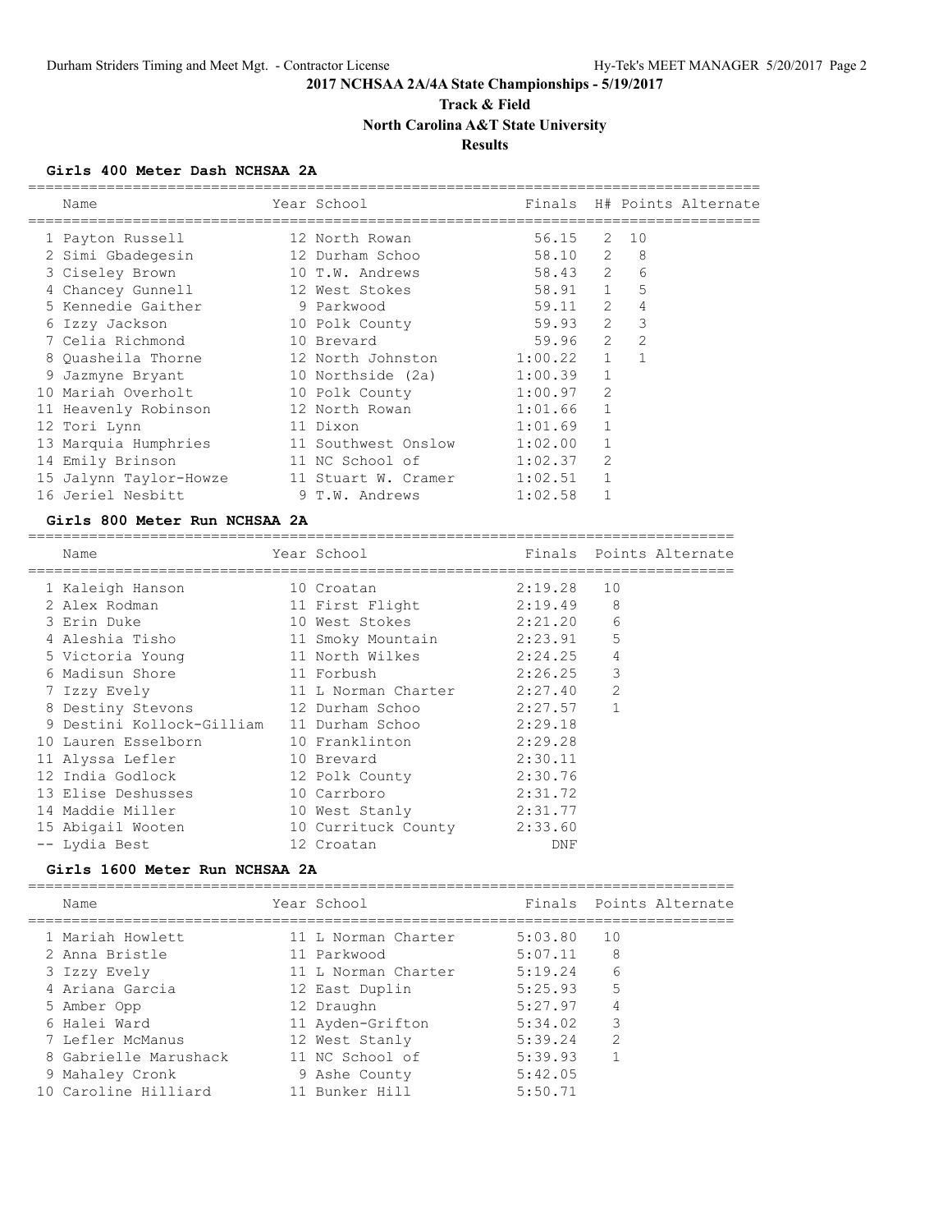# 2017 NCHSAA 2A/4A State Championships - 5/19/2017

## Track & Field

## North Carolina A&T State University

## Results

### Girls 400 Meter Dash NCHSAA 2A

| | Name | Year | School | Finals | H# | Points | Alternate |
|---|---|---|---|---|---|---|---|
| 1 | Payton Russell | 12 | North Rowan | 56.15 | 2 | 10 | |
| 2 | Simi Gbadegesin | 12 | Durham Schoo | 58.10 | 2 | 8 | |
| 3 | Ciseley Brown | 10 | T.W. Andrews | 58.43 | 2 | 6 | |
| 4 | Chancey Gunnell | 12 | West Stokes | 58.91 | 1 | 5 | |
| 5 | Kennedie Gaither | 9 | Parkwood | 59.11 | 2 | 4 | |
| 6 | Izzy Jackson | 10 | Polk County | 59.93 | 2 | 3 | |
| 7 | Celia Richmond | 10 | Brevard | 59.96 | 2 | 2 | |
| 8 | Quasheila Thorne | 12 | North Johnston | 1:00.22 | 1 | 1 | |
| 9 | Jazmyne Bryant | 10 | Northside (2a) | 1:00.39 | 1 | | |
| 10 | Mariah Overholt | 10 | Polk County | 1:00.97 | 2 | | |
| 11 | Heavenly Robinson | 12 | North Rowan | 1:01.66 | 1 | | |
| 12 | Tori Lynn | 11 | Dixon | 1:01.69 | 1 | | |
| 13 | Marquia Humphries | 11 | Southwest Onslow | 1:02.00 | 1 | | |
| 14 | Emily Brinson | 11 | NC School of | 1:02.37 | 2 | | |
| 15 | Jalynn Taylor-Howze | 11 | Stuart W. Cramer | 1:02.51 | 1 | | |
| 16 | Jeriel Nesbitt | 9 | T.W. Andrews | 1:02.58 | 1 | | |

### Girls 800 Meter Run NCHSAA 2A

| | Name | Year | School | Finals | Points | Alternate |
|---|---|---|---|---|---|---|
| 1 | Kaleigh Hanson | 10 | Croatan | 2:19.28 | 10 | |
| 2 | Alex Rodman | 11 | First Flight | 2:19.49 | 8 | |
| 3 | Erin Duke | 10 | West Stokes | 2:21.20 | 6 | |
| 4 | Aleshia Tisho | 11 | Smoky Mountain | 2:23.91 | 5 | |
| 5 | Victoria Young | 11 | North Wilkes | 2:24.25 | 4 | |
| 6 | Madisun Shore | 11 | Forbush | 2:26.25 | 3 | |
| 7 | Izzy Evely | 11 | L Norman Charter | 2:27.40 | 2 | |
| 8 | Destiny Stevons | 12 | Durham Schoo | 2:27.57 | 1 | |
| 9 | Destini Kollock-Gilliam | 11 | Durham Schoo | 2:29.18 | | |
| 10 | Lauren Esselborn | 10 | Franklinton | 2:29.28 | | |
| 11 | Alyssa Lefler | 10 | Brevard | 2:30.11 | | |
| 12 | India Godlock | 12 | Polk County | 2:30.76 | | |
| 13 | Elise Deshusses | 10 | Carrboro | 2:31.72 | | |
| 14 | Maddie Miller | 10 | West Stanly | 2:31.77 | | |
| 15 | Abigail Wooten | 10 | Currituck County | 2:33.60 | | |
| -- | Lydia Best | 12 | Croatan | DNF | | |

### Girls 1600 Meter Run NCHSAA 2A

| | Name | Year | School | Finals | Points | Alternate |
|---|---|---|---|---|---|---|
| 1 | Mariah Howlett | 11 | L Norman Charter | 5:03.80 | 10 | |
| 2 | Anna Bristle | 11 | Parkwood | 5:07.11 | 8 | |
| 3 | Izzy Evely | 11 | L Norman Charter | 5:19.24 | 6 | |
| 4 | Ariana Garcia | 12 | East Duplin | 5:25.93 | 5 | |
| 5 | Amber Opp | 12 | Draughn | 5:27.97 | 4 | |
| 6 | Halei Ward | 11 | Ayden-Grifton | 5:34.02 | 3 | |
| 7 | Lefler McManus | 12 | West Stanly | 5:39.24 | 2 | |
| 8 | Gabrielle Marushack | 11 | NC School of | 5:39.93 | 1 | |
| 9 | Mahaley Cronk | 9 | Ashe County | 5:42.05 | | |
| 10 | Caroline Hilliard | 11 | Bunker Hill | 5:50.71 | | |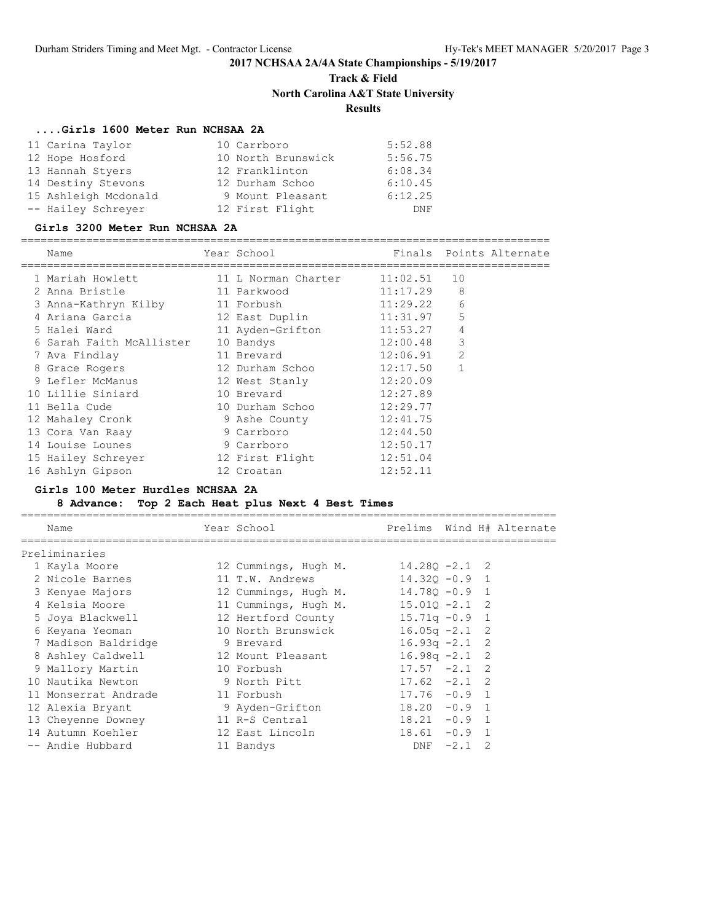## 2017 NCHSAA 2A/4A State Championships - 5/19/2017

### Track & Field

### North Carolina A&T State University

### Results

#### ....Girls 1600 Meter Run NCHSAA 2A

| | Name | Year | School | Finals |
|---|---|---|---|---|
| 11 | Carina Taylor | 10 | Carrboro | 5:52.88 |
| 12 | Hope Hosford | 10 | North Brunswick | 5:56.75 |
| 13 | Hannah Styers | 12 | Franklinton | 6:08.34 |
| 14 | Destiny Stevons | 12 | Durham Schoo | 6:10.45 |
| 15 | Ashleigh Mcdonald | 9 | Mount Pleasant | 6:12.25 |
| -- | Hailey Schreyer | 12 | First Flight | DNF |

#### Girls 3200 Meter Run NCHSAA 2A

| | Name | Year | School | Finals | Points | Alternate |
|---|---|---|---|---|---|---|
| 1 | Mariah Howlett | 11 | L Norman Charter | 11:02.51 | 10 | |
| 2 | Anna Bristle | 11 | Parkwood | 11:17.29 | 8 | |
| 3 | Anna-Kathryn Kilby | 11 | Forbush | 11:29.22 | 6 | |
| 4 | Ariana Garcia | 12 | East Duplin | 11:31.97 | 5 | |
| 5 | Halei Ward | 11 | Ayden-Grifton | 11:53.27 | 4 | |
| 6 | Sarah Faith McAllister | 10 | Bandys | 12:00.48 | 3 | |
| 7 | Ava Findlay | 11 | Brevard | 12:06.91 | 2 | |
| 8 | Grace Rogers | 12 | Durham Schoo | 12:17.50 | 1 | |
| 9 | Lefler McManus | 12 | West Stanly | 12:20.09 | | |
| 10 | Lillie Siniard | 10 | Brevard | 12:27.89 | | |
| 11 | Bella Cude | 10 | Durham Schoo | 12:29.77 | | |
| 12 | Mahaley Cronk | 9 | Ashe County | 12:41.75 | | |
| 13 | Cora Van Raay | 9 | Carrboro | 12:44.50 | | |
| 14 | Louise Lounes | 9 | Carrboro | 12:50.17 | | |
| 15 | Hailey Schreyer | 12 | First Flight | 12:51.04 | | |
| 16 | Ashlyn Gipson | 12 | Croatan | 12:52.11 | | |

#### Girls 100 Meter Hurdles NCHSAA 2A

8 Advance: Top 2 Each Heat plus Next 4 Best Times

Preliminaries

| | Name | Year | School | Prelims | Wind | H# | Alternate |
|---|---|---|---|---|---|---|---|
| 1 | Kayla Moore | 12 | Cummings, Hugh M. | 14.28Q | -2.1 | 2 | |
| 2 | Nicole Barnes | 11 | T.W. Andrews | 14.32Q | -0.9 | 1 | |
| 3 | Kenyae Majors | 12 | Cummings, Hugh M. | 14.78Q | -0.9 | 1 | |
| 4 | Kelsia Moore | 11 | Cummings, Hugh M. | 15.01Q | -2.1 | 2 | |
| 5 | Joya Blackwell | 12 | Hertford County | 15.71q | -0.9 | 1 | |
| 6 | Keyana Yeoman | 10 | North Brunswick | 16.05q | -2.1 | 2 | |
| 7 | Madison Baldridge | 9 | Brevard | 16.93q | -2.1 | 2 | |
| 8 | Ashley Caldwell | 12 | Mount Pleasant | 16.98q | -2.1 | 2 | |
| 9 | Mallory Martin | 10 | Forbush | 17.57 | -2.1 | 2 | |
| 10 | Nautika Newton | 9 | North Pitt | 17.62 | -2.1 | 2 | |
| 11 | Monserrat Andrade | 11 | Forbush | 17.76 | -0.9 | 1 | |
| 12 | Alexia Bryant | 9 | Ayden-Grifton | 18.20 | -0.9 | 1 | |
| 13 | Cheyenne Downey | 11 | R-S Central | 18.21 | -0.9 | 1 | |
| 14 | Autumn Koehler | 12 | East Lincoln | 18.61 | -0.9 | 1 | |
| -- | Andie Hubbard | 11 | Bandys | DNF | -2.1 | 2 | |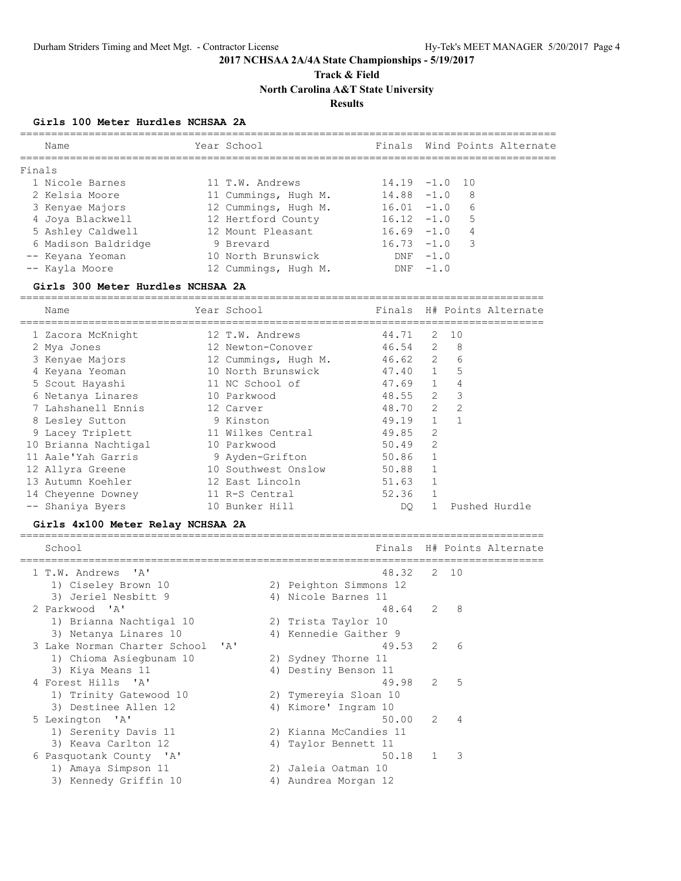# 2017 NCHSAA 2A/4A State Championships - 5/19/2017

## Track & Field

## North Carolina A&T State University

## Results

### Girls 100 Meter Hurdles NCHSAA 2A

**Finals**

| | Name | Year | School | Finals | Wind | Points | Alternate |
|---|---|---|---|---|---|---|---|
| 1 | Nicole Barnes | 11 | T.W. Andrews | 14.19 | -1.0 | 10 | |
| 2 | Kelsia Moore | 11 | Cummings, Hugh M. | 14.88 | -1.0 | 8 | |
| 3 | Kenyae Majors | 12 | Cummings, Hugh M. | 16.01 | -1.0 | 6 | |
| 4 | Joya Blackwell | 12 | Hertford County | 16.12 | -1.0 | 5 | |
| 5 | Ashley Caldwell | 12 | Mount Pleasant | 16.69 | -1.0 | 4 | |
| 6 | Madison Baldridge | 9 | Brevard | 16.73 | -1.0 | 3 | |
| -- | Keyana Yeoman | 10 | North Brunswick | DNF | -1.0 | | |
| -- | Kayla Moore | 12 | Cummings, Hugh M. | DNF | -1.0 | | |

### Girls 300 Meter Hurdles NCHSAA 2A

| | Name | Year | School | Finals | H# | Points | Alternate |
|---|---|---|---|---|---|---|---|
| 1 | Zacora McKnight | 12 | T.W. Andrews | 44.71 | 2 | 10 | |
| 2 | Mya Jones | 12 | Newton-Conover | 46.54 | 2 | 8 | |
| 3 | Kenyae Majors | 12 | Cummings, Hugh M. | 46.62 | 2 | 6 | |
| 4 | Keyana Yeoman | 10 | North Brunswick | 47.40 | 1 | 5 | |
| 5 | Scout Hayashi | 11 | NC School of | 47.69 | 1 | 4 | |
| 6 | Netanya Linares | 10 | Parkwood | 48.55 | 2 | 3 | |
| 7 | Lahshanell Ennis | 12 | Carver | 48.70 | 2 | 2 | |
| 8 | Lesley Sutton | 9 | Kinston | 49.19 | 1 | 1 | |
| 9 | Lacey Triplett | 11 | Wilkes Central | 49.85 | 2 | | |
| 10 | Brianna Nachtigal | 10 | Parkwood | 50.49 | 2 | | |
| 11 | Aale'Yah Garris | 9 | Ayden-Grifton | 50.86 | 1 | | |
| 12 | Allyra Greene | 10 | Southwest Onslow | 50.88 | 1 | | |
| 13 | Autumn Koehler | 12 | East Lincoln | 51.63 | 1 | | |
| 14 | Cheyenne Downey | 11 | R-S Central | 52.36 | 1 | | |
| -- | Shaniya Byers | 10 | Bunker Hill | DQ | 1 | Pushed Hurdle | |

### Girls 4x100 Meter Relay NCHSAA 2A

| | School | Finals | H# | Points | Alternate |
|---|---|---|---|---|---|
| 1 | T.W. Andrews 'A' | 48.32 | 2 | 10 | |
| | 1) Ciseley Brown 10, 2) Peighton Simmons 12, 3) Jeriel Nesbitt 9, 4) Nicole Barnes 11 | | | | |
| 2 | Parkwood 'A' | 48.64 | 2 | 8 | |
| | 1) Brianna Nachtigal 10, 2) Trista Taylor 10, 3) Netanya Linares 10, 4) Kennedie Gaither 9 | | | | |
| 3 | Lake Norman Charter School 'A' | 49.53 | 2 | 6 | |
| | 1) Chioma Asiegbunam 10, 2) Sydney Thorne 11, 3) Kiya Means 11, 4) Destiny Benson 11 | | | | |
| 4 | Forest Hills 'A' | 49.98 | 2 | 5 | |
| | 1) Trinity Gatewood 10, 2) Tymereyia Sloan 10, 3) Destinee Allen 12, 4) Kimore' Ingram 10 | | | | |
| 5 | Lexington 'A' | 50.00 | 2 | 4 | |
| | 1) Serenity Davis 11, 2) Kianna McCandies 11, 3) Keava Carlton 12, 4) Taylor Bennett 11 | | | | |
| 6 | Pasquotank County 'A' | 50.18 | 1 | 3 | |
| | 1) Amaya Simpson 11, 2) Jaleia Oatman 10, 3) Kennedy Griffin 10, 4) Aundrea Morgan 12 | | | | |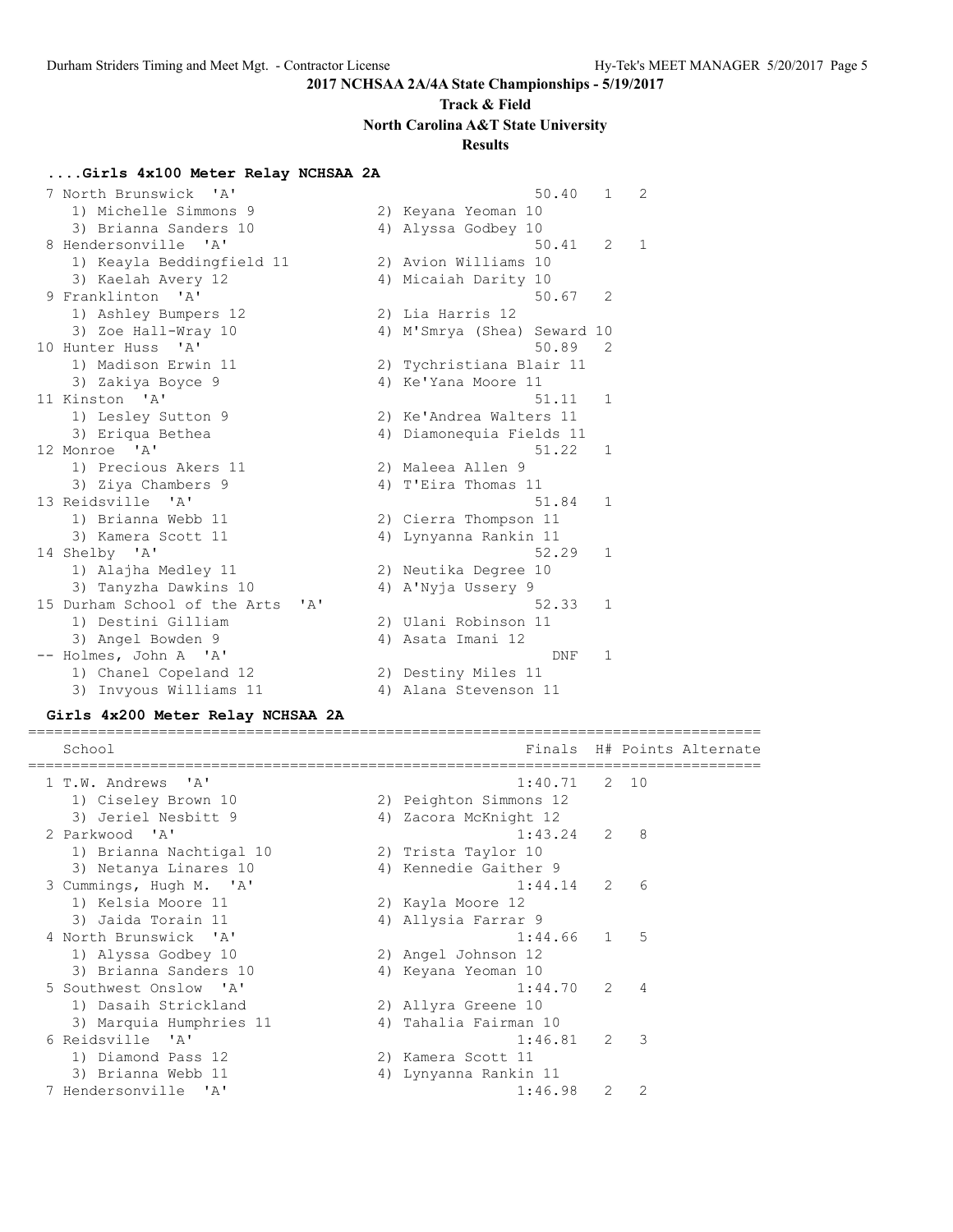## 2017 NCHSAA 2A/4A State Championships - 5/19/2017

### Track & Field

### North Carolina A&T State University

### Results

#### ....Girls 4x100 Meter Relay NCHSAA 2A

| Place | School | Finals | H# | Points |
|---|---|---|---|---|
| 7 | North Brunswick 'A' | 50.40 | 1 | 2 |
| | 1) Michelle Simmons 9, 2) Keyana Yeoman 10, 3) Brianna Sanders 10, 4) Alyssa Godbey 10 | | | |
| 8 | Hendersonville 'A' | 50.41 | 2 | 1 |
| | 1) Keayla Beddingfield 11, 2) Avion Williams 10, 3) Kaelah Avery 12, 4) Micaiah Darity 10 | | | |
| 9 | Franklinton 'A' | 50.67 | 2 | |
| | 1) Ashley Bumpers 12, 2) Lia Harris 12, 3) Zoe Hall-Wray 10, 4) M'Smrya (Shea) Seward 10 | | | |
| 10 | Hunter Huss 'A' | 50.89 | 2 | |
| | 1) Madison Erwin 11, 2) Tychristiana Blair 11, 3) Zakiya Boyce 9, 4) Ke'Yana Moore 11 | | | |
| 11 | Kinston 'A' | 51.11 | 1 | |
| | 1) Lesley Sutton 9, 2) Ke'Andrea Walters 11, 3) Eriqua Bethea, 4) Diamonequia Fields 11 | | | |
| 12 | Monroe 'A' | 51.22 | 1 | |
| | 1) Precious Akers 11, 2) Maleea Allen 9, 3) Ziya Chambers 9, 4) T'Eira Thomas 11 | | | |
| 13 | Reidsville 'A' | 51.84 | 1 | |
| | 1) Brianna Webb 11, 2) Cierra Thompson 11, 3) Kamera Scott 11, 4) Lynyanna Rankin 11 | | | |
| 14 | Shelby 'A' | 52.29 | 1 | |
| | 1) Alajha Medley 11, 2) Neutika Degree 10, 3) Tanyzha Dawkins 10, 4) A'Nyja Ussery 9 | | | |
| 15 | Durham School of the Arts 'A' | 52.33 | 1 | |
| | 1) Destini Gilliam, 2) Ulani Robinson 11, 3) Angel Bowden 9, 4) Asata Imani 12 | | | |
| -- | Holmes, John A 'A' | DNF | 1 | |
| | 1) Chanel Copeland 12, 2) Destiny Miles 11, 3) Invyous Williams 11, 4) Alana Stevenson 11 | | | |

#### Girls 4x200 Meter Relay NCHSAA 2A

| Place | School | Finals | H# | Points | Alternate |
|---|---|---|---|---|---|
| 1 | T.W. Andrews 'A' | 1:40.71 | 2 | 10 | |
| | 1) Ciseley Brown 10, 2) Peighton Simmons 12, 3) Jeriel Nesbitt 9, 4) Zacora McKnight 12 | | | | |
| 2 | Parkwood 'A' | 1:43.24 | 2 | 8 | |
| | 1) Brianna Nachtigal 10, 2) Trista Taylor 10, 3) Netanya Linares 10, 4) Kennedie Gaither 9 | | | | |
| 3 | Cummings, Hugh M. 'A' | 1:44.14 | 2 | 6 | |
| | 1) Kelsia Moore 11, 2) Kayla Moore 12, 3) Jaida Torain 11, 4) Allysia Farrar 9 | | | | |
| 4 | North Brunswick 'A' | 1:44.66 | 1 | 5 | |
| | 1) Alyssa Godbey 10, 2) Angel Johnson 12, 3) Brianna Sanders 10, 4) Keyana Yeoman 10 | | | | |
| 5 | Southwest Onslow 'A' | 1:44.70 | 2 | 4 | |
| | 1) Dasaih Strickland, 2) Allyra Greene 10, 3) Marquia Humphries 11, 4) Tahalia Fairman 10 | | | | |
| 6 | Reidsville 'A' | 1:46.81 | 2 | 3 | |
| | 1) Diamond Pass 12, 2) Kamera Scott 11, 3) Brianna Webb 11, 4) Lynyanna Rankin 11 | | | | |
| 7 | Hendersonville 'A' | 1:46.98 | 2 | 2 | |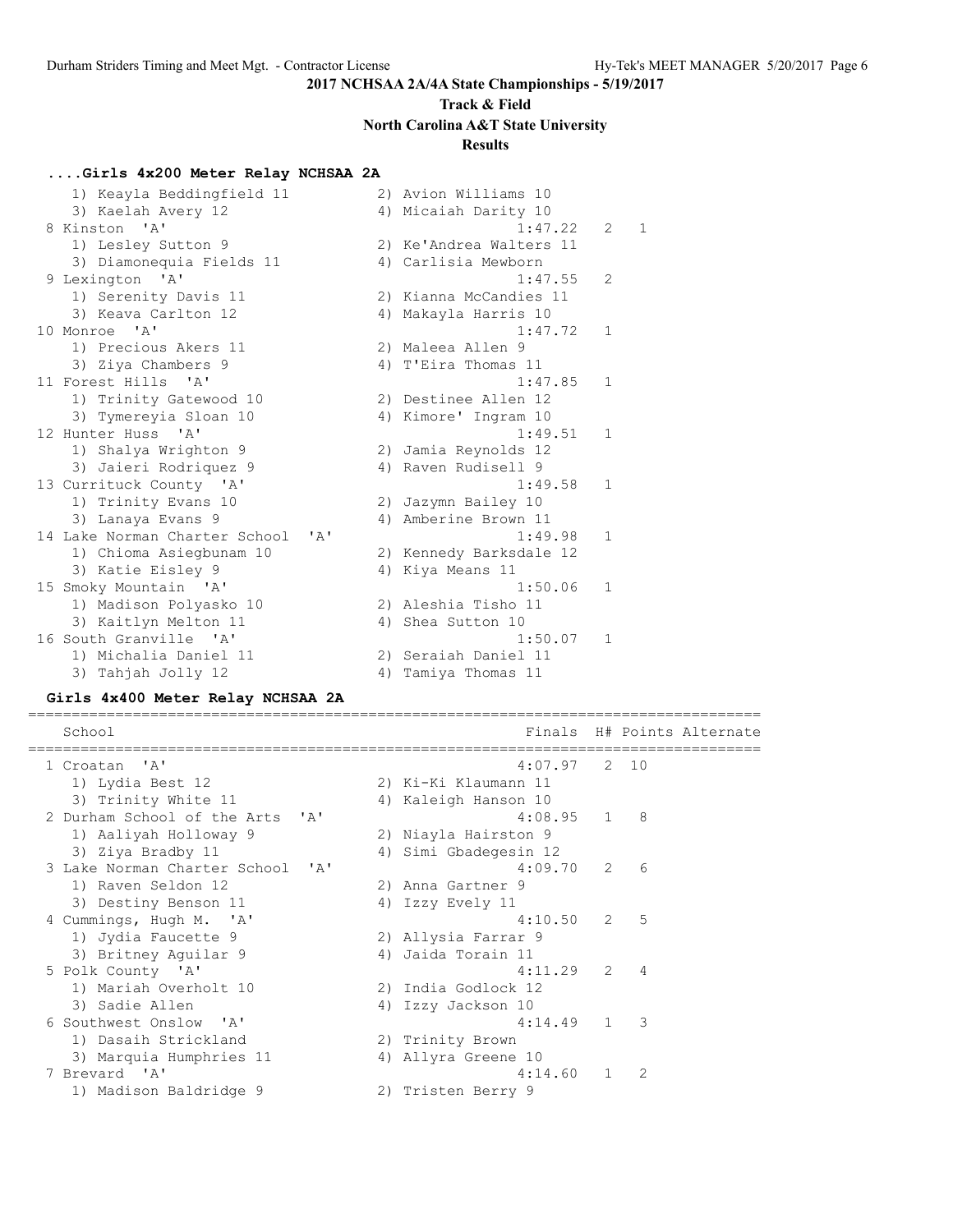**2017 NCHSAA 2A/4A State Championships - 5/19/2017**

**Track & Field**

**North Carolina A&T State University**

**Results**

### ....Girls 4x200 Meter Relay NCHSAA 2A

```
    1) Keayla Beddingfield 11          2) Avion Williams 10
    3) Kaelah Avery 12                 4) Micaiah Darity 10
  8 Kinston  'A'                                 1:47.22   2    1
    1) Lesley Sutton 9                 2) Ke'Andrea Walters 11
    3) Diamonequia Fields 11           4) Carlisia Mewborn
  9 Lexington  'A'                               1:47.55   2
    1) Serenity Davis 11               2) Kianna McCandies 11
    3) Keava Carlton 12                4) Makayla Harris 10
 10 Monroe  'A'                                  1:47.72   1
    1) Precious Akers 11               2) Maleea Allen 9
    3) Ziya Chambers 9                 4) T'Eira Thomas 11
 11 Forest Hills  'A'                            1:47.85   1
    1) Trinity Gatewood 10             2) Destinee Allen 12
    3) Tymereyia Sloan 10              4) Kimore' Ingram 10
 12 Hunter Huss  'A'                             1:49.51   1
    1) Shalya Wrighton 9               2) Jamia Reynolds 12
    3) Jaieri Rodriquez 9              4) Raven Rudisell 9
 13 Currituck County  'A'                        1:49.58   1
    1) Trinity Evans 10                2) Jazymn Bailey 10
    3) Lanaya Evans 9                  4) Amberine Brown 11
 14 Lake Norman Charter School  'A'              1:49.98   1
    1) Chioma Asiegbunam 10            2) Kennedy Barksdale 12
    3) Katie Eisley 9                  4) Kiya Means 11
 15 Smoky Mountain  'A'                          1:50.06   1
    1) Madison Polyasko 10             2) Aleshia Tisho 11
    3) Kaitlyn Melton 11               4) Shea Sutton 10
 16 South Granville  'A'                         1:50.07   1
    1) Michalia Daniel 11              2) Seraiah Daniel 11
    3) Tahjah Jolly 12                 4) Tamiya Thomas 11
```

### Girls 4x400 Meter Relay NCHSAA 2A

```
================================================================================
   School                                        Finals  H# Points Alternate
================================================================================
  1 Croatan  'A'                                 4:07.97   2  10
    1) Lydia Best 12                   2) Ki-Ki Klaumann 11
    3) Trinity White 11                4) Kaleigh Hanson 10
  2 Durham School of the Arts  'A'               4:08.95   1   8
    1) Aaliyah Holloway 9              2) Niayla Hairston 9
    3) Ziya Bradby 11                  4) Simi Gbadegesin 12
  3 Lake Norman Charter School  'A'              4:09.70   2   6
    1) Raven Seldon 12                 2) Anna Gartner 9
    3) Destiny Benson 11               4) Izzy Evely 11
  4 Cummings, Hugh M.  'A'                       4:10.50   2   5
    1) Jydia Faucette 9                2) Allysia Farrar 9
    3) Britney Aguilar 9               4) Jaida Torain 11
  5 Polk County  'A'                             4:11.29   2   4
    1) Mariah Overholt 10              2) India Godlock 12
    3) Sadie Allen                     4) Izzy Jackson 10
  6 Southwest Onslow  'A'                        4:14.49   1   3
    1) Dasaih Strickland               2) Trinity Brown
    3) Marquia Humphries 11            4) Allyra Greene 10
  7 Brevard  'A'                                 4:14.60   1   2
    1) Madison Baldridge 9             2) Tristen Berry 9
```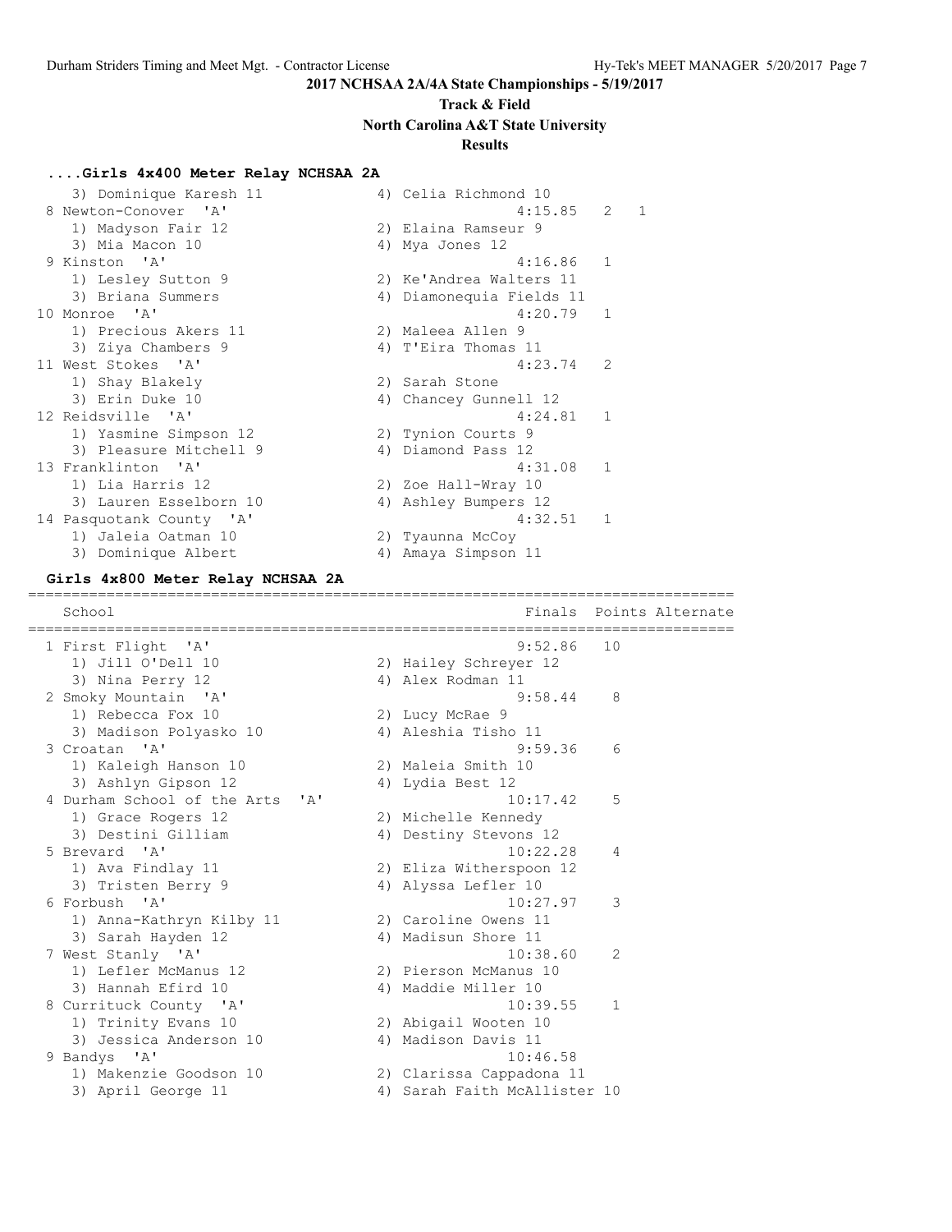**2017 NCHSAA 2A/4A State Championships - 5/19/2017**

**Track & Field**

**North Carolina A&T State University**

**Results**

### ....Girls 4x400 Meter Relay NCHSAA 2A

| School | Finals | Points | Alternate |
|---|---|---|---|
| 3) Dominique Karesh 11 — 4) Celia Richmond 10 | | | |
| 8 Newton-Conover 'A' | 4:15.85 | 2 | 1 |
| 1) Madyson Fair 12 — 2) Elaina Ramseur 9 | | | |
| 3) Mia Macon 10 — 4) Mya Jones 12 | | | |
| 9 Kinston 'A' | 4:16.86 | 1 | |
| 1) Lesley Sutton 9 — 2) Ke'Andrea Walters 11 | | | |
| 3) Briana Summers — 4) Diamonequia Fields 11 | | | |
| 10 Monroe 'A' | 4:20.79 | 1 | |
| 1) Precious Akers 11 — 2) Maleea Allen 9 | | | |
| 3) Ziya Chambers 9 — 4) T'Eira Thomas 11 | | | |
| 11 West Stokes 'A' | 4:23.74 | 2 | |
| 1) Shay Blakely — 2) Sarah Stone | | | |
| 3) Erin Duke 10 — 4) Chancey Gunnell 12 | | | |
| 12 Reidsville 'A' | 4:24.81 | 1 | |
| 1) Yasmine Simpson 12 — 2) Tynion Courts 9 | | | |
| 3) Pleasure Mitchell 9 — 4) Diamond Pass 12 | | | |
| 13 Franklinton 'A' | 4:31.08 | 1 | |
| 1) Lia Harris 12 — 2) Zoe Hall-Wray 10 | | | |
| 3) Lauren Esselborn 10 — 4) Ashley Bumpers 12 | | | |
| 14 Pasquotank County 'A' | 4:32.51 | 1 | |
| 1) Jaleia Oatman 10 — 2) Tyaunna McCoy | | | |
| 3) Dominique Albert — 4) Amaya Simpson 11 | | | |

### Girls 4x800 Meter Relay NCHSAA 2A

| School | Finals | Points | Alternate |
|---|---|---|---|
| 1 First Flight 'A' | 9:52.86 | 10 | |
| 1) Jill O'Dell 10 — 2) Hailey Schreyer 12 | | | |
| 3) Nina Perry 12 — 4) Alex Rodman 11 | | | |
| 2 Smoky Mountain 'A' | 9:58.44 | 8 | |
| 1) Rebecca Fox 10 — 2) Lucy McRae 9 | | | |
| 3) Madison Polyasko 10 — 4) Aleshia Tisho 11 | | | |
| 3 Croatan 'A' | 9:59.36 | 6 | |
| 1) Kaleigh Hanson 10 — 2) Maleia Smith 10 | | | |
| 3) Ashlyn Gipson 12 — 4) Lydia Best 12 | | | |
| 4 Durham School of the Arts 'A' | 10:17.42 | 5 | |
| 1) Grace Rogers 12 — 2) Michelle Kennedy | | | |
| 3) Destini Gilliam — 4) Destiny Stevons 12 | | | |
| 5 Brevard 'A' | 10:22.28 | 4 | |
| 1) Ava Findlay 11 — 2) Eliza Witherspoon 12 | | | |
| 3) Tristen Berry 9 — 4) Alyssa Lefler 10 | | | |
| 6 Forbush 'A' | 10:27.97 | 3 | |
| 1) Anna-Kathryn Kilby 11 — 2) Caroline Owens 11 | | | |
| 3) Sarah Hayden 12 — 4) Madisun Shore 11 | | | |
| 7 West Stanly 'A' | 10:38.60 | 2 | |
| 1) Lefler McManus 12 — 2) Pierson McManus 10 | | | |
| 3) Hannah Efird 10 — 4) Maddie Miller 10 | | | |
| 8 Currituck County 'A' | 10:39.55 | 1 | |
| 1) Trinity Evans 10 — 2) Abigail Wooten 10 | | | |
| 3) Jessica Anderson 10 — 4) Madison Davis 11 | | | |
| 9 Bandys 'A' | 10:46.58 | | |
| 1) Makenzie Goodson 10 — 2) Clarissa Cappadona 11 | | | |
| 3) April George 11 — 4) Sarah Faith McAllister 10 | | | |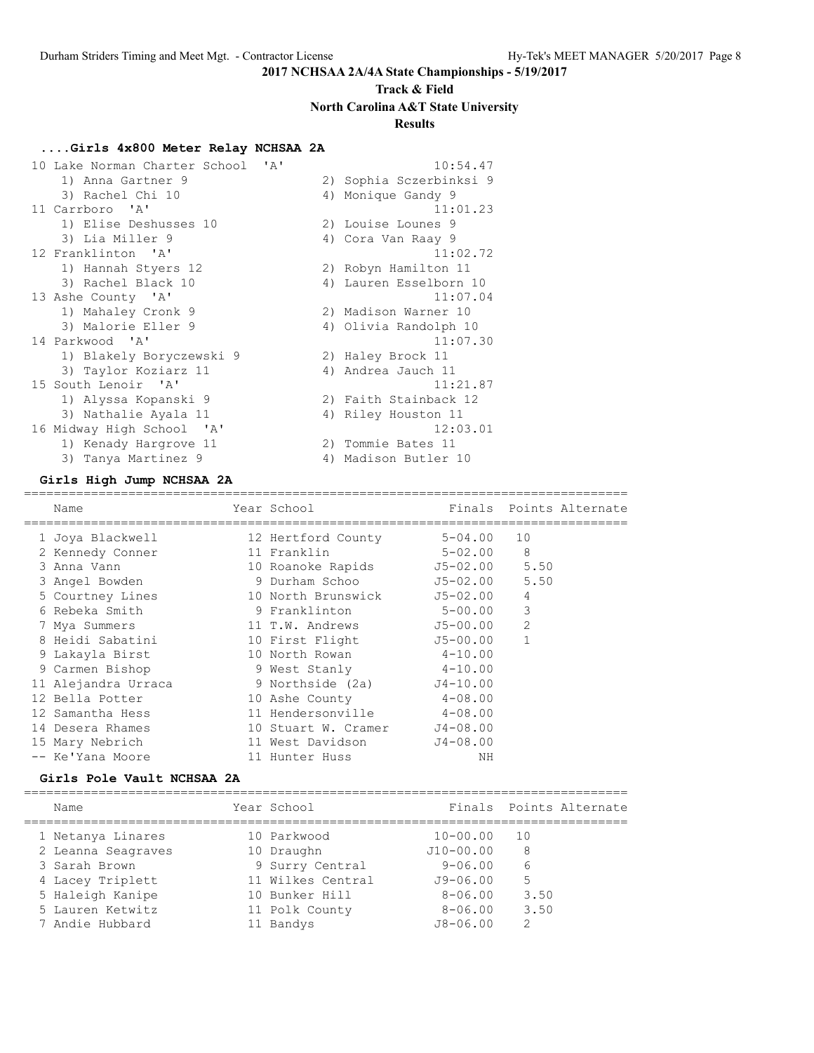# 2017 NCHSAA 2A/4A State Championships - 5/19/2017

## Track & Field

## North Carolina A&T State University

## Results

### ....Girls 4x800 Meter Relay NCHSAA 2A

| Place | Team | Time |
|---|---|---|
| 10 | Lake Norman Charter School 'A' | 10:54.47 |
| | 1) Anna Gartner 9; 2) Sophia Sczerbinksi 9; 3) Rachel Chi 10; 4) Monique Gandy 9 | |
| 11 | Carrboro 'A' | 11:01.23 |
| | 1) Elise Deshusses 10; 2) Louise Lounes 9; 3) Lia Miller 9; 4) Cora Van Raay 9 | |
| 12 | Franklinton 'A' | 11:02.72 |
| | 1) Hannah Styers 12; 2) Robyn Hamilton 11; 3) Rachel Black 10; 4) Lauren Esselborn 10 | |
| 13 | Ashe County 'A' | 11:07.04 |
| | 1) Mahaley Cronk 9; 2) Madison Warner 10; 3) Malorie Eller 9; 4) Olivia Randolph 10 | |
| 14 | Parkwood 'A' | 11:07.30 |
| | 1) Blakely Boryczewski 9; 2) Haley Brock 11; 3) Taylor Koziarz 11; 4) Andrea Jauch 11 | |
| 15 | South Lenoir 'A' | 11:21.87 |
| | 1) Alyssa Kopanski 9; 2) Faith Stainback 12; 3) Nathalie Ayala 11; 4) Riley Houston 11 | |
| 16 | Midway High School 'A' | 12:03.01 |
| | 1) Kenady Hargrove 11; 2) Tommie Bates 11; 3) Tanya Martinez 9; 4) Madison Butler 10 | |

### Girls High Jump NCHSAA 2A

| Place | Name | Year | School | Finals | Points | Alternate |
|---|---|---|---|---|---|---|
| 1 | Joya Blackwell | 12 | Hertford County | 5-04.00 | 10 | |
| 2 | Kennedy Conner | 11 | Franklin | 5-02.00 | 8 | |
| 3 | Anna Vann | 10 | Roanoke Rapids | J5-02.00 | 5.50 | |
| 3 | Angel Bowden | 9 | Durham Schoo | J5-02.00 | 5.50 | |
| 5 | Courtney Lines | 10 | North Brunswick | J5-02.00 | 4 | |
| 6 | Rebeka Smith | 9 | Franklinton | 5-00.00 | 3 | |
| 7 | Mya Summers | 11 | T.W. Andrews | J5-00.00 | 2 | |
| 8 | Heidi Sabatini | 10 | First Flight | J5-00.00 | 1 | |
| 9 | Lakayla Birst | 10 | North Rowan | 4-10.00 | | |
| 9 | Carmen Bishop | 9 | West Stanly | 4-10.00 | | |
| 11 | Alejandra Urraca | 9 | Northside (2a) | J4-10.00 | | |
| 12 | Bella Potter | 10 | Ashe County | 4-08.00 | | |
| 12 | Samantha Hess | 11 | Hendersonville | 4-08.00 | | |
| 14 | Desera Rhames | 10 | Stuart W. Cramer | J4-08.00 | | |
| 15 | Mary Nebrich | 11 | West Davidson | J4-08.00 | | |
| -- | Ke'Yana Moore | 11 | Hunter Huss | NH | | |

### Girls Pole Vault NCHSAA 2A

| Place | Name | Year | School | Finals | Points | Alternate |
|---|---|---|---|---|---|---|
| 1 | Netanya Linares | 10 | Parkwood | 10-00.00 | 10 | |
| 2 | Leanna Seagraves | 10 | Draughn | J10-00.00 | 8 | |
| 3 | Sarah Brown | 9 | Surry Central | 9-06.00 | 6 | |
| 4 | Lacey Triplett | 11 | Wilkes Central | J9-06.00 | 5 | |
| 5 | Haleigh Kanipe | 10 | Bunker Hill | 8-06.00 | 3.50 | |
| 5 | Lauren Ketwitz | 11 | Polk County | 8-06.00 | 3.50 | |
| 7 | Andie Hubbard | 11 | Bandys | J8-06.00 | 2 | |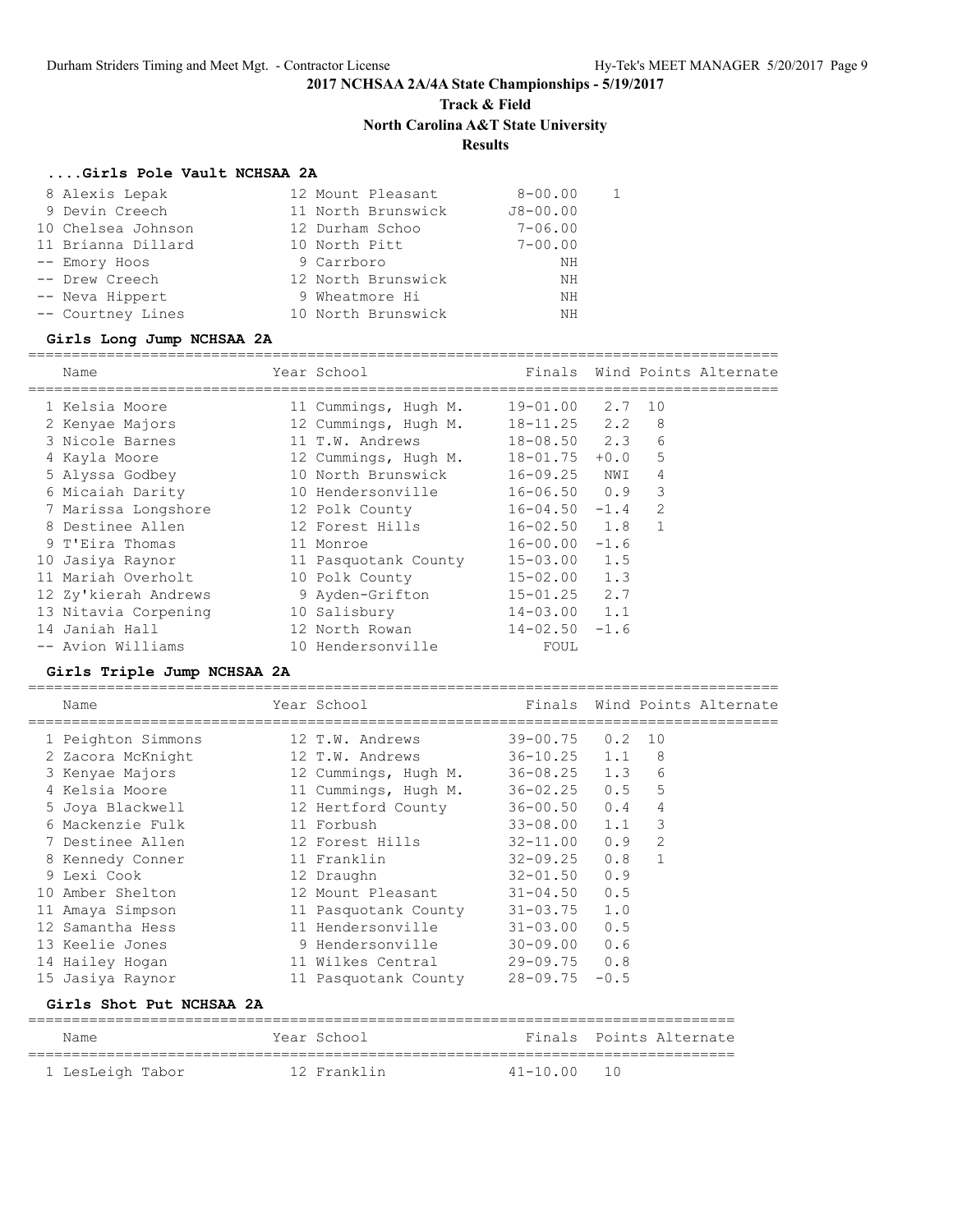## 2017 NCHSAA 2A/4A State Championships - 5/19/2017

### Track & Field

### North Carolina A&T State University

### Results

#### ....Girls Pole Vault NCHSAA 2A

| Name | Year | School | Finals | Points |
|---|---|---|---|---|
| 8 Alexis Lepak | 12 | Mount Pleasant | 8-00.00 | 1 |
| 9 Devin Creech | 11 | North Brunswick | J8-00.00 | |
| 10 Chelsea Johnson | 12 | Durham Schoo | 7-06.00 | |
| 11 Brianna Dillard | 10 | North Pitt | 7-00.00 | |
| -- Emory Hoos | 9 | Carrboro | NH | |
| -- Drew Creech | 12 | North Brunswick | NH | |
| -- Neva Hippert | 9 | Wheatmore Hi | NH | |
| -- Courtney Lines | 10 | North Brunswick | NH | |

#### Girls Long Jump NCHSAA 2A

| Name | Year | School | Finals | Wind | Points | Alternate |
|---|---|---|---|---|---|---|
| 1 Kelsia Moore | 11 | Cummings, Hugh M. | 19-01.00 | 2.7 | 10 | |
| 2 Kenyae Majors | 12 | Cummings, Hugh M. | 18-11.25 | 2.2 | 8 | |
| 3 Nicole Barnes | 11 | T.W. Andrews | 18-08.50 | 2.3 | 6 | |
| 4 Kayla Moore | 12 | Cummings, Hugh M. | 18-01.75 | +0.0 | 5 | |
| 5 Alyssa Godbey | 10 | North Brunswick | 16-09.25 | NWI | 4 | |
| 6 Micaiah Darity | 10 | Hendersonville | 16-06.50 | 0.9 | 3 | |
| 7 Marissa Longshore | 12 | Polk County | 16-04.50 | -1.4 | 2 | |
| 8 Destinee Allen | 12 | Forest Hills | 16-02.50 | 1.8 | 1 | |
| 9 T'Eira Thomas | 11 | Monroe | 16-00.00 | -1.6 | | |
| 10 Jasiya Raynor | 11 | Pasquotank County | 15-03.00 | 1.5 | | |
| 11 Mariah Overholt | 10 | Polk County | 15-02.00 | 1.3 | | |
| 12 Zy'kierah Andrews | 9 | Ayden-Grifton | 15-01.25 | 2.7 | | |
| 13 Nitavia Corpening | 10 | Salisbury | 14-03.00 | 1.1 | | |
| 14 Janiah Hall | 12 | North Rowan | 14-02.50 | -1.6 | | |
| -- Avion Williams | 10 | Hendersonville | FOUL | | | |

#### Girls Triple Jump NCHSAA 2A

| Name | Year | School | Finals | Wind | Points | Alternate |
|---|---|---|---|---|---|---|
| 1 Peighton Simmons | 12 | T.W. Andrews | 39-00.75 | 0.2 | 10 | |
| 2 Zacora McKnight | 12 | T.W. Andrews | 36-10.25 | 1.1 | 8 | |
| 3 Kenyae Majors | 12 | Cummings, Hugh M. | 36-08.25 | 1.3 | 6 | |
| 4 Kelsia Moore | 11 | Cummings, Hugh M. | 36-02.25 | 0.5 | 5 | |
| 5 Joya Blackwell | 12 | Hertford County | 36-00.50 | 0.4 | 4 | |
| 6 Mackenzie Fulk | 11 | Forbush | 33-08.00 | 1.1 | 3 | |
| 7 Destinee Allen | 12 | Forest Hills | 32-11.00 | 0.9 | 2 | |
| 8 Kennedy Conner | 11 | Franklin | 32-09.25 | 0.8 | 1 | |
| 9 Lexi Cook | 12 | Draughn | 32-01.50 | 0.9 | | |
| 10 Amber Shelton | 12 | Mount Pleasant | 31-04.50 | 0.5 | | |
| 11 Amaya Simpson | 11 | Pasquotank County | 31-03.75 | 1.0 | | |
| 12 Samantha Hess | 11 | Hendersonville | 31-03.00 | 0.5 | | |
| 13 Keelie Jones | 9 | Hendersonville | 30-09.00 | 0.6 | | |
| 14 Hailey Hogan | 11 | Wilkes Central | 29-09.75 | 0.8 | | |
| 15 Jasiya Raynor | 11 | Pasquotank County | 28-09.75 | -0.5 | | |

#### Girls Shot Put NCHSAA 2A

| Name | Year | School | Finals | Points | Alternate |
|---|---|---|---|---|---|
| 1 LesLeigh Tabor | 12 | Franklin | 41-10.00 | 10 | |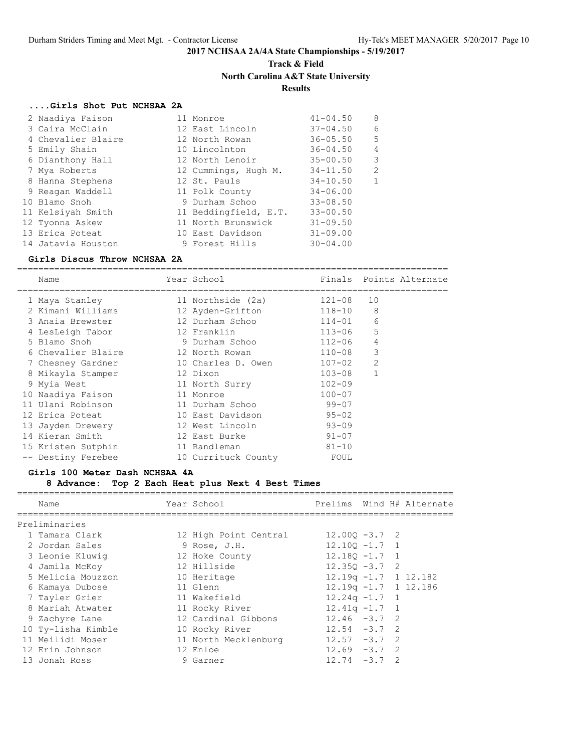**2017 NCHSAA 2A/4A State Championships - 5/19/2017**

**Track & Field**

**North Carolina A&T State University**

**Results**

### ....Girls Shot Put NCHSAA 2A

| Place | Name | Year | School | Finals | Points |
|---|---|---|---|---|---|
| 2 | Naadiya Faison | 11 | Monroe | 41-04.50 | 8 |
| 3 | Caira McClain | 12 | East Lincoln | 37-04.50 | 6 |
| 4 | Chevalier Blaire | 12 | North Rowan | 36-05.50 | 5 |
| 5 | Emily Shain | 10 | Lincolnton | 36-04.50 | 4 |
| 6 | Dianthony Hall | 12 | North Lenoir | 35-00.50 | 3 |
| 7 | Mya Roberts | 12 | Cummings, Hugh M. | 34-11.50 | 2 |
| 8 | Hanna Stephens | 12 | St. Pauls | 34-10.50 | 1 |
| 9 | Reagan Waddell | 11 | Polk County | 34-06.00 | |
| 10 | Blamo Snoh | 9 | Durham Schoo | 33-08.50 | |
| 11 | Kelsiyah Smith | 11 | Beddingfield, E.T. | 33-00.50 | |
| 12 | Tyonna Askew | 11 | North Brunswick | 31-09.50 | |
| 13 | Erica Poteat | 10 | East Davidson | 31-09.00 | |
| 14 | Jatavia Houston | 9 | Forest Hills | 30-04.00 | |

### Girls Discus Throw NCHSAA 2A

| Place | Name | Year | School | Finals | Points | Alternate |
|---|---|---|---|---|---|---|
| 1 | Maya Stanley | 11 | Northside (2a) | 121-08 | 10 | |
| 2 | Kimani Williams | 12 | Ayden-Grifton | 118-10 | 8 | |
| 3 | Anaia Brewster | 12 | Durham Schoo | 114-01 | 6 | |
| 4 | LesLeigh Tabor | 12 | Franklin | 113-06 | 5 | |
| 5 | Blamo Snoh | 9 | Durham Schoo | 112-06 | 4 | |
| 6 | Chevalier Blaire | 12 | North Rowan | 110-08 | 3 | |
| 7 | Chesney Gardner | 10 | Charles D. Owen | 107-02 | 2 | |
| 8 | Mikayla Stamper | 12 | Dixon | 103-08 | 1 | |
| 9 | Myia West | 11 | North Surry | 102-09 | | |
| 10 | Naadiya Faison | 11 | Monroe | 100-07 | | |
| 11 | Ulani Robinson | 11 | Durham Schoo | 99-07 | | |
| 12 | Erica Poteat | 10 | East Davidson | 95-02 | | |
| 13 | Jayden Drewery | 12 | West Lincoln | 93-09 | | |
| 14 | Kieran Smith | 12 | East Burke | 91-07 | | |
| 15 | Kristen Sutphin | 11 | Randleman | 81-10 | | |
| -- | Destiny Ferebee | 10 | Currituck County | FOUL | | |

### Girls 100 Meter Dash NCHSAA 4A

**8 Advance: Top 2 Each Heat plus Next 4 Best Times**

**Preliminaries**

| Place | Name | Year | School | Prelims | Wind | H# | Alternate |
|---|---|---|---|---|---|---|---|
| 1 | Tamara Clark | 12 | High Point Central | 12.00Q | -3.7 | 2 | |
| 2 | Jordan Sales | 9 | Rose, J.H. | 12.10Q | -1.7 | 1 | |
| 3 | Leonie Kluwig | 12 | Hoke County | 12.18Q | -1.7 | 1 | |
| 4 | Jamila McKoy | 12 | Hillside | 12.35Q | -3.7 | 2 | |
| 5 | Melicia Mouzzon | 10 | Heritage | 12.19q | -1.7 | 1 | 12.182 |
| 6 | Kamaya Dubose | 11 | Glenn | 12.19q | -1.7 | 1 | 12.186 |
| 7 | Tayler Grier | 11 | Wakefield | 12.24q | -1.7 | 1 | |
| 8 | Mariah Atwater | 11 | Rocky River | 12.41q | -1.7 | 1 | |
| 9 | Zachyre Lane | 12 | Cardinal Gibbons | 12.46 | -3.7 | 2 | |
| 10 | Ty-lisha Kimble | 10 | Rocky River | 12.54 | -3.7 | 2 | |
| 11 | Meilidi Moser | 11 | North Mecklenburg | 12.57 | -3.7 | 2 | |
| 12 | Erin Johnson | 12 | Enloe | 12.69 | -3.7 | 2 | |
| 13 | Jonah Ross | 9 | Garner | 12.74 | -3.7 | 2 | |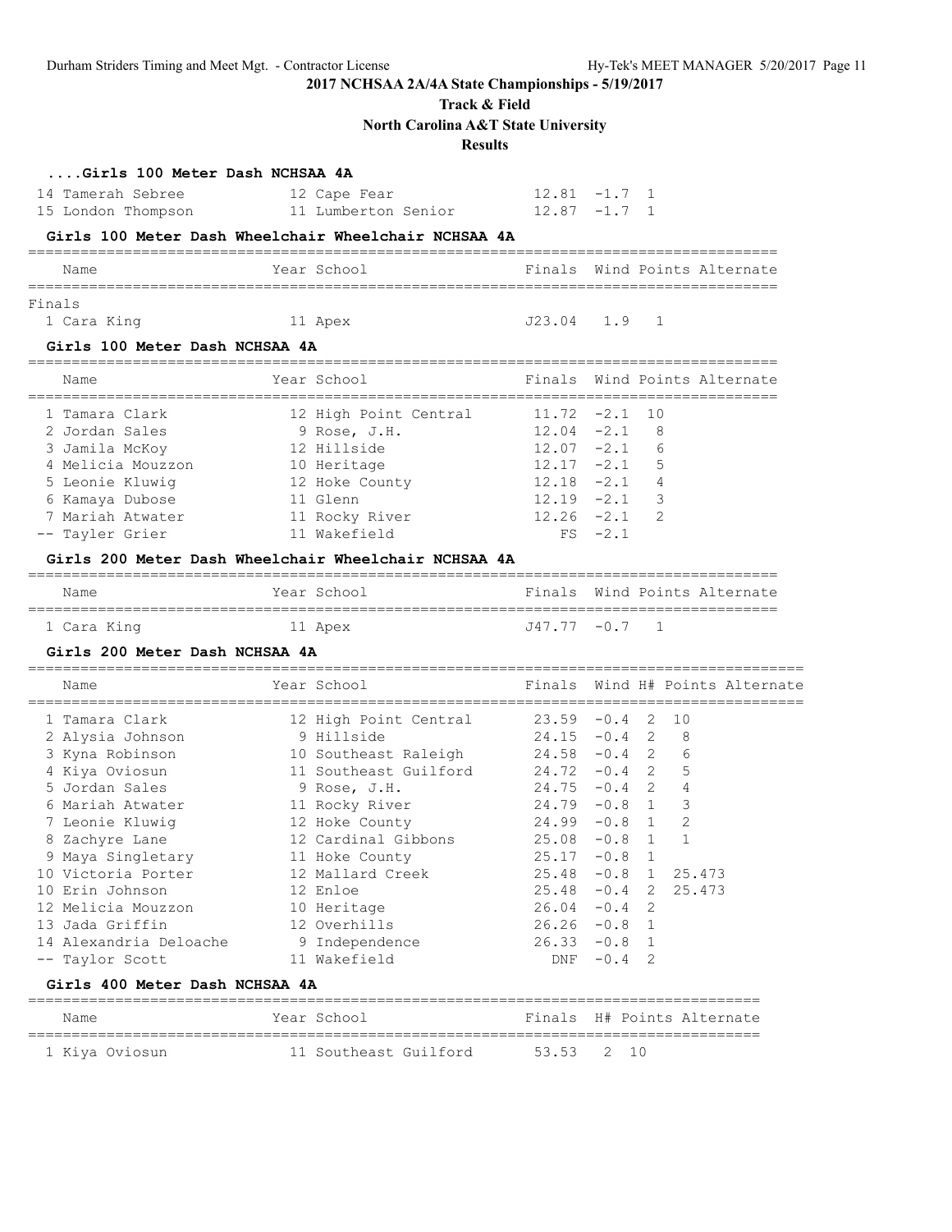# 2017 NCHSAA 2A/4A State Championships - 5/19/2017

## Track & Field

## North Carolina A&T State University

## Results

### ....Girls 100 Meter Dash NCHSAA 4A

| Name | Year | School | Finals | Wind | Points | Alternate |
|---|---|---|---|---|---|---|
| 14 Tamerah Sebree | 12 | Cape Fear | 12.81 | -1.7 | 1 | |
| 15 London Thompson | 11 | Lumberton Senior | 12.87 | -1.7 | 1 | |

### Girls 100 Meter Dash Wheelchair Wheelchair NCHSAA 4A

| Name | Year | School | Finals | Wind | Points | Alternate |
|---|---|---|---|---|---|---|
| **Finals** | | | | | | |
| 1 Cara King | 11 | Apex | J23.04 | 1.9 | 1 | |

### Girls 100 Meter Dash NCHSAA 4A

| Name | Year | School | Finals | Wind | Points | Alternate |
|---|---|---|---|---|---|---|
| 1 Tamara Clark | 12 | High Point Central | 11.72 | -2.1 | 10 | |
| 2 Jordan Sales | 9 | Rose, J.H. | 12.04 | -2.1 | 8 | |
| 3 Jamila McKoy | 12 | Hillside | 12.07 | -2.1 | 6 | |
| 4 Melicia Mouzzon | 10 | Heritage | 12.17 | -2.1 | 5 | |
| 5 Leonie Kluwig | 12 | Hoke County | 12.18 | -2.1 | 4 | |
| 6 Kamaya Dubose | 11 | Glenn | 12.19 | -2.1 | 3 | |
| 7 Mariah Atwater | 11 | Rocky River | 12.26 | -2.1 | 2 | |
| -- Tayler Grier | 11 | Wakefield | FS | -2.1 | | |

### Girls 200 Meter Dash Wheelchair Wheelchair NCHSAA 4A

| Name | Year | School | Finals | Wind | Points | Alternate |
|---|---|---|---|---|---|---|
| 1 Cara King | 11 | Apex | J47.77 | -0.7 | 1 | |

### Girls 200 Meter Dash NCHSAA 4A

| Name | Year | School | Finals | Wind | H# | Points | Alternate |
|---|---|---|---|---|---|---|---|
| 1 Tamara Clark | 12 | High Point Central | 23.59 | -0.4 | 2 | 10 | |
| 2 Alysia Johnson | 9 | Hillside | 24.15 | -0.4 | 2 | 8 | |
| 3 Kyna Robinson | 10 | Southeast Raleigh | 24.58 | -0.4 | 2 | 6 | |
| 4 Kiya Oviosun | 11 | Southeast Guilford | 24.72 | -0.4 | 2 | 5 | |
| 5 Jordan Sales | 9 | Rose, J.H. | 24.75 | -0.4 | 2 | 4 | |
| 6 Mariah Atwater | 11 | Rocky River | 24.79 | -0.8 | 1 | 3 | |
| 7 Leonie Kluwig | 12 | Hoke County | 24.99 | -0.8 | 1 | 2 | |
| 8 Zachyre Lane | 12 | Cardinal Gibbons | 25.08 | -0.8 | 1 | 1 | |
| 9 Maya Singletary | 11 | Hoke County | 25.17 | -0.8 | 1 | | |
| 10 Victoria Porter | 12 | Mallard Creek | 25.48 | -0.8 | 1 | 25.473 | |
| 10 Erin Johnson | 12 | Enloe | 25.48 | -0.4 | 2 | 25.473 | |
| 12 Melicia Mouzzon | 10 | Heritage | 26.04 | -0.4 | 2 | | |
| 13 Jada Griffin | 12 | Overhills | 26.26 | -0.8 | 1 | | |
| 14 Alexandria Deloache | 9 | Independence | 26.33 | -0.8 | 1 | | |
| -- Taylor Scott | 11 | Wakefield | DNF | -0.4 | 2 | | |

### Girls 400 Meter Dash NCHSAA 4A

| Name | Year | School | Finals | H# | Points | Alternate |
|---|---|---|---|---|---|---|
| 1 Kiya Oviosun | 11 | Southeast Guilford | 53.53 | 2 | 10 | |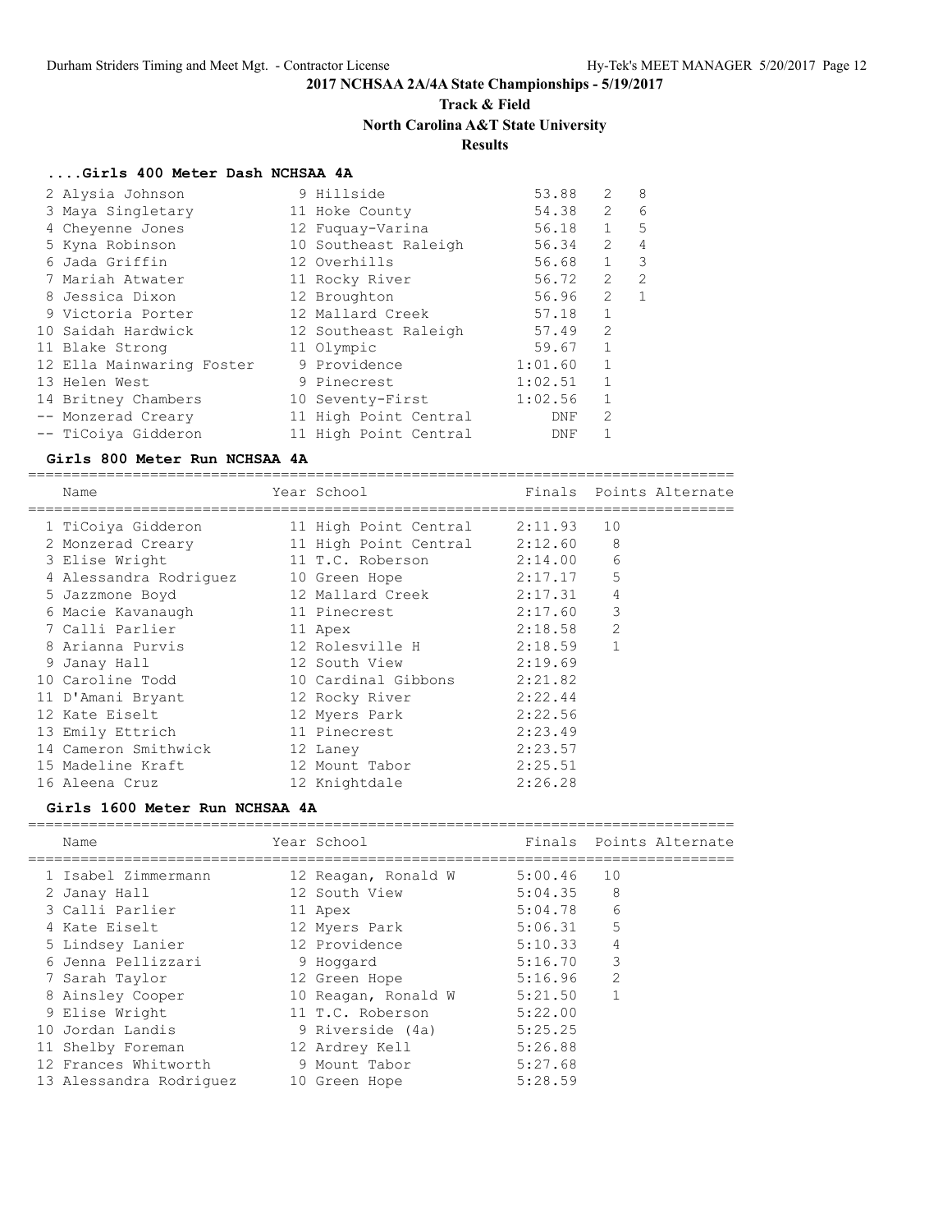**2017 NCHSAA 2A/4A State Championships - 5/19/2017**

**Track & Field**

**North Carolina A&T State University**

**Results**

### ....Girls 400 Meter Dash NCHSAA 4A

| Place | Name | Year | School | Finals | H# | Points |
|---|---|---|---|---|---|---|
| 2 | Alysia Johnson | 9 | Hillside | 53.88 | 2 | 8 |
| 3 | Maya Singletary | 11 | Hoke County | 54.38 | 2 | 6 |
| 4 | Cheyenne Jones | 12 | Fuquay-Varina | 56.18 | 1 | 5 |
| 5 | Kyna Robinson | 10 | Southeast Raleigh | 56.34 | 2 | 4 |
| 6 | Jada Griffin | 12 | Overhills | 56.68 | 1 | 3 |
| 7 | Mariah Atwater | 11 | Rocky River | 56.72 | 2 | 2 |
| 8 | Jessica Dixon | 12 | Broughton | 56.96 | 2 | 1 |
| 9 | Victoria Porter | 12 | Mallard Creek | 57.18 | 1 | |
| 10 | Saidah Hardwick | 12 | Southeast Raleigh | 57.49 | 2 | |
| 11 | Blake Strong | 11 | Olympic | 59.67 | 1 | |
| 12 | Ella Mainwaring Foster | 9 | Providence | 1:01.60 | 1 | |
| 13 | Helen West | 9 | Pinecrest | 1:02.51 | 1 | |
| 14 | Britney Chambers | 10 | Seventy-First | 1:02.56 | 1 | |
| -- | Monzerad Creary | 11 | High Point Central | DNF | 2 | |
| -- | TiCoiya Gidderon | 11 | High Point Central | DNF | 1 | |

### Girls 800 Meter Run NCHSAA 4A

| Place | Name | Year | School | Finals | Points | Alternate |
|---|---|---|---|---|---|---|
| 1 | TiCoiya Gidderon | 11 | High Point Central | 2:11.93 | 10 | |
| 2 | Monzerad Creary | 11 | High Point Central | 2:12.60 | 8 | |
| 3 | Elise Wright | 11 | T.C. Roberson | 2:14.00 | 6 | |
| 4 | Alessandra Rodriguez | 10 | Green Hope | 2:17.17 | 5 | |
| 5 | Jazzmone Boyd | 12 | Mallard Creek | 2:17.31 | 4 | |
| 6 | Macie Kavanaugh | 11 | Pinecrest | 2:17.60 | 3 | |
| 7 | Calli Parlier | 11 | Apex | 2:18.58 | 2 | |
| 8 | Arianna Purvis | 12 | Rolesville H | 2:18.59 | 1 | |
| 9 | Janay Hall | 12 | South View | 2:19.69 | | |
| 10 | Caroline Todd | 10 | Cardinal Gibbons | 2:21.82 | | |
| 11 | D'Amani Bryant | 12 | Rocky River | 2:22.44 | | |
| 12 | Kate Eiselt | 12 | Myers Park | 2:22.56 | | |
| 13 | Emily Ettrich | 11 | Pinecrest | 2:23.49 | | |
| 14 | Cameron Smithwick | 12 | Laney | 2:23.57 | | |
| 15 | Madeline Kraft | 12 | Mount Tabor | 2:25.51 | | |
| 16 | Aleena Cruz | 12 | Knightdale | 2:26.28 | | |

### Girls 1600 Meter Run NCHSAA 4A

| Place | Name | Year | School | Finals | Points | Alternate |
|---|---|---|---|---|---|---|
| 1 | Isabel Zimmermann | 12 | Reagan, Ronald W | 5:00.46 | 10 | |
| 2 | Janay Hall | 12 | South View | 5:04.35 | 8 | |
| 3 | Calli Parlier | 11 | Apex | 5:04.78 | 6 | |
| 4 | Kate Eiselt | 12 | Myers Park | 5:06.31 | 5 | |
| 5 | Lindsey Lanier | 12 | Providence | 5:10.33 | 4 | |
| 6 | Jenna Pellizzari | 9 | Hoggard | 5:16.70 | 3 | |
| 7 | Sarah Taylor | 12 | Green Hope | 5:16.96 | 2 | |
| 8 | Ainsley Cooper | 10 | Reagan, Ronald W | 5:21.50 | 1 | |
| 9 | Elise Wright | 11 | T.C. Roberson | 5:22.00 | | |
| 10 | Jordan Landis | 9 | Riverside (4a) | 5:25.25 | | |
| 11 | Shelby Foreman | 12 | Ardrey Kell | 5:26.88 | | |
| 12 | Frances Whitworth | 9 | Mount Tabor | 5:27.68 | | |
| 13 | Alessandra Rodriguez | 10 | Green Hope | 5:28.59 | | |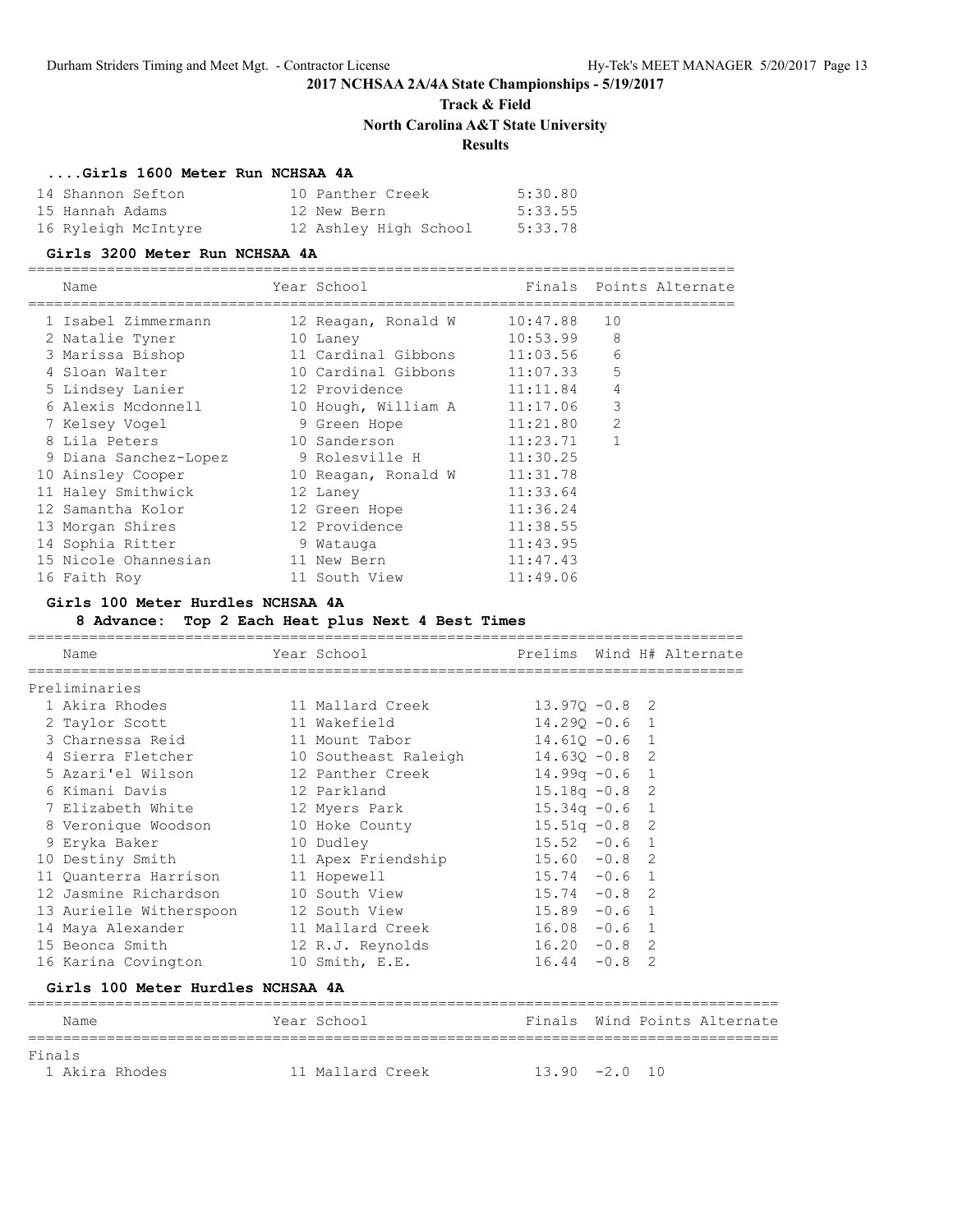**2017 NCHSAA 2A/4A State Championships - 5/19/2017**

**Track & Field**

**North Carolina A&T State University**

**Results**

### ....Girls 1600 Meter Run NCHSAA 4A

| Place | Name | Year | School | Finals |
|---|---|---|---|---|
| 14 | Shannon Sefton | 10 | Panther Creek | 5:30.80 |
| 15 | Hannah Adams | 12 | New Bern | 5:33.55 |
| 16 | Ryleigh McIntyre | 12 | Ashley High School | 5:33.78 |

### Girls 3200 Meter Run NCHSAA 4A

| Place | Name | Year | School | Finals | Points | Alternate |
|---|---|---|---|---|---|---|
| 1 | Isabel Zimmermann | 12 | Reagan, Ronald W | 10:47.88 | 10 | |
| 2 | Natalie Tyner | 10 | Laney | 10:53.99 | 8 | |
| 3 | Marissa Bishop | 11 | Cardinal Gibbons | 11:03.56 | 6 | |
| 4 | Sloan Walter | 10 | Cardinal Gibbons | 11:07.33 | 5 | |
| 5 | Lindsey Lanier | 12 | Providence | 11:11.84 | 4 | |
| 6 | Alexis Mcdonnell | 10 | Hough, William A | 11:17.06 | 3 | |
| 7 | Kelsey Vogel | 9 | Green Hope | 11:21.80 | 2 | |
| 8 | Lila Peters | 10 | Sanderson | 11:23.71 | 1 | |
| 9 | Diana Sanchez-Lopez | 9 | Rolesville H | 11:30.25 | | |
| 10 | Ainsley Cooper | 10 | Reagan, Ronald W | 11:31.78 | | |
| 11 | Haley Smithwick | 12 | Laney | 11:33.64 | | |
| 12 | Samantha Kolor | 12 | Green Hope | 11:36.24 | | |
| 13 | Morgan Shires | 12 | Providence | 11:38.55 | | |
| 14 | Sophia Ritter | 9 | Watauga | 11:43.95 | | |
| 15 | Nicole Ohannesian | 11 | New Bern | 11:47.43 | | |
| 16 | Faith Roy | 11 | South View | 11:49.06 | | |

### Girls 100 Meter Hurdles NCHSAA 4A

**8 Advance: Top 2 Each Heat plus Next 4 Best Times**

Preliminaries

| Place | Name | Year | School | Prelims | Wind | H# | Alternate |
|---|---|---|---|---|---|---|---|
| 1 | Akira Rhodes | 11 | Mallard Creek | 13.97Q | -0.8 | 2 | |
| 2 | Taylor Scott | 11 | Wakefield | 14.29Q | -0.6 | 1 | |
| 3 | Charnessa Reid | 11 | Mount Tabor | 14.61Q | -0.6 | 1 | |
| 4 | Sierra Fletcher | 10 | Southeast Raleigh | 14.63Q | -0.8 | 2 | |
| 5 | Azari'el Wilson | 12 | Panther Creek | 14.99q | -0.6 | 1 | |
| 6 | Kimani Davis | 12 | Parkland | 15.18q | -0.8 | 2 | |
| 7 | Elizabeth White | 12 | Myers Park | 15.34q | -0.6 | 1 | |
| 8 | Veronique Woodson | 10 | Hoke County | 15.51q | -0.8 | 2 | |
| 9 | Eryka Baker | 10 | Dudley | 15.52 | -0.6 | 1 | |
| 10 | Destiny Smith | 11 | Apex Friendship | 15.60 | -0.8 | 2 | |
| 11 | Quanterra Harrison | 11 | Hopewell | 15.74 | -0.6 | 1 | |
| 12 | Jasmine Richardson | 10 | South View | 15.74 | -0.8 | 2 | |
| 13 | Aurielle Witherspoon | 12 | South View | 15.89 | -0.6 | 1 | |
| 14 | Maya Alexander | 11 | Mallard Creek | 16.08 | -0.6 | 1 | |
| 15 | Beonca Smith | 12 | R.J. Reynolds | 16.20 | -0.8 | 2 | |
| 16 | Karina Covington | 10 | Smith, E.E. | 16.44 | -0.8 | 2 | |

### Girls 100 Meter Hurdles NCHSAA 4A

Finals

| Place | Name | Year | School | Finals | Wind | Points | Alternate |
|---|---|---|---|---|---|---|---|
| 1 | Akira Rhodes | 11 | Mallard Creek | 13.90 | -2.0 | 10 | |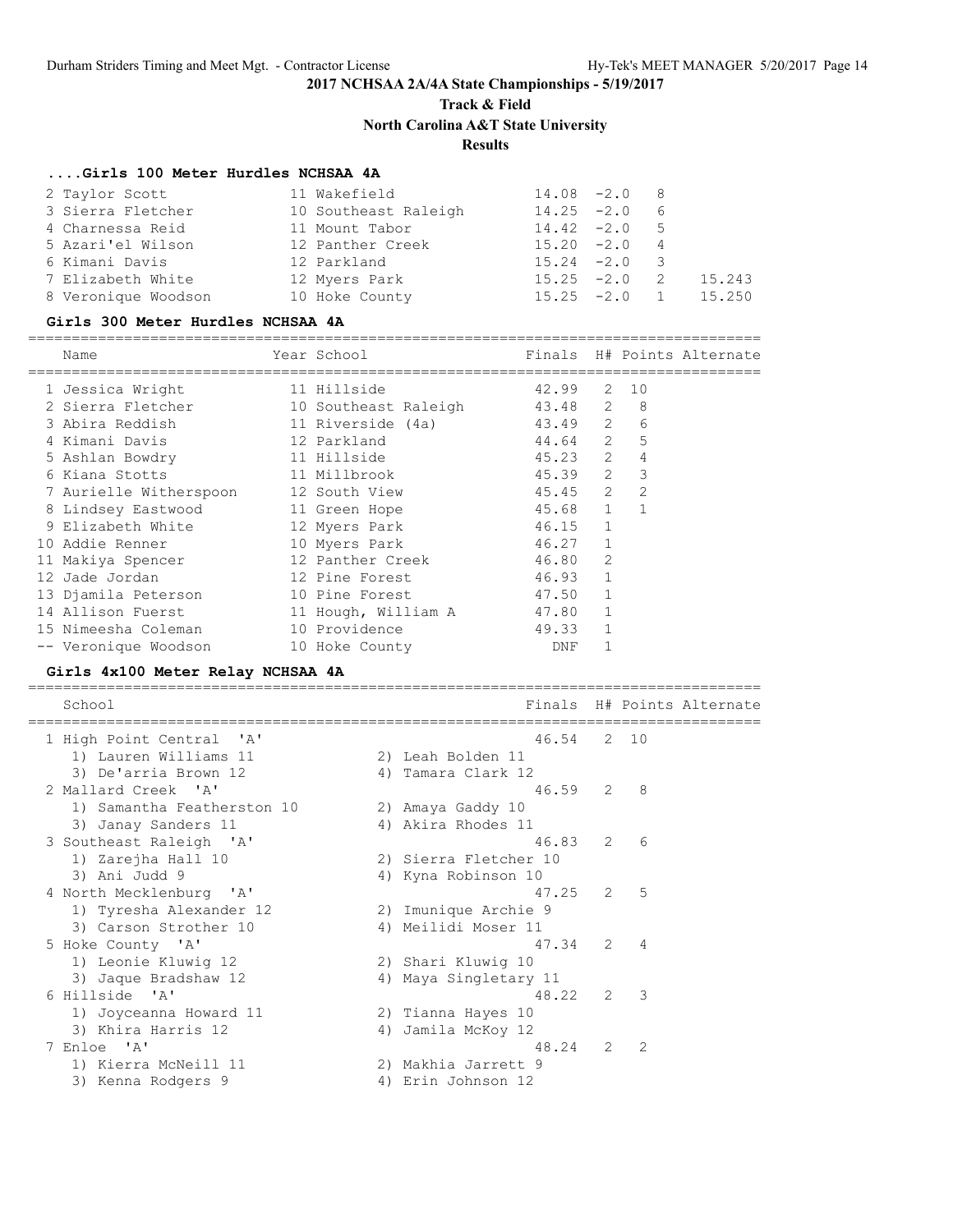**2017 NCHSAA 2A/4A State Championships - 5/19/2017**

**Track & Field**

**North Carolina A&T State University**

**Results**

### ....Girls 100 Meter Hurdles NCHSAA 4A

| Place | Name | Year | School | Finals | Wind | Points | Tiebreak |
|---|---|---|---|---|---|---|---|
| 2 | Taylor Scott | 11 | Wakefield | 14.08 | -2.0 | 8 | |
| 3 | Sierra Fletcher | 10 | Southeast Raleigh | 14.25 | -2.0 | 6 | |
| 4 | Charnessa Reid | 11 | Mount Tabor | 14.42 | -2.0 | 5 | |
| 5 | Azari'el Wilson | 12 | Panther Creek | 15.20 | -2.0 | 4 | |
| 6 | Kimani Davis | 12 | Parkland | 15.24 | -2.0 | 3 | |
| 7 | Elizabeth White | 12 | Myers Park | 15.25 | -2.0 | 2 | 15.243 |
| 8 | Veronique Woodson | 10 | Hoke County | 15.25 | -2.0 | 1 | 15.250 |

### Girls 300 Meter Hurdles NCHSAA 4A

| Place | Name | Year | School | Finals | H# | Points | Alternate |
|---|---|---|---|---|---|---|---|
| 1 | Jessica Wright | 11 | Hillside | 42.99 | 2 | 10 | |
| 2 | Sierra Fletcher | 10 | Southeast Raleigh | 43.48 | 2 | 8 | |
| 3 | Abira Reddish | 11 | Riverside (4a) | 43.49 | 2 | 6 | |
| 4 | Kimani Davis | 12 | Parkland | 44.64 | 2 | 5 | |
| 5 | Ashlan Bowdry | 11 | Hillside | 45.23 | 2 | 4 | |
| 6 | Kiana Stotts | 11 | Millbrook | 45.39 | 2 | 3 | |
| 7 | Aurielle Witherspoon | 12 | South View | 45.45 | 2 | 2 | |
| 8 | Lindsey Eastwood | 11 | Green Hope | 45.68 | 1 | 1 | |
| 9 | Elizabeth White | 12 | Myers Park | 46.15 | 1 | | |
| 10 | Addie Renner | 10 | Myers Park | 46.27 | 1 | | |
| 11 | Makiya Spencer | 12 | Panther Creek | 46.80 | 2 | | |
| 12 | Jade Jordan | 12 | Pine Forest | 46.93 | 1 | | |
| 13 | Djamila Peterson | 10 | Pine Forest | 47.50 | 1 | | |
| 14 | Allison Fuerst | 11 | Hough, William A | 47.80 | 1 | | |
| 15 | Nimeesha Coleman | 10 | Providence | 49.33 | 1 | | |
| -- | Veronique Woodson | 10 | Hoke County | DNF | 1 | | |

### Girls 4x100 Meter Relay NCHSAA 4A

| Place | School | Finals | H# | Points | Alternate |
|---|---|---|---|---|---|
| 1 | High Point Central 'A' | 46.54 | 2 | 10 | |
| | 1) Lauren Williams 11, 2) Leah Bolden 11, 3) De'arria Brown 12, 4) Tamara Clark 12 | | | | |
| 2 | Mallard Creek 'A' | 46.59 | 2 | 8 | |
| | 1) Samantha Featherston 10, 2) Amaya Gaddy 10, 3) Janay Sanders 11, 4) Akira Rhodes 11 | | | | |
| 3 | Southeast Raleigh 'A' | 46.83 | 2 | 6 | |
| | 1) Zarejha Hall 10, 2) Sierra Fletcher 10, 3) Ani Judd 9, 4) Kyna Robinson 10 | | | | |
| 4 | North Mecklenburg 'A' | 47.25 | 2 | 5 | |
| | 1) Tyresha Alexander 12, 2) Imunique Archie 9, 3) Carson Strother 10, 4) Meilidi Moser 11 | | | | |
| 5 | Hoke County 'A' | 47.34 | 2 | 4 | |
| | 1) Leonie Kluwig 12, 2) Shari Kluwig 10, 3) Jaque Bradshaw 12, 4) Maya Singletary 11 | | | | |
| 6 | Hillside 'A' | 48.22 | 2 | 3 | |
| | 1) Joyceanna Howard 11, 2) Tianna Hayes 10, 3) Khira Harris 12, 4) Jamila McKoy 12 | | | | |
| 7 | Enloe 'A' | 48.24 | 2 | 2 | |
| | 1) Kierra McNeill 11, 2) Makhia Jarrett 9, 3) Kenna Rodgers 9, 4) Erin Johnson 12 | | | | |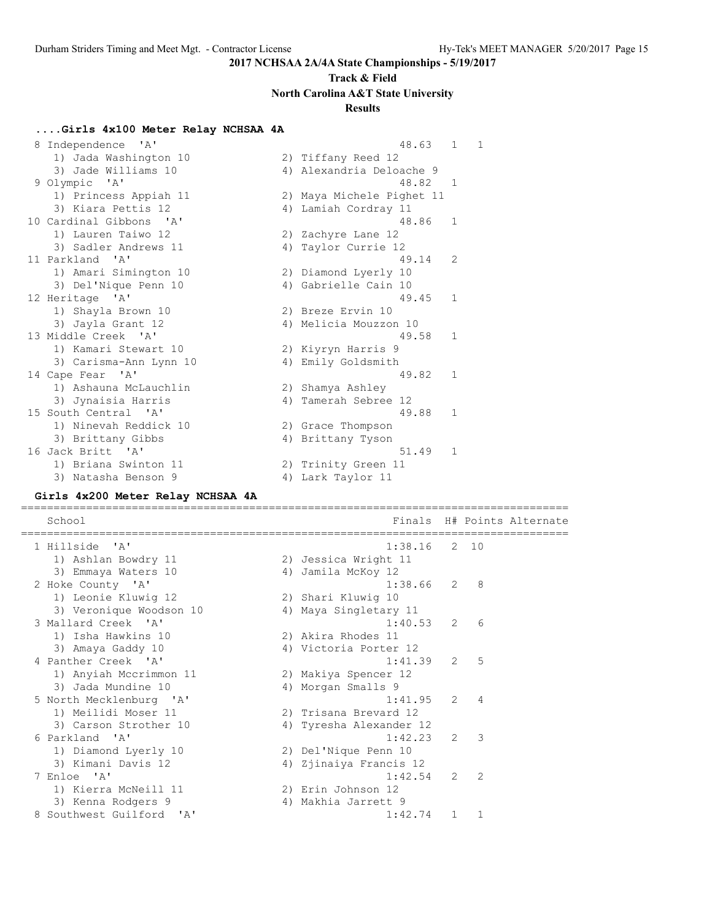**2017 NCHSAA 2A/4A State Championships - 5/19/2017**

**Track & Field**

**North Carolina A&T State University**

**Results**

### ....Girls 4x100 Meter Relay NCHSAA 4A

```
  8 Independence  'A'                                  48.63   1   1
     1) Jada Washington 10              2) Tiffany Reed 12
     3) Jade Williams 10                4) Alexandria Deloache 9
  9 Olympic  'A'                                       48.82   1
     1) Princess Appiah 11              2) Maya Michele Pighet 11
     3) Kiara Pettis 12                 4) Lamiah Cordray 11
 10 Cardinal Gibbons  'A'                              48.86   1
     1) Lauren Taiwo 12                 2) Zachyre Lane 12
     3) Sadler Andrews 11               4) Taylor Currie 12
 11 Parkland  'A'                                      49.14   2
     1) Amari Simington 10              2) Diamond Lyerly 10
     3) Del'Nique Penn 10               4) Gabrielle Cain 10
 12 Heritage  'A'                                      49.45   1
     1) Shayla Brown 10                 2) Breze Ervin 10
     3) Jayla Grant 12                  4) Melicia Mouzzon 10
 13 Middle Creek  'A'                                  49.58   1
     1) Kamari Stewart 10               2) Kiyryn Harris 9
     3) Carisma-Ann Lynn 10             4) Emily Goldsmith
 14 Cape Fear  'A'                                     49.82   1
     1) Ashauna McLauchlin              2) Shamya Ashley
     3) Jynaisia Harris                 4) Tamerah Sebree 12
 15 South Central  'A'                                 49.88   1
     1) Ninevah Reddick 10              2) Grace Thompson
     3) Brittany Gibbs                  4) Brittany Tyson
 16 Jack Britt  'A'                                    51.49   1
     1) Briana Swinton 11               2) Trinity Green 11
     3) Natasha Benson 9                4) Lark Taylor 11
```

### Girls 4x200 Meter Relay NCHSAA 4A

```
=====================================================================================
    School                                           Finals  H# Points Alternate
=====================================================================================
  1 Hillside  'A'                                   1:38.16   2  10
     1) Ashlan Bowdry 11                2) Jessica Wright 11
     3) Emmaya Waters 10                4) Jamila McKoy 12
  2 Hoke County  'A'                                1:38.66   2   8
     1) Leonie Kluwig 12                2) Shari Kluwig 10
     3) Veronique Woodson 10            4) Maya Singletary 11
  3 Mallard Creek  'A'                              1:40.53   2   6
     1) Isha Hawkins 10                 2) Akira Rhodes 11
     3) Amaya Gaddy 10                  4) Victoria Porter 12
  4 Panther Creek  'A'                              1:41.39   2   5
     1) Anyiah Mccrimmon 11             2) Makiya Spencer 12
     3) Jada Mundine 10                 4) Morgan Smalls 9
  5 North Mecklenburg  'A'                          1:41.95   2   4
     1) Meilidi Moser 11                2) Trisana Brevard 12
     3) Carson Strother 10              4) Tyresha Alexander 12
  6 Parkland  'A'                                   1:42.23   2   3
     1) Diamond Lyerly 10               2) Del'Nique Penn 10
     3) Kimani Davis 12                 4) Zjinaiya Francis 12
  7 Enloe  'A'                                      1:42.54   2   2
     1) Kierra McNeill 11               2) Erin Johnson 12
     3) Kenna Rodgers 9                 4) Makhia Jarrett 9
  8 Southwest Guilford  'A'                         1:42.74   1   1
```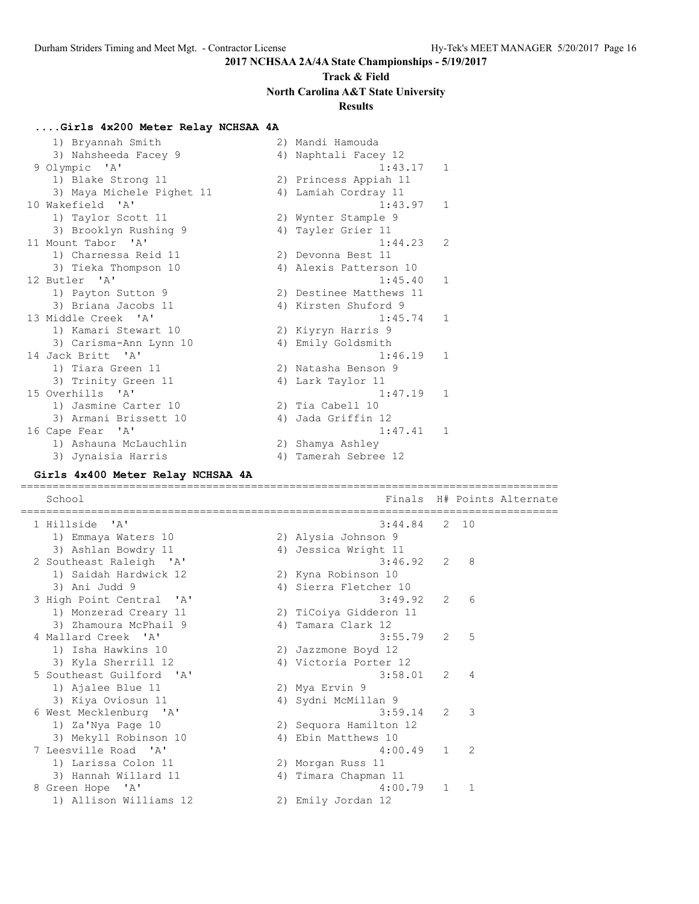2017 NCHSAA 2A/4A State Championships - 5/19/2017

**Track & Field**

**North Carolina A&T State University**

**Results**

### ....Girls 4x200 Meter Relay NCHSAA 4A

```
    1) Bryannah Smith                 2) Mandi Hamouda
    3) Nahsheeda Facey 9              4) Naphtali Facey 12
 9 Olympic  'A'                                  1:43.17   1
    1) Blake Strong 11                2) Princess Appiah 11
    3) Maya Michele Pighet 11         4) Lamiah Cordray 11
10 Wakefield  'A'                                1:43.97   1
    1) Taylor Scott 11                2) Wynter Stample 9
    3) Brooklyn Rushing 9             4) Tayler Grier 11
11 Mount Tabor  'A'                              1:44.23   2
    1) Charnessa Reid 11              2) Devonna Best 11
    3) Tieka Thompson 10              4) Alexis Patterson 10
12 Butler  'A'                                   1:45.40   1
    1) Payton Sutton 9                2) Destinee Matthews 11
    3) Briana Jacobs 11               4) Kirsten Shuford 9
13 Middle Creek  'A'                             1:45.74   1
    1) Kamari Stewart 10              2) Kiyryn Harris 9
    3) Carisma-Ann Lynn 10            4) Emily Goldsmith
14 Jack Britt  'A'                               1:46.19   1
    1) Tiara Green 11                 2) Natasha Benson 9
    3) Trinity Green 11               4) Lark Taylor 11
15 Overhills  'A'                                1:47.19   1
    1) Jasmine Carter 10              2) Tia Cabell 10
    3) Armani Brissett 10             4) Jada Griffin 12
16 Cape Fear  'A'                                1:47.41   1
    1) Ashauna McLauchlin             2) Shamya Ashley
    3) Jynaisia Harris                4) Tamerah Sebree 12
```

### Girls 4x400 Meter Relay NCHSAA 4A

```
================================================================================
   School                                        Finals  H# Points Alternate
================================================================================
  1 Hillside  'A'                                3:44.84   2  10
     1) Emmaya Waters 10              2) Alysia Johnson 9
     3) Ashlan Bowdry 11              4) Jessica Wright 11
  2 Southeast Raleigh  'A'                       3:46.92   2   8
     1) Saidah Hardwick 12            2) Kyna Robinson 10
     3) Ani Judd 9                    4) Sierra Fletcher 10
  3 High Point Central  'A'                      3:49.92   2   6
     1) Monzerad Creary 11            2) TiCoiya Gidderon 11
     3) Zhamoura McPhail 9            4) Tamara Clark 12
  4 Mallard Creek  'A'                           3:55.79   2   5
     1) Isha Hawkins 10               2) Jazzmone Boyd 12
     3) Kyla Sherrill 12              4) Victoria Porter 12
  5 Southeast Guilford  'A'                      3:58.01   2   4
     1) Ajalee Blue 11                2) Mya Ervin 9
     3) Kiya Oviosun 11               4) Sydni McMillan 9
  6 West Mecklenburg  'A'                        3:59.14   2   3
     1) Za'Nya Page 10                2) Sequora Hamilton 12
     3) Mekyll Robinson 10            4) Ebin Matthews 10
  7 Leesville Road  'A'                          4:00.49   1   2
     1) Larissa Colon 11              2) Morgan Russ 11
     3) Hannah Willard 11             4) Timara Chapman 11
  8 Green Hope  'A'                              4:00.79   1   1
     1) Allison Williams 12           2) Emily Jordan 12
```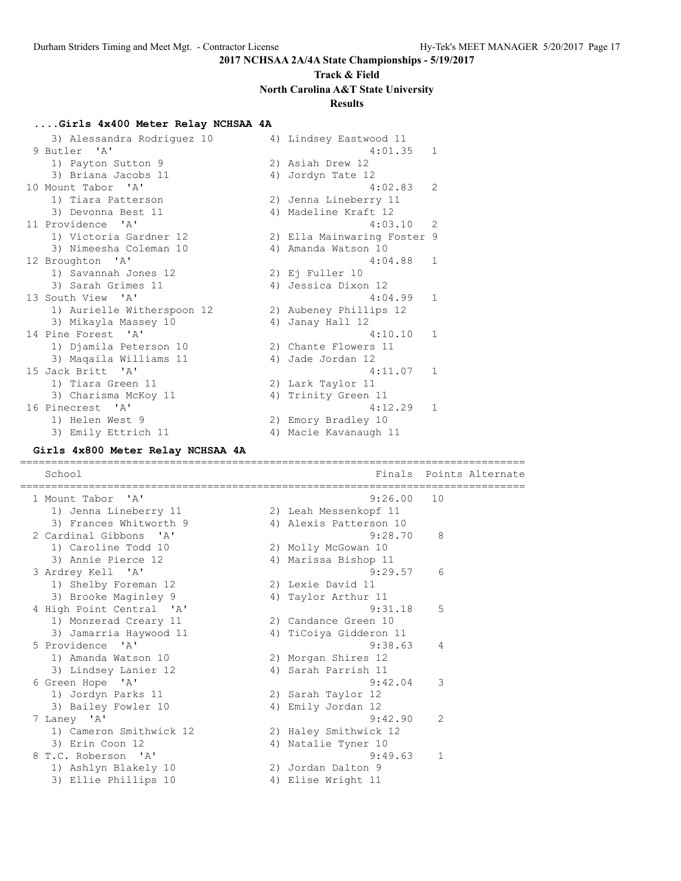# 2017 NCHSAA 2A/4A State Championships - 5/19/2017

## Track & Field

## North Carolina A&T State University

## Results

### ....Girls 4x400 Meter Relay NCHSAA 4A

```
    3) Alessandra Rodriguez 10        4) Lindsey Eastwood 11
 9 Butler  'A'                                  4:01.35   1
    1) Payton Sutton 9                2) Asiah Drew 12
    3) Briana Jacobs 11               4) Jordyn Tate 12
10 Mount Tabor  'A'                             4:02.83   2
    1) Tiara Patterson                2) Jenna Lineberry 11
    3) Devonna Best 11                4) Madeline Kraft 12
11 Providence  'A'                              4:03.10   2
    1) Victoria Gardner 12            2) Ella Mainwaring Foster 9
    3) Nimeesha Coleman 10            4) Amanda Watson 10
12 Broughton  'A'                               4:04.88   1
    1) Savannah Jones 12              2) Ej Fuller 10
    3) Sarah Grimes 11                4) Jessica Dixon 12
13 South View  'A'                              4:04.99   1
    1) Aurielle Witherspoon 12        2) Aubeney Phillips 12
    3) Mikayla Massey 10              4) Janay Hall 12
14 Pine Forest  'A'                             4:10.10   1
    1) Djamila Peterson 10            2) Chante Flowers 11
    3) Maqaila Williams 11            4) Jade Jordan 12
15 Jack Britt  'A'                              4:11.07   1
    1) Tiara Green 11                 2) Lark Taylor 11
    3) Charisma McKoy 11              4) Trinity Green 11
16 Pinecrest  'A'                               4:12.29   1
    1) Helen West 9                   2) Emory Bradley 10
    3) Emily Ettrich 11               4) Macie Kavanaugh 11
```

### Girls 4x800 Meter Relay NCHSAA 4A

```
================================================================================
    School                                     Finals  Points Alternate
================================================================================
  1 Mount Tabor  'A'                            9:26.00   10
     1) Jenna Lineberry 11            2) Leah Messenkopf 11
     3) Frances Whitworth 9           4) Alexis Patterson 10
  2 Cardinal Gibbons  'A'                       9:28.70    8
     1) Caroline Todd 10              2) Molly McGowan 10
     3) Annie Pierce 12               4) Marissa Bishop 11
  3 Ardrey Kell  'A'                            9:29.57    6
     1) Shelby Foreman 12             2) Lexie David 11
     3) Brooke Maginley 9             4) Taylor Arthur 11
  4 High Point Central  'A'                     9:31.18    5
     1) Monzerad Creary 11            2) Candance Green 10
     3) Jamarria Haywood 11           4) TiCoiya Gidderon 11
  5 Providence  'A'                             9:38.63    4
     1) Amanda Watson 10              2) Morgan Shires 12
     3) Lindsey Lanier 12             4) Sarah Parrish 11
  6 Green Hope  'A'                             9:42.04    3
     1) Jordyn Parks 11               2) Sarah Taylor 12
     3) Bailey Fowler 10              4) Emily Jordan 12
  7 Laney  'A'                                  9:42.90    2
     1) Cameron Smithwick 12          2) Haley Smithwick 12
     3) Erin Coon 12                  4) Natalie Tyner 10
  8 T.C. Roberson  'A'                          9:49.63    1
     1) Ashlyn Blakely 10             2) Jordan Dalton 9
     3) Ellie Phillips 10             4) Elise Wright 11
```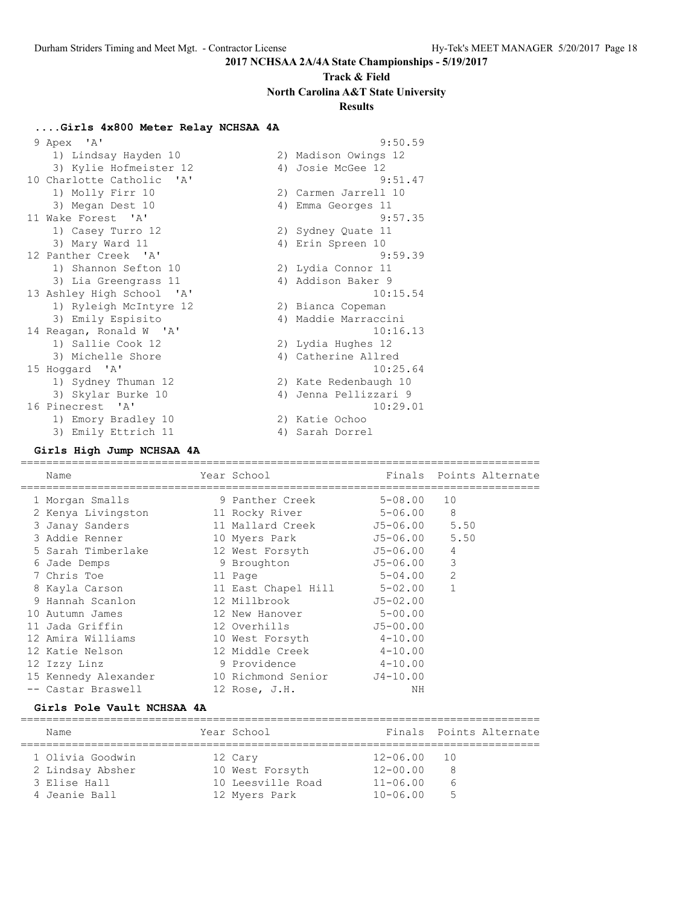# 2017 NCHSAA 2A/4A State Championships - 5/19/2017

## Track & Field

### North Carolina A&T State University

### Results

#### ....Girls 4x800 Meter Relay NCHSAA 4A

| Place | Team | Finals |
|---|---|---|
| 9 | Apex 'A' | 9:50.59 |
| | 1) Lindsay Hayden 10, 2) Madison Owings 12, 3) Kylie Hofmeister 12, 4) Josie McGee 12 | |
| 10 | Charlotte Catholic 'A' | 9:51.47 |
| | 1) Molly Firr 10, 2) Carmen Jarrell 10, 3) Megan Dest 10, 4) Emma Georges 11 | |
| 11 | Wake Forest 'A' | 9:57.35 |
| | 1) Casey Turro 12, 2) Sydney Quate 11, 3) Mary Ward 11, 4) Erin Spreen 10 | |
| 12 | Panther Creek 'A' | 9:59.39 |
| | 1) Shannon Sefton 10, 2) Lydia Connor 11, 3) Lia Greengrass 11, 4) Addison Baker 9 | |
| 13 | Ashley High School 'A' | 10:15.54 |
| | 1) Ryleigh McIntyre 12, 2) Bianca Copeman, 3) Emily Espisito, 4) Maddie Marraccini | |
| 14 | Reagan, Ronald W 'A' | 10:16.13 |
| | 1) Sallie Cook 12, 2) Lydia Hughes 12, 3) Michelle Shore, 4) Catherine Allred | |
| 15 | Hoggard 'A' | 10:25.64 |
| | 1) Sydney Thuman 12, 2) Kate Redenbaugh 10, 3) Skylar Burke 10, 4) Jenna Pellizzari 9 | |
| 16 | Pinecrest 'A' | 10:29.01 |
| | 1) Emory Bradley 10, 2) Katie Ochoo, 3) Emily Ettrich 11, 4) Sarah Dorrel | |

#### Girls High Jump NCHSAA 4A

| Place | Name | Year | School | Finals | Points | Alternate |
|---|---|---|---|---|---|---|
| 1 | Morgan Smalls | 9 | Panther Creek | 5-08.00 | 10 | |
| 2 | Kenya Livingston | 11 | Rocky River | 5-06.00 | 8 | |
| 3 | Janay Sanders | 11 | Mallard Creek | J5-06.00 | 5.50 | |
| 3 | Addie Renner | 10 | Myers Park | J5-06.00 | 5.50 | |
| 5 | Sarah Timberlake | 12 | West Forsyth | J5-06.00 | 4 | |
| 6 | Jade Demps | 9 | Broughton | J5-06.00 | 3 | |
| 7 | Chris Toe | 11 | Page | 5-04.00 | 2 | |
| 8 | Kayla Carson | 11 | East Chapel Hill | 5-02.00 | 1 | |
| 9 | Hannah Scanlon | 12 | Millbrook | J5-02.00 | | |
| 10 | Autumn James | 12 | New Hanover | 5-00.00 | | |
| 11 | Jada Griffin | 12 | Overhills | J5-00.00 | | |
| 12 | Amira Williams | 10 | West Forsyth | 4-10.00 | | |
| 12 | Katie Nelson | 12 | Middle Creek | 4-10.00 | | |
| 12 | Izzy Linz | 9 | Providence | 4-10.00 | | |
| 15 | Kennedy Alexander | 10 | Richmond Senior | J4-10.00 | | |
| -- | Castar Braswell | 12 | Rose, J.H. | NH | | |

#### Girls Pole Vault NCHSAA 4A

| Place | Name | Year | School | Finals | Points | Alternate |
|---|---|---|---|---|---|---|
| 1 | Olivia Goodwin | 12 | Cary | 12-06.00 | 10 | |
| 2 | Lindsay Absher | 10 | West Forsyth | 12-00.00 | 8 | |
| 3 | Elise Hall | 10 | Leesville Road | 11-06.00 | 6 | |
| 4 | Jeanie Ball | 12 | Myers Park | 10-06.00 | 5 | |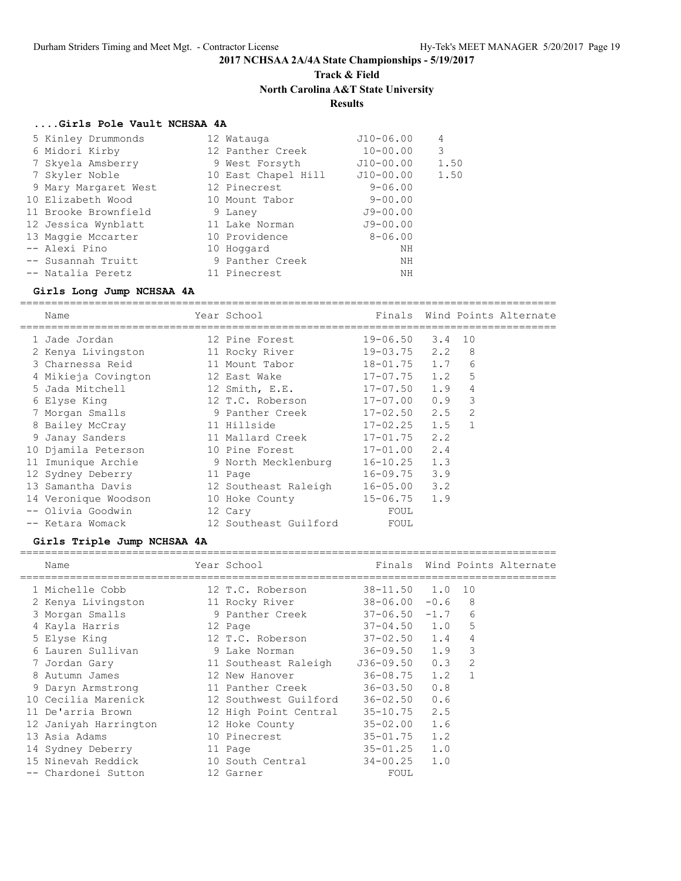**2017 NCHSAA 2A/4A State Championships - 5/19/2017**

**Track & Field**

**North Carolina A&T State University**

**Results**

### ....Girls Pole Vault NCHSAA 4A

| Place | Name | Year | School | Finals | Points |
|---|---|---|---|---|---|
| 5 | Kinley Drummonds | 12 | Watauga | J10-06.00 | 4 |
| 6 | Midori Kirby | 12 | Panther Creek | 10-00.00 | 3 |
| 7 | Skyela Amsberry | 9 | West Forsyth | J10-00.00 | 1.50 |
| 7 | Skyler Noble | 10 | East Chapel Hill | J10-00.00 | 1.50 |
| 9 | Mary Margaret West | 12 | Pinecrest | 9-06.00 | |
| 10 | Elizabeth Wood | 10 | Mount Tabor | 9-00.00 | |
| 11 | Brooke Brownfield | 9 | Laney | J9-00.00 | |
| 12 | Jessica Wynblatt | 11 | Lake Norman | J9-00.00 | |
| 13 | Maggie Mccarter | 10 | Providence | 8-06.00 | |
| -- | Alexi Pino | 10 | Hoggard | NH | |
| -- | Susannah Truitt | 9 | Panther Creek | NH | |
| -- | Natalia Peretz | 11 | Pinecrest | NH | |

### Girls Long Jump NCHSAA 4A

| Place | Name | Year | School | Finals | Wind | Points | Alternate |
|---|---|---|---|---|---|---|---|
| 1 | Jade Jordan | 12 | Pine Forest | 19-06.50 | 3.4 | 10 | |
| 2 | Kenya Livingston | 11 | Rocky River | 19-03.75 | 2.2 | 8 | |
| 3 | Charnessa Reid | 11 | Mount Tabor | 18-01.75 | 1.7 | 6 | |
| 4 | Mikieja Covington | 12 | East Wake | 17-07.75 | 1.2 | 5 | |
| 5 | Jada Mitchell | 12 | Smith, E.E. | 17-07.50 | 1.9 | 4 | |
| 6 | Elyse King | 12 | T.C. Roberson | 17-07.00 | 0.9 | 3 | |
| 7 | Morgan Smalls | 9 | Panther Creek | 17-02.50 | 2.5 | 2 | |
| 8 | Bailey McCray | 11 | Hillside | 17-02.25 | 1.5 | 1 | |
| 9 | Janay Sanders | 11 | Mallard Creek | 17-01.75 | 2.2 | | |
| 10 | Djamila Peterson | 10 | Pine Forest | 17-01.00 | 2.4 | | |
| 11 | Imunique Archie | 9 | North Mecklenburg | 16-10.25 | 1.3 | | |
| 12 | Sydney Deberry | 11 | Page | 16-09.75 | 3.9 | | |
| 13 | Samantha Davis | 12 | Southeast Raleigh | 16-05.00 | 3.2 | | |
| 14 | Veronique Woodson | 10 | Hoke County | 15-06.75 | 1.9 | | |
| -- | Olivia Goodwin | 12 | Cary | FOUL | | | |
| -- | Ketara Womack | 12 | Southeast Guilford | FOUL | | | |

### Girls Triple Jump NCHSAA 4A

| Place | Name | Year | School | Finals | Wind | Points | Alternate |
|---|---|---|---|---|---|---|---|
| 1 | Michelle Cobb | 12 | T.C. Roberson | 38-11.50 | 1.0 | 10 | |
| 2 | Kenya Livingston | 11 | Rocky River | 38-06.00 | -0.6 | 8 | |
| 3 | Morgan Smalls | 9 | Panther Creek | 37-06.50 | -1.7 | 6 | |
| 4 | Kayla Harris | 12 | Page | 37-04.50 | 1.0 | 5 | |
| 5 | Elyse King | 12 | T.C. Roberson | 37-02.50 | 1.4 | 4 | |
| 6 | Lauren Sullivan | 9 | Lake Norman | 36-09.50 | 1.9 | 3 | |
| 7 | Jordan Gary | 11 | Southeast Raleigh | J36-09.50 | 0.3 | 2 | |
| 8 | Autumn James | 12 | New Hanover | 36-08.75 | 1.2 | 1 | |
| 9 | Daryn Armstrong | 11 | Panther Creek | 36-03.50 | 0.8 | | |
| 10 | Cecilia Marenick | 12 | Southwest Guilford | 36-02.50 | 0.6 | | |
| 11 | De'arria Brown | 12 | High Point Central | 35-10.75 | 2.5 | | |
| 12 | Janiyah Harrington | 12 | Hoke County | 35-02.00 | 1.6 | | |
| 13 | Asia Adams | 10 | Pinecrest | 35-01.75 | 1.2 | | |
| 14 | Sydney Deberry | 11 | Page | 35-01.25 | 1.0 | | |
| 15 | Ninevah Reddick | 10 | South Central | 34-00.25 | 1.0 | | |
| -- | Chardonei Sutton | 12 | Garner | FOUL | | | |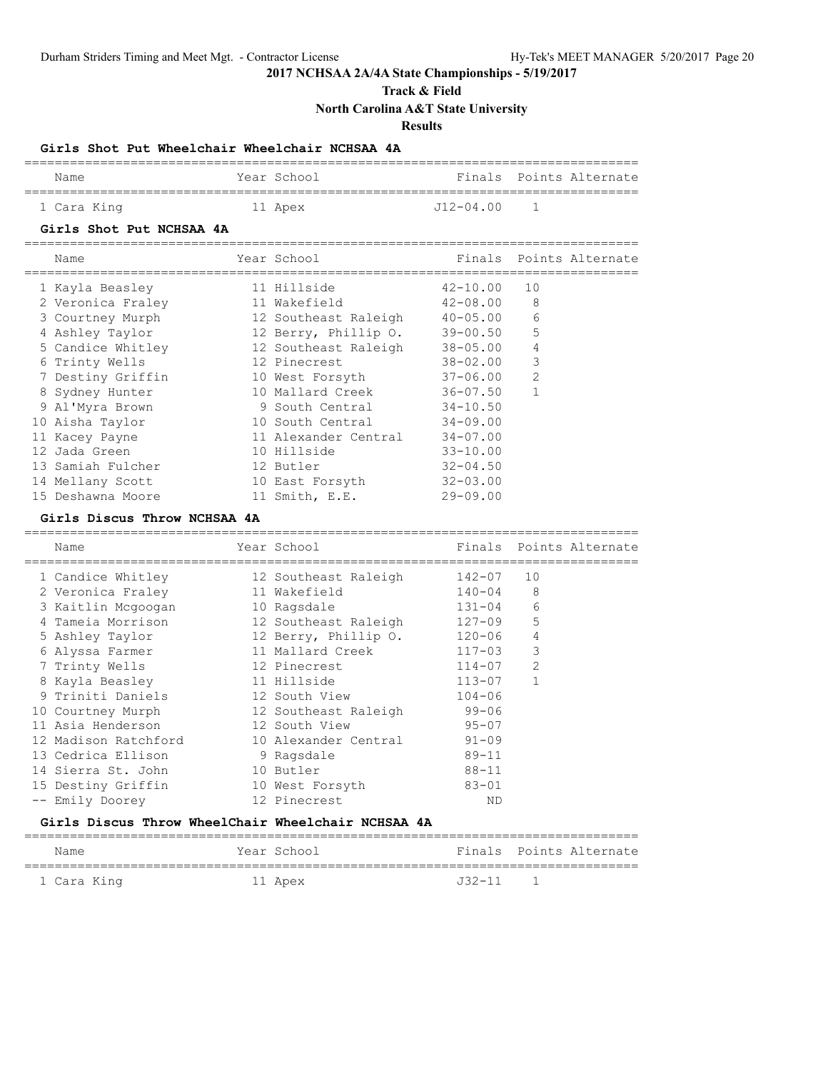# 2017 NCHSAA 2A/4A State Championships - 5/19/2017

## Track & Field

## North Carolina A&T State University

## Results

### Girls Shot Put Wheelchair Wheelchair NCHSAA 4A

| | Name | Year | School | Finals | Points | Alternate |
|---|---|---|---|---|---|---|
| 1 | Cara King | 11 | Apex | J12-04.00 | 1 | |

### Girls Shot Put NCHSAA 4A

| | Name | Year | School | Finals | Points | Alternate |
|---|---|---|---|---|---|---|
| 1 | Kayla Beasley | 11 | Hillside | 42-10.00 | 10 | |
| 2 | Veronica Fraley | 11 | Wakefield | 42-08.00 | 8 | |
| 3 | Courtney Murph | 12 | Southeast Raleigh | 40-05.00 | 6 | |
| 4 | Ashley Taylor | 12 | Berry, Phillip O. | 39-00.50 | 5 | |
| 5 | Candice Whitley | 12 | Southeast Raleigh | 38-05.00 | 4 | |
| 6 | Trinty Wells | 12 | Pinecrest | 38-02.00 | 3 | |
| 7 | Destiny Griffin | 10 | West Forsyth | 37-06.00 | 2 | |
| 8 | Sydney Hunter | 10 | Mallard Creek | 36-07.50 | 1 | |
| 9 | Al'Myra Brown | 9 | South Central | 34-10.50 | | |
| 10 | Aisha Taylor | 10 | South Central | 34-09.00 | | |
| 11 | Kacey Payne | 11 | Alexander Central | 34-07.00 | | |
| 12 | Jada Green | 10 | Hillside | 33-10.00 | | |
| 13 | Samiah Fulcher | 12 | Butler | 32-04.50 | | |
| 14 | Mellany Scott | 10 | East Forsyth | 32-03.00 | | |
| 15 | Deshawna Moore | 11 | Smith, E.E. | 29-09.00 | | |

### Girls Discus Throw NCHSAA 4A

| | Name | Year | School | Finals | Points | Alternate |
|---|---|---|---|---|---|---|
| 1 | Candice Whitley | 12 | Southeast Raleigh | 142-07 | 10 | |
| 2 | Veronica Fraley | 11 | Wakefield | 140-04 | 8 | |
| 3 | Kaitlin Mcgoogan | 10 | Ragsdale | 131-04 | 6 | |
| 4 | Tameia Morrison | 12 | Southeast Raleigh | 127-09 | 5 | |
| 5 | Ashley Taylor | 12 | Berry, Phillip O. | 120-06 | 4 | |
| 6 | Alyssa Farmer | 11 | Mallard Creek | 117-03 | 3 | |
| 7 | Trinty Wells | 12 | Pinecrest | 114-07 | 2 | |
| 8 | Kayla Beasley | 11 | Hillside | 113-07 | 1 | |
| 9 | Triniti Daniels | 12 | South View | 104-06 | | |
| 10 | Courtney Murph | 12 | Southeast Raleigh | 99-06 | | |
| 11 | Asia Henderson | 12 | South View | 95-07 | | |
| 12 | Madison Ratchford | 10 | Alexander Central | 91-09 | | |
| 13 | Cedrica Ellison | 9 | Ragsdale | 89-11 | | |
| 14 | Sierra St. John | 10 | Butler | 88-11 | | |
| 15 | Destiny Griffin | 10 | West Forsyth | 83-01 | | |
| -- | Emily Doorey | 12 | Pinecrest | ND | | |

### Girls Discus Throw WheelChair Wheelchair NCHSAA 4A

| | Name | Year | School | Finals | Points | Alternate |
|---|---|---|---|---|---|---|
| 1 | Cara King | 11 | Apex | J32-11 | 1 | |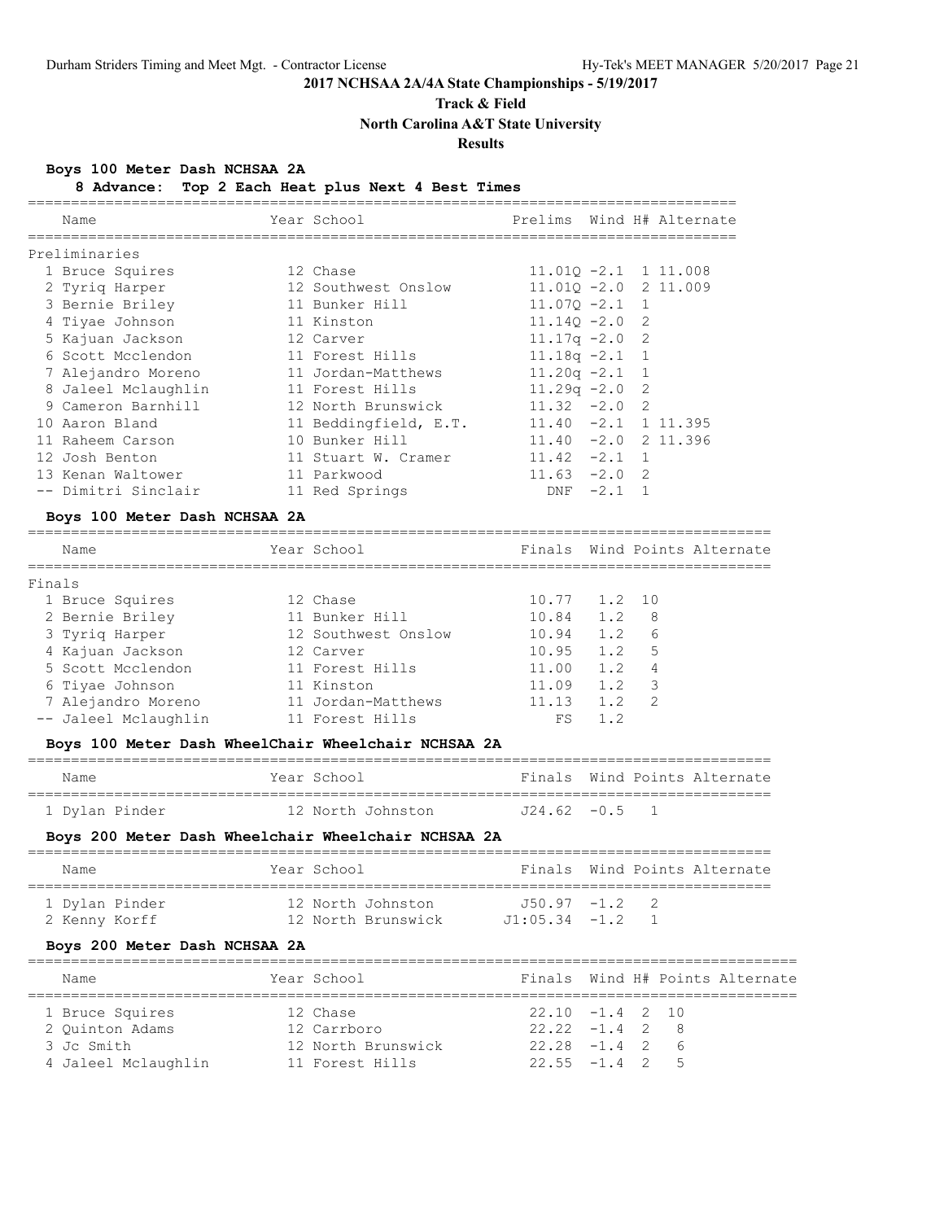## 2017 NCHSAA 2A/4A State Championships - 5/19/2017

### Track & Field

### North Carolina A&T State University

### Results

#### Boys 100 Meter Dash NCHSAA 2A

**8 Advance: Top 2 Each Heat plus Next 4 Best Times**

| | Name | Year | School | Prelims | Wind | H# | Alternate |
|---|---|---|---|---|---|---|---|
| **Preliminaries** | | | | | | | |
| 1 | Bruce Squires | 12 | Chase | 11.01Q | -2.1 | 1 | 11.008 |
| 2 | Tyriq Harper | 12 | Southwest Onslow | 11.01Q | -2.0 | 2 | 11.009 |
| 3 | Bernie Briley | 11 | Bunker Hill | 11.07Q | -2.1 | 1 | |
| 4 | Tiyae Johnson | 11 | Kinston | 11.14Q | -2.0 | 2 | |
| 5 | Kajuan Jackson | 12 | Carver | 11.17q | -2.0 | 2 | |
| 6 | Scott Mcclendon | 11 | Forest Hills | 11.18q | -2.1 | 1 | |
| 7 | Alejandro Moreno | 11 | Jordan-Matthews | 11.20q | -2.1 | 1 | |
| 8 | Jaleel Mclaughlin | 11 | Forest Hills | 11.29q | -2.0 | 2 | |
| 9 | Cameron Barnhill | 12 | North Brunswick | 11.32 | -2.0 | 2 | |
| 10 | Aaron Bland | 11 | Beddingfield, E.T. | 11.40 | -2.1 | 1 | 11.395 |
| 11 | Raheem Carson | 10 | Bunker Hill | 11.40 | -2.0 | 2 | 11.396 |
| 12 | Josh Benton | 11 | Stuart W. Cramer | 11.42 | -2.1 | 1 | |
| 13 | Kenan Waltower | 11 | Parkwood | 11.63 | -2.0 | 2 | |
| -- | Dimitri Sinclair | 11 | Red Springs | DNF | -2.1 | 1 | |

#### Boys 100 Meter Dash NCHSAA 2A

| | Name | Year | School | Finals | Wind | Points | Alternate |
|---|---|---|---|---|---|---|---|
| **Finals** | | | | | | | |
| 1 | Bruce Squires | 12 | Chase | 10.77 | 1.2 | 10 | |
| 2 | Bernie Briley | 11 | Bunker Hill | 10.84 | 1.2 | 8 | |
| 3 | Tyriq Harper | 12 | Southwest Onslow | 10.94 | 1.2 | 6 | |
| 4 | Kajuan Jackson | 12 | Carver | 10.95 | 1.2 | 5 | |
| 5 | Scott Mcclendon | 11 | Forest Hills | 11.00 | 1.2 | 4 | |
| 6 | Tiyae Johnson | 11 | Kinston | 11.09 | 1.2 | 3 | |
| 7 | Alejandro Moreno | 11 | Jordan-Matthews | 11.13 | 1.2 | 2 | |
| -- | Jaleel Mclaughlin | 11 | Forest Hills | FS | 1.2 | | |

#### Boys 100 Meter Dash WheelChair Wheelchair NCHSAA 2A

| | Name | Year | School | Finals | Wind | Points | Alternate |
|---|---|---|---|---|---|---|---|
| 1 | Dylan Pinder | 12 | North Johnston | J24.62 | -0.5 | 1 | |

#### Boys 200 Meter Dash Wheelchair Wheelchair NCHSAA 2A

| | Name | Year | School | Finals | Wind | Points | Alternate |
|---|---|---|---|---|---|---|---|
| 1 | Dylan Pinder | 12 | North Johnston | J50.97 | -1.2 | 2 | |
| 2 | Kenny Korff | 12 | North Brunswick | J1:05.34 | -1.2 | 1 | |

#### Boys 200 Meter Dash NCHSAA 2A

| | Name | Year | School | Finals | Wind | H# | Points | Alternate |
|---|---|---|---|---|---|---|---|---|
| 1 | Bruce Squires | 12 | Chase | 22.10 | -1.4 | 2 | 10 | |
| 2 | Quinton Adams | 12 | Carrboro | 22.22 | -1.4 | 2 | 8 | |
| 3 | Jc Smith | 12 | North Brunswick | 22.28 | -1.4 | 2 | 6 | |
| 4 | Jaleel Mclaughlin | 11 | Forest Hills | 22.55 | -1.4 | 2 | 5 | |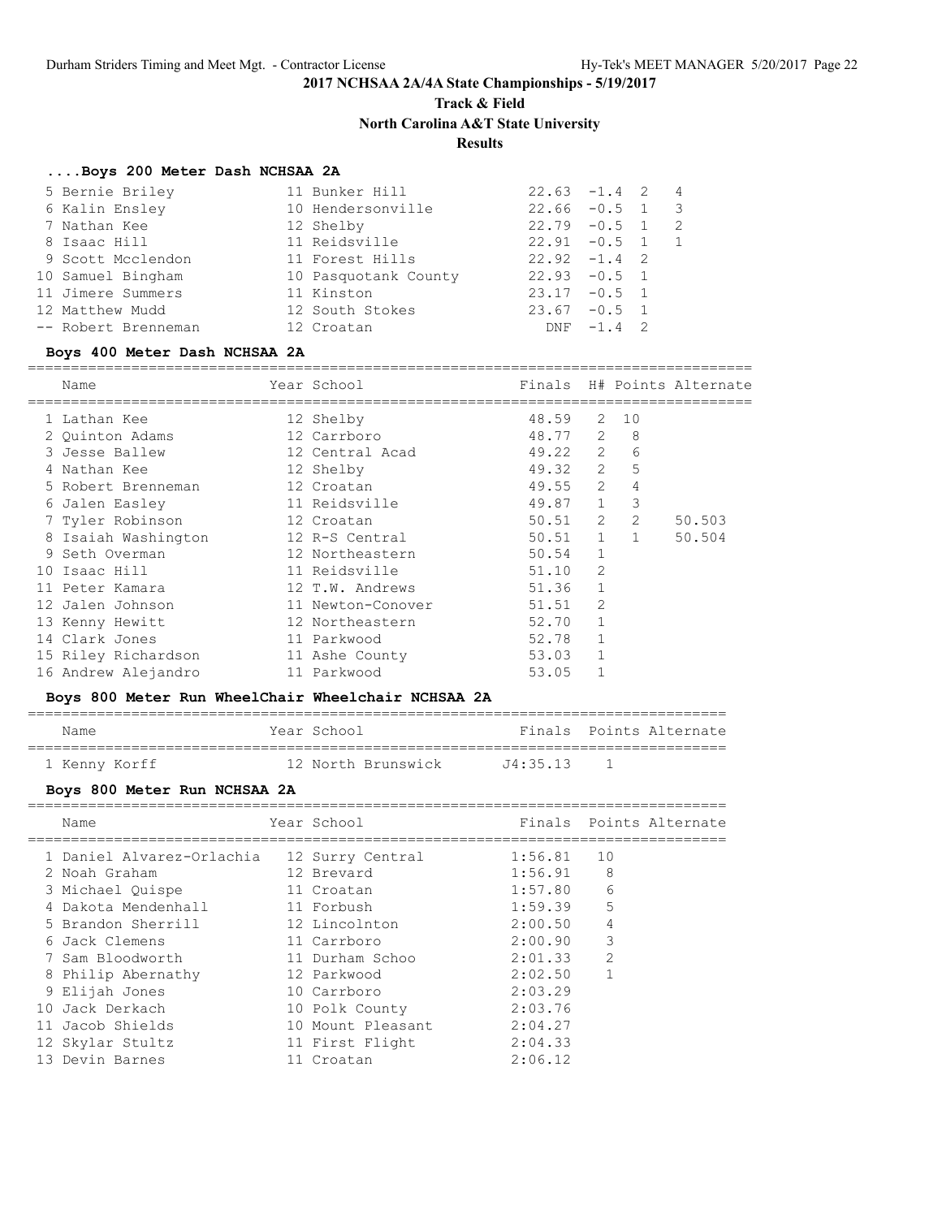# 2017 NCHSAA 2A/4A State Championships - 5/19/2017

## Track & Field

## North Carolina A&T State University

## Results

### ....Boys 200 Meter Dash NCHSAA 2A

| Place | Name | Year | School | Finals | Wind | H# | Points |
|---|---|---|---|---|---|---|---|
| 5 | Bernie Briley | 11 | Bunker Hill | 22.63 | -1.4 | 2 | 4 |
| 6 | Kalin Ensley | 10 | Hendersonville | 22.66 | -0.5 | 1 | 3 |
| 7 | Nathan Kee | 12 | Shelby | 22.79 | -0.5 | 1 | 2 |
| 8 | Isaac Hill | 11 | Reidsville | 22.91 | -0.5 | 1 | 1 |
| 9 | Scott Mcclendon | 11 | Forest Hills | 22.92 | -1.4 | 2 | |
| 10 | Samuel Bingham | 10 | Pasquotank County | 22.93 | -0.5 | 1 | |
| 11 | Jimere Summers | 11 | Kinston | 23.17 | -0.5 | 1 | |
| 12 | Matthew Mudd | 12 | South Stokes | 23.67 | -0.5 | 1 | |
| -- | Robert Brenneman | 12 | Croatan | DNF | -1.4 | 2 | |

### Boys 400 Meter Dash NCHSAA 2A

| | Name | Year | School | Finals | H# | Points | Alternate |
|---|---|---|---|---|---|---|---|
| 1 | Lathan Kee | 12 | Shelby | 48.59 | 2 | 10 | |
| 2 | Quinton Adams | 12 | Carrboro | 48.77 | 2 | 8 | |
| 3 | Jesse Ballew | 12 | Central Acad | 49.22 | 2 | 6 | |
| 4 | Nathan Kee | 12 | Shelby | 49.32 | 2 | 5 | |
| 5 | Robert Brenneman | 12 | Croatan | 49.55 | 2 | 4 | |
| 6 | Jalen Easley | 11 | Reidsville | 49.87 | 1 | 3 | |
| 7 | Tyler Robinson | 12 | Croatan | 50.51 | 2 | 2 | 50.503 |
| 8 | Isaiah Washington | 12 | R-S Central | 50.51 | 1 | 1 | 50.504 |
| 9 | Seth Overman | 12 | Northeastern | 50.54 | 1 | | |
| 10 | Isaac Hill | 11 | Reidsville | 51.10 | 2 | | |
| 11 | Peter Kamara | 12 | T.W. Andrews | 51.36 | 1 | | |
| 12 | Jalen Johnson | 11 | Newton-Conover | 51.51 | 2 | | |
| 13 | Kenny Hewitt | 12 | Northeastern | 52.70 | 1 | | |
| 14 | Clark Jones | 11 | Parkwood | 52.78 | 1 | | |
| 15 | Riley Richardson | 11 | Ashe County | 53.03 | 1 | | |
| 16 | Andrew Alejandro | 11 | Parkwood | 53.05 | 1 | | |

### Boys 800 Meter Run WheelChair Wheelchair NCHSAA 2A

| | Name | Year | School | Finals | Points | Alternate |
|---|---|---|---|---|---|---|
| 1 | Kenny Korff | 12 | North Brunswick | J4:35.13 | 1 | |

### Boys 800 Meter Run NCHSAA 2A

| | Name | Year | School | Finals | Points | Alternate |
|---|---|---|---|---|---|---|
| 1 | Daniel Alvarez-Orlachia | 12 | Surry Central | 1:56.81 | 10 | |
| 2 | Noah Graham | 12 | Brevard | 1:56.91 | 8 | |
| 3 | Michael Quispe | 11 | Croatan | 1:57.80 | 6 | |
| 4 | Dakota Mendenhall | 11 | Forbush | 1:59.39 | 5 | |
| 5 | Brandon Sherrill | 12 | Lincolnton | 2:00.50 | 4 | |
| 6 | Jack Clemens | 11 | Carrboro | 2:00.90 | 3 | |
| 7 | Sam Bloodworth | 11 | Durham Schoo | 2:01.33 | 2 | |
| 8 | Philip Abernathy | 12 | Parkwood | 2:02.50 | 1 | |
| 9 | Elijah Jones | 10 | Carrboro | 2:03.29 | | |
| 10 | Jack Derkach | 10 | Polk County | 2:03.76 | | |
| 11 | Jacob Shields | 10 | Mount Pleasant | 2:04.27 | | |
| 12 | Skylar Stultz | 11 | First Flight | 2:04.33 | | |
| 13 | Devin Barnes | 11 | Croatan | 2:06.12 | | |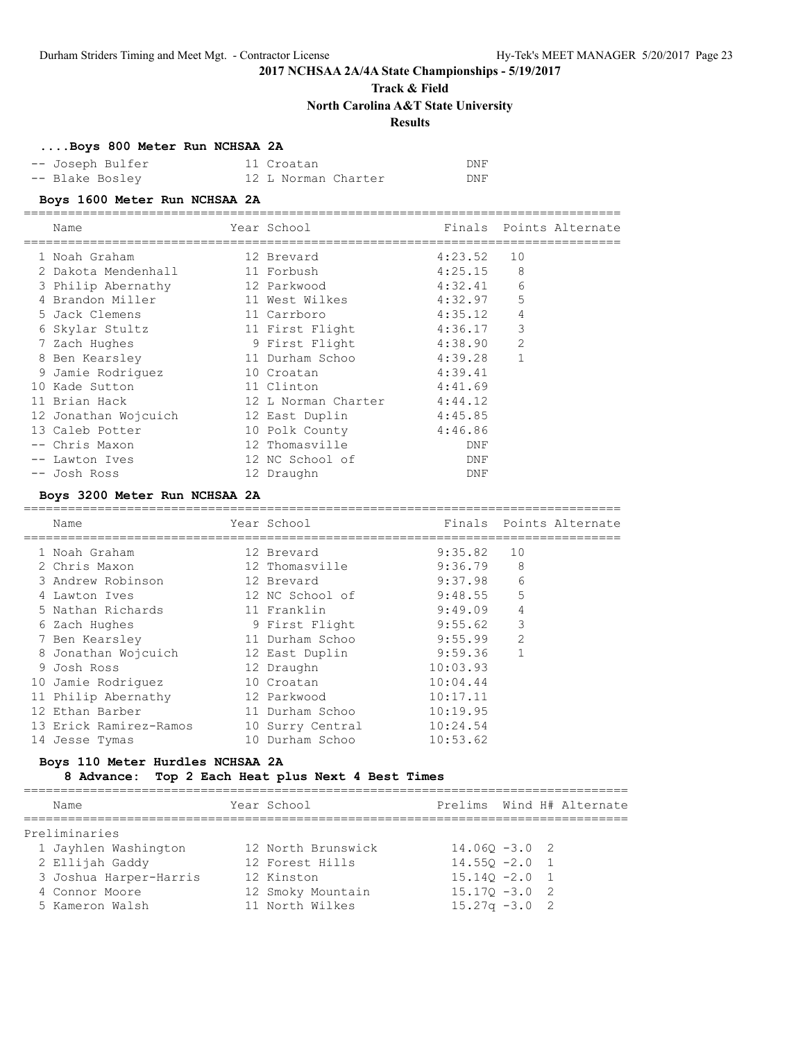# 2017 NCHSAA 2A/4A State Championships - 5/19/2017

## Track & Field

## North Carolina A&T State University

## Results

### ....Boys 800 Meter Run NCHSAA 2A

| Place | Name | Year | School | Finals |
|---|---|---|---|---|
| -- | Joseph Bulfer | 11 | Croatan | DNF |
| -- | Blake Bosley | 12 | L Norman Charter | DNF |

### Boys 1600 Meter Run NCHSAA 2A

| Place | Name | Year | School | Finals | Points | Alternate |
|---|---|---|---|---|---|---|
| 1 | Noah Graham | 12 | Brevard | 4:23.52 | 10 | |
| 2 | Dakota Mendenhall | 11 | Forbush | 4:25.15 | 8 | |
| 3 | Philip Abernathy | 12 | Parkwood | 4:32.41 | 6 | |
| 4 | Brandon Miller | 11 | West Wilkes | 4:32.97 | 5 | |
| 5 | Jack Clemens | 11 | Carrboro | 4:35.12 | 4 | |
| 6 | Skylar Stultz | 11 | First Flight | 4:36.17 | 3 | |
| 7 | Zach Hughes | 9 | First Flight | 4:38.90 | 2 | |
| 8 | Ben Kearsley | 11 | Durham Schoo | 4:39.28 | 1 | |
| 9 | Jamie Rodriguez | 10 | Croatan | 4:39.41 | | |
| 10 | Kade Sutton | 11 | Clinton | 4:41.69 | | |
| 11 | Brian Hack | 12 | L Norman Charter | 4:44.12 | | |
| 12 | Jonathan Wojcuich | 12 | East Duplin | 4:45.85 | | |
| 13 | Caleb Potter | 10 | Polk County | 4:46.86 | | |
| -- | Chris Maxon | 12 | Thomasville | DNF | | |
| -- | Lawton Ives | 12 | NC School of | DNF | | |
| -- | Josh Ross | 12 | Draughn | DNF | | |

### Boys 3200 Meter Run NCHSAA 2A

| Place | Name | Year | School | Finals | Points | Alternate |
|---|---|---|---|---|---|---|
| 1 | Noah Graham | 12 | Brevard | 9:35.82 | 10 | |
| 2 | Chris Maxon | 12 | Thomasville | 9:36.79 | 8 | |
| 3 | Andrew Robinson | 12 | Brevard | 9:37.98 | 6 | |
| 4 | Lawton Ives | 12 | NC School of | 9:48.55 | 5 | |
| 5 | Nathan Richards | 11 | Franklin | 9:49.09 | 4 | |
| 6 | Zach Hughes | 9 | First Flight | 9:55.62 | 3 | |
| 7 | Ben Kearsley | 11 | Durham Schoo | 9:55.99 | 2 | |
| 8 | Jonathan Wojcuich | 12 | East Duplin | 9:59.36 | 1 | |
| 9 | Josh Ross | 12 | Draughn | 10:03.93 | | |
| 10 | Jamie Rodriguez | 10 | Croatan | 10:04.44 | | |
| 11 | Philip Abernathy | 12 | Parkwood | 10:17.11 | | |
| 12 | Ethan Barber | 11 | Durham Schoo | 10:19.95 | | |
| 13 | Erick Ramirez-Ramos | 10 | Surry Central | 10:24.54 | | |
| 14 | Jesse Tymas | 10 | Durham Schoo | 10:53.62 | | |

### Boys 110 Meter Hurdles NCHSAA 2A

**8 Advance: Top 2 Each Heat plus Next 4 Best Times**

Preliminaries

| Place | Name | Year | School | Prelims | Wind | H# | Alternate |
|---|---|---|---|---|---|---|---|
| 1 | Jayhlen Washington | 12 | North Brunswick | 14.06Q | -3.0 | 2 | |
| 2 | Ellijah Gaddy | 12 | Forest Hills | 14.55Q | -2.0 | 1 | |
| 3 | Joshua Harper-Harris | 12 | Kinston | 15.14Q | -2.0 | 1 | |
| 4 | Connor Moore | 12 | Smoky Mountain | 15.17Q | -3.0 | 2 | |
| 5 | Kameron Walsh | 11 | North Wilkes | 15.27q | -3.0 | 2 | |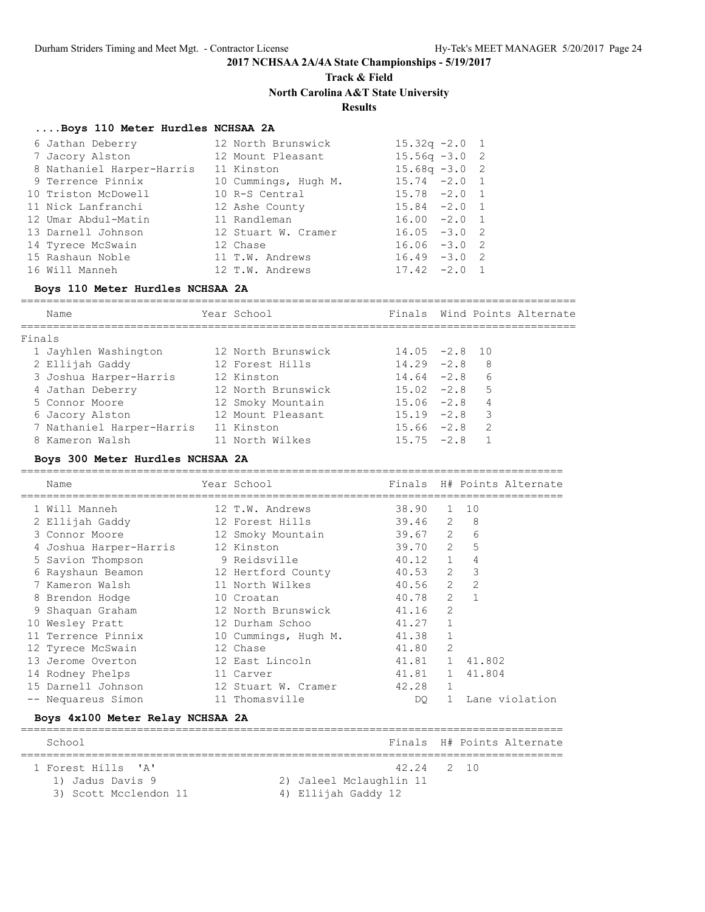# 2017 NCHSAA 2A/4A State Championships - 5/19/2017

## Track & Field

## North Carolina A&T State University

## Results

### ....Boys 110 Meter Hurdles NCHSAA 2A

| Place | Name | Year | School | Prelims | Wind | H# |
|---|---|---|---|---|---|---|
| 6 | Jathan Deberry | 12 | North Brunswick | 15.32q | -2.0 | 1 |
| 7 | Jacory Alston | 12 | Mount Pleasant | 15.56q | -3.0 | 2 |
| 8 | Nathaniel Harper-Harris | 11 | Kinston | 15.68q | -3.0 | 2 |
| 9 | Terrence Pinnix | 10 | Cummings, Hugh M. | 15.74 | -2.0 | 1 |
| 10 | Triston McDowell | 10 | R-S Central | 15.78 | -2.0 | 1 |
| 11 | Nick Lanfranchi | 12 | Ashe County | 15.84 | -2.0 | 1 |
| 12 | Umar Abdul-Matin | 11 | Randleman | 16.00 | -2.0 | 1 |
| 13 | Darnell Johnson | 12 | Stuart W. Cramer | 16.05 | -3.0 | 2 |
| 14 | Tyrece McSwain | 12 | Chase | 16.06 | -3.0 | 2 |
| 15 | Rashaun Noble | 11 | T.W. Andrews | 16.49 | -3.0 | 2 |
| 16 | Will Manneh | 12 | T.W. Andrews | 17.42 | -2.0 | 1 |

### Boys 110 Meter Hurdles NCHSAA 2A

Finals

| Place | Name | Year | School | Finals | Wind | Points | Alternate |
|---|---|---|---|---|---|---|---|
| 1 | Jayhlen Washington | 12 | North Brunswick | 14.05 | -2.8 | 10 | |
| 2 | Ellijah Gaddy | 12 | Forest Hills | 14.29 | -2.8 | 8 | |
| 3 | Joshua Harper-Harris | 12 | Kinston | 14.64 | -2.8 | 6 | |
| 4 | Jathan Deberry | 12 | North Brunswick | 15.02 | -2.8 | 5 | |
| 5 | Connor Moore | 12 | Smoky Mountain | 15.06 | -2.8 | 4 | |
| 6 | Jacory Alston | 12 | Mount Pleasant | 15.19 | -2.8 | 3 | |
| 7 | Nathaniel Harper-Harris | 11 | Kinston | 15.66 | -2.8 | 2 | |
| 8 | Kameron Walsh | 11 | North Wilkes | 15.75 | -2.8 | 1 | |

### Boys 300 Meter Hurdles NCHSAA 2A

| Place | Name | Year | School | Finals | H# | Points | Alternate |
|---|---|---|---|---|---|---|---|
| 1 | Will Manneh | 12 | T.W. Andrews | 38.90 | 1 | 10 | |
| 2 | Ellijah Gaddy | 12 | Forest Hills | 39.46 | 2 | 8 | |
| 3 | Connor Moore | 12 | Smoky Mountain | 39.67 | 2 | 6 | |
| 4 | Joshua Harper-Harris | 12 | Kinston | 39.70 | 2 | 5 | |
| 5 | Savion Thompson | 9 | Reidsville | 40.12 | 1 | 4 | |
| 6 | Rayshaun Beamon | 12 | Hertford County | 40.53 | 2 | 3 | |
| 7 | Kameron Walsh | 11 | North Wilkes | 40.56 | 2 | 2 | |
| 8 | Brendon Hodge | 10 | Croatan | 40.78 | 2 | 1 | |
| 9 | Shaquan Graham | 12 | North Brunswick | 41.16 | 2 | | |
| 10 | Wesley Pratt | 12 | Durham Schoo | 41.27 | 1 | | |
| 11 | Terrence Pinnix | 10 | Cummings, Hugh M. | 41.38 | 1 | | |
| 12 | Tyrece McSwain | 12 | Chase | 41.80 | 2 | | |
| 13 | Jerome Overton | 12 | East Lincoln | 41.81 | 1 | | 41.802 |
| 14 | Rodney Phelps | 11 | Carver | 41.81 | 1 | | 41.804 |
| 15 | Darnell Johnson | 12 | Stuart W. Cramer | 42.28 | 1 | | |
| -- | Nequareus Simon | 11 | Thomasville | DQ | 1 | | Lane violation |

### Boys 4x100 Meter Relay NCHSAA 2A

| Place | School | Finals | H# | Points | Alternate |
|---|---|---|---|---|---|
| 1 | Forest Hills 'A' | 42.24 | 2 | 10 | |

1) Jadus Davis 9
2) Jaleel Mclaughlin 11
3) Scott Mcclendon 11
4) Ellijah Gaddy 12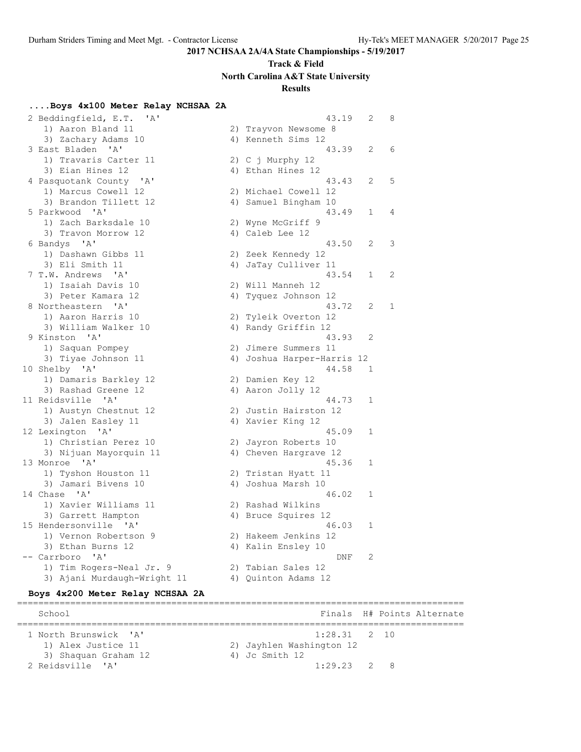**2017 NCHSAA 2A/4A State Championships - 5/19/2017**

**Track & Field**

**North Carolina A&T State University**

**Results**

### ....Boys 4x100 Meter Relay NCHSAA 2A

```
  2 Beddingfield, E.T.  'A'                             43.19   2   8
     1) Aaron Bland 11                 2) Trayvon Newsome 8
     3) Zachary Adams 10               4) Kenneth Sims 12
  3 East Bladen  'A'                                    43.39   2   6
     1) Travaris Carter 11             2) C j Murphy 12
     3) Eian Hines 12                  4) Ethan Hines 12
  4 Pasquotank County  'A'                              43.43   2   5
     1) Marcus Cowell 12               2) Michael Cowell 12
     3) Brandon Tillett 12             4) Samuel Bingham 10
  5 Parkwood  'A'                                       43.49   1   4
     1) Zach Barksdale 10              2) Wyne McGriff 9
     3) Travon Morrow 12               4) Caleb Lee 12
  6 Bandys  'A'                                         43.50   2   3
     1) Dashawn Gibbs 11               2) Zeek Kennedy 12
     3) Eli Smith 11                   4) JaTay Culliver 11
  7 T.W. Andrews  'A'                                   43.54   1   2
     1) Isaiah Davis 10                2) Will Manneh 12
     3) Peter Kamara 12                4) Tyquez Johnson 12
  8 Northeastern  'A'                                   43.72   2   1
     1) Aaron Harris 10                2) Tyleik Overton 12
     3) William Walker 10              4) Randy Griffin 12
  9 Kinston  'A'                                        43.93   2
     1) Saquan Pompey                  2) Jimere Summers 11
     3) Tiyae Johnson 11               4) Joshua Harper-Harris 12
 10 Shelby  'A'                                         44.58   1
     1) Damaris Barkley 12             2) Damien Key 12
     3) Rashad Greene 12               4) Aaron Jolly 12
 11 Reidsville  'A'                                     44.73   1
     1) Austyn Chestnut 12             2) Justin Hairston 12
     3) Jalen Easley 11                4) Xavier King 12
 12 Lexington  'A'                                      45.09   1
     1) Christian Perez 10             2) Jayron Roberts 10
     3) Nijuan Mayorquin 11            4) Cheven Hargrave 12
 13 Monroe  'A'                                         45.36   1
     1) Tyshon Houston 11              2) Tristan Hyatt 11
     3) Jamari Bivens 10               4) Joshua Marsh 10
 14 Chase  'A'                                          46.02   1
     1) Xavier Williams 11             2) Rashad Wilkins
     3) Garrett Hampton                4) Bruce Squires 12
 15 Hendersonville  'A'                                 46.03   1
     1) Vernon Robertson 9             2) Hakeem Jenkins 12
     3) Ethan Burns 12                 4) Kalin Ensley 10
 -- Carrboro  'A'                                         DNF   2
     1) Tim Rogers-Neal Jr. 9          2) Tabian Sales 12
     3) Ajani Murdaugh-Wright 11       4) Quinton Adams 12
```

### Boys 4x200 Meter Relay NCHSAA 2A

```
===================================================================================
    School                                            Finals  H# Points Alternate
===================================================================================
  1 North Brunswick  'A'                             1:28.31   2  10
     1) Alex Justice 11                2) Jayhlen Washington 12
     3) Shaquan Graham 12              4) Jc Smith 12
  2 Reidsville  'A'                                  1:29.23   2   8
```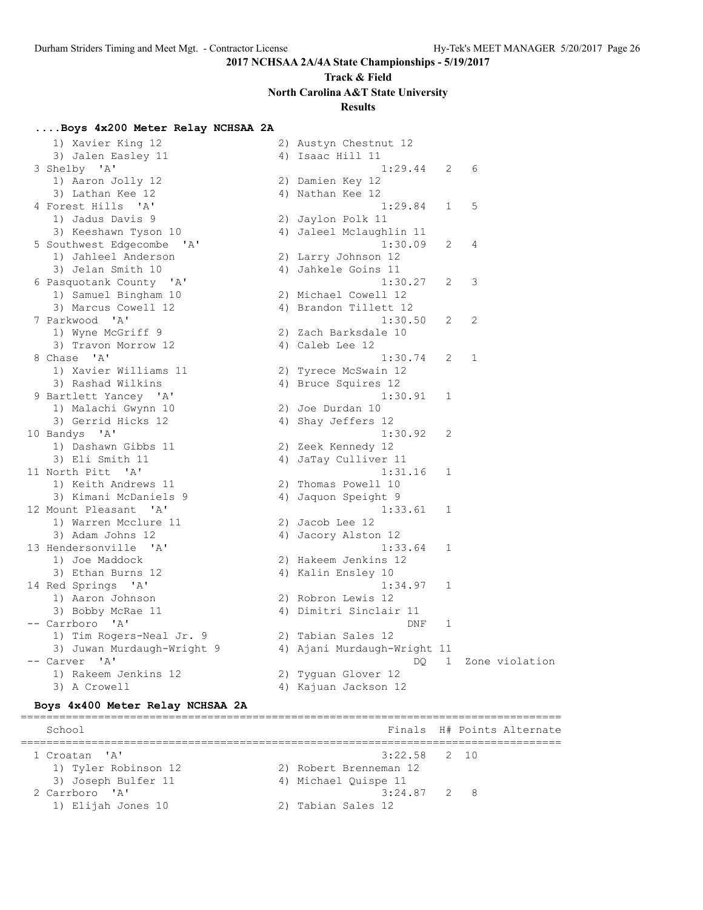**2017 NCHSAA 2A/4A State Championships - 5/19/2017**

**Track & Field**

**North Carolina A&T State University**

**Results**

### ....Boys 4x200 Meter Relay NCHSAA 2A

```
    1) Xavier King 12                 2) Austyn Chestnut 12
    3) Jalen Easley 11                4) Isaac Hill 11
  3 Shelby  'A'                                    1:29.44   2   6
    1) Aaron Jolly 12                 2) Damien Key 12
    3) Lathan Kee 12                  4) Nathan Kee 12
  4 Forest Hills  'A'                              1:29.84   1   5
    1) Jadus Davis 9                  2) Jaylon Polk 11
    3) Keeshawn Tyson 10              4) Jaleel Mclaughlin 11
  5 Southwest Edgecombe  'A'                       1:30.09   2   4
    1) Jahleel Anderson               2) Larry Johnson 12
    3) Jelan Smith 10                 4) Jahkele Goins 11
  6 Pasquotank County  'A'                         1:30.27   2   3
    1) Samuel Bingham 10              2) Michael Cowell 12
    3) Marcus Cowell 12               4) Brandon Tillett 12
  7 Parkwood  'A'                                  1:30.50   2   2
    1) Wyne McGriff 9                 2) Zach Barksdale 10
    3) Travon Morrow 12               4) Caleb Lee 12
  8 Chase  'A'                                     1:30.74   2   1
    1) Xavier Williams 11             2) Tyrece McSwain 12
    3) Rashad Wilkins                 4) Bruce Squires 12
  9 Bartlett Yancey  'A'                           1:30.91   1
    1) Malachi Gwynn 10               2) Joe Durdan 10
    3) Gerrid Hicks 12                4) Shay Jeffers 12
 10 Bandys  'A'                                    1:30.92   2
    1) Dashawn Gibbs 11               2) Zeek Kennedy 12
    3) Eli Smith 11                   4) JaTay Culliver 11
 11 North Pitt  'A'                                1:31.16   1
    1) Keith Andrews 11               2) Thomas Powell 10
    3) Kimani McDaniels 9             4) Jaquon Speight 9
 12 Mount Pleasant  'A'                            1:33.61   1
    1) Warren Mcclure 11              2) Jacob Lee 12
    3) Adam Johns 12                  4) Jacory Alston 12
 13 Hendersonville  'A'                            1:33.64   1
    1) Joe Maddock                    2) Hakeem Jenkins 12
    3) Ethan Burns 12                 4) Kalin Ensley 10
 14 Red Springs  'A'                               1:34.97   1
    1) Aaron Johnson                  2) Robron Lewis 12
    3) Bobby McRae 11                 4) Dimitri Sinclair 11
 -- Carrboro  'A'                                      DNF   1
    1) Tim Rogers-Neal Jr. 9          2) Tabian Sales 12
    3) Juwan Murdaugh-Wright 9        4) Ajani Murdaugh-Wright 11
 -- Carver  'A'                                         DQ   1  Zone violation
    1) Rakeem Jenkins 12              2) Tyguan Glover 12
    3) A Crowell                      4) Kajuan Jackson 12
```

### Boys 4x400 Meter Relay NCHSAA 2A

```
==========================================================================
    School                                        Finals  H# Points Alternate
==========================================================================
  1 Croatan  'A'                                 3:22.58   2  10
    1) Tyler Robinson 12              2) Robert Brenneman 12
    3) Joseph Bulfer 11               4) Michael Quispe 11
  2 Carrboro  'A'                                3:24.87   2   8
    1) Elijah Jones 10                2) Tabian Sales 12
```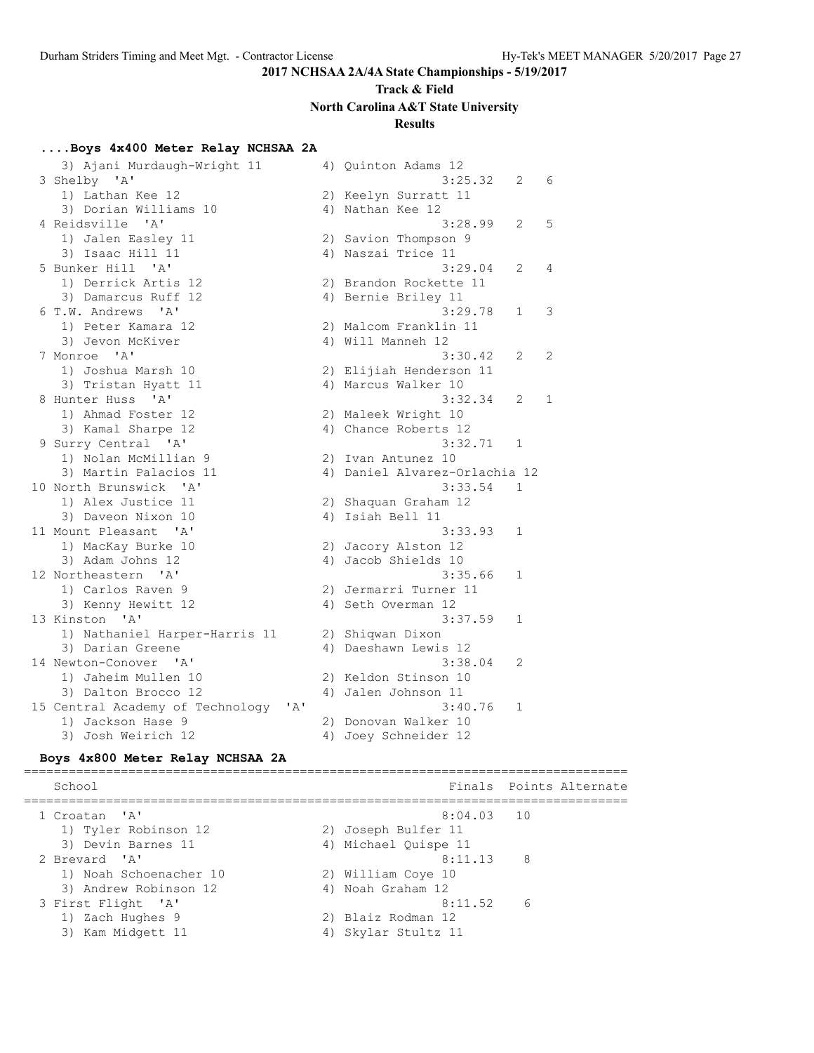**2017 NCHSAA 2A/4A State Championships - 5/19/2017**

**Track & Field**

**North Carolina A&T State University**

**Results**

### ....Boys 4x400 Meter Relay NCHSAA 2A

```
   3) Ajani Murdaugh-Wright 11        4) Quinton Adams 12
 3 Shelby  'A'                                3:25.32   2   6
   1) Lathan Kee 12                   2) Keelyn Surratt 11
   3) Dorian Williams 10              4) Nathan Kee 12
 4 Reidsville  'A'                            3:28.99   2   5
   1) Jalen Easley 11                 2) Savion Thompson 9
   3) Isaac Hill 11                   4) Naszai Trice 11
 5 Bunker Hill  'A'                           3:29.04   2   4
   1) Derrick Artis 12                2) Brandon Rockette 11
   3) Damarcus Ruff 12                4) Bernie Briley 11
 6 T.W. Andrews  'A'                          3:29.78   1   3
   1) Peter Kamara 12                 2) Malcom Franklin 11
   3) Jevon McKiver                   4) Will Manneh 12
 7 Monroe  'A'                                3:30.42   2   2
   1) Joshua Marsh 10                 2) Elijiah Henderson 11
   3) Tristan Hyatt 11                4) Marcus Walker 10
 8 Hunter Huss  'A'                           3:32.34   2   1
   1) Ahmad Foster 12                 2) Maleek Wright 10
   3) Kamal Sharpe 12                 4) Chance Roberts 12
 9 Surry Central  'A'                         3:32.71   1
   1) Nolan McMillian 9               2) Ivan Antunez 10
   3) Martin Palacios 11              4) Daniel Alvarez-Orlachia 12
10 North Brunswick  'A'                       3:33.54   1
   1) Alex Justice 11                 2) Shaquan Graham 12
   3) Daveon Nixon 10                 4) Isiah Bell 11
11 Mount Pleasant  'A'                        3:33.93   1
   1) MacKay Burke 10                 2) Jacory Alston 12
   3) Adam Johns 12                   4) Jacob Shields 10
12 Northeastern  'A'                          3:35.66   1
   1) Carlos Raven 9                  2) Jermarri Turner 11
   3) Kenny Hewitt 12                 4) Seth Overman 12
13 Kinston  'A'                               3:37.59   1
   1) Nathaniel Harper-Harris 11      2) Shiqwan Dixon
   3) Darian Greene                   4) Daeshawn Lewis 12
14 Newton-Conover  'A'                        3:38.04   2
   1) Jaheim Mullen 10                2) Keldon Stinson 10
   3) Dalton Brocco 12                4) Jalen Johnson 11
15 Central Academy of Technology  'A'         3:40.76   1
   1) Jackson Hase 9                  2) Donovan Walker 10
   3) Josh Weirich 12                 4) Joey Schneider 12
```

### Boys 4x800 Meter Relay NCHSAA 2A

```
===============================================================================
   School                                       Finals  Points Alternate
===============================================================================
 1 Croatan  'A'                               8:04.03   10
   1) Tyler Robinson 12               2) Joseph Bulfer 11
   3) Devin Barnes 11                 4) Michael Quispe 11
 2 Brevard  'A'                               8:11.13    8
   1) Noah Schoenacher 10             2) William Coye 10
   3) Andrew Robinson 12              4) Noah Graham 12
 3 First Flight  'A'                          8:11.52    6
   1) Zach Hughes 9                   2) Blaiz Rodman 12
   3) Kam Midgett 11                  4) Skylar Stultz 11
```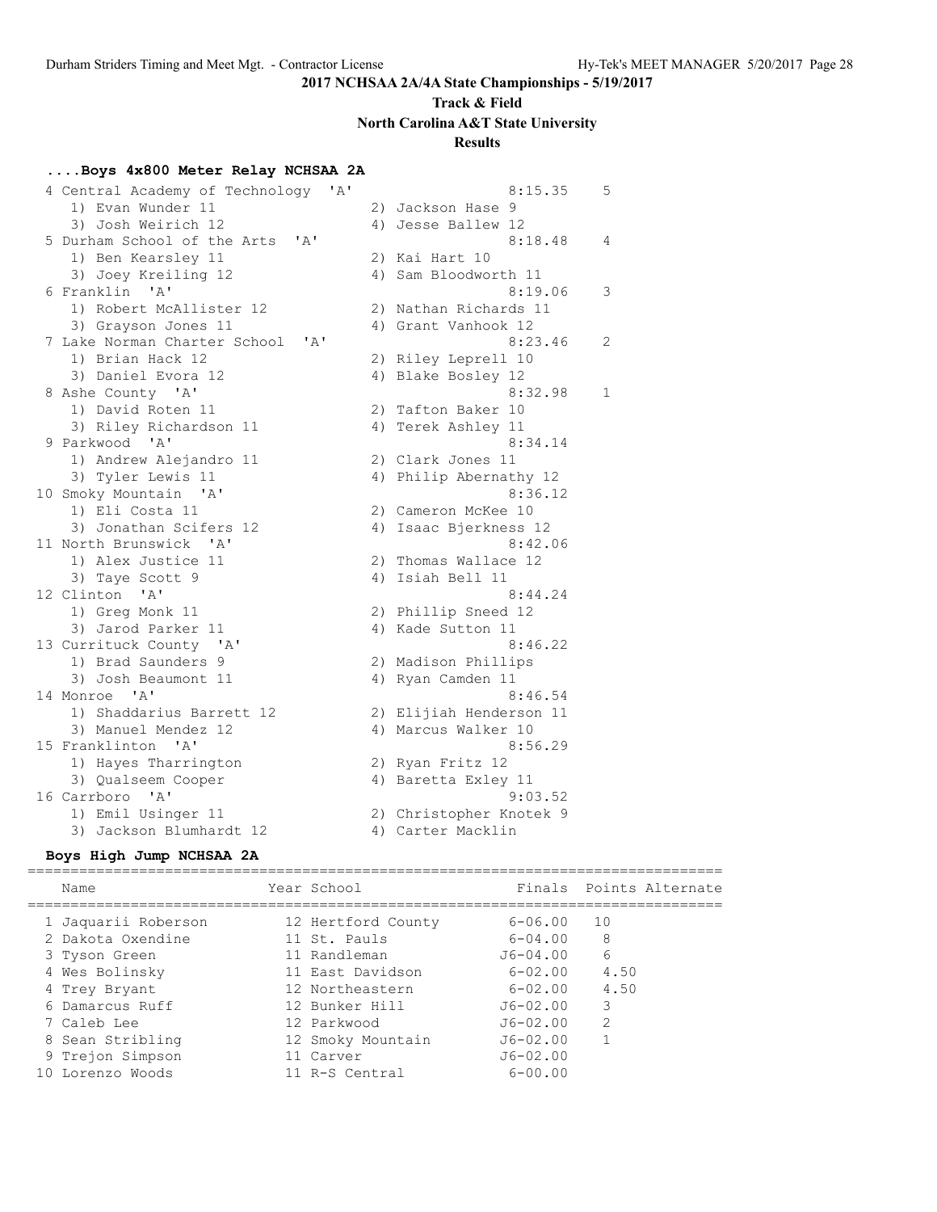**2017 NCHSAA 2A/4A State Championships - 5/19/2017**

**Track & Field**

**North Carolina A&T State University**

**Results**

### ....Boys 4x800 Meter Relay NCHSAA 2A

| Place | Team | Finals | Points |
|---|---|---|---|
| 4 | Central Academy of Technology 'A' | 8:15.35 | 5 |
| | 1) Evan Wunder 11, 2) Jackson Hase 9, 3) Josh Weirich 12, 4) Jesse Ballew 12 | | |
| 5 | Durham School of the Arts 'A' | 8:18.48 | 4 |
| | 1) Ben Kearsley 11, 2) Kai Hart 10, 3) Joey Kreiling 12, 4) Sam Bloodworth 11 | | |
| 6 | Franklin 'A' | 8:19.06 | 3 |
| | 1) Robert McAllister 12, 2) Nathan Richards 11, 3) Grayson Jones 11, 4) Grant Vanhook 12 | | |
| 7 | Lake Norman Charter School 'A' | 8:23.46 | 2 |
| | 1) Brian Hack 12, 2) Riley Leprell 10, 3) Daniel Evora 12, 4) Blake Bosley 12 | | |
| 8 | Ashe County 'A' | 8:32.98 | 1 |
| | 1) David Roten 11, 2) Tafton Baker 10, 3) Riley Richardson 11, 4) Terek Ashley 11 | | |
| 9 | Parkwood 'A' | 8:34.14 | |
| | 1) Andrew Alejandro 11, 2) Clark Jones 11, 3) Tyler Lewis 11, 4) Philip Abernathy 12 | | |
| 10 | Smoky Mountain 'A' | 8:36.12 | |
| | 1) Eli Costa 11, 2) Cameron McKee 10, 3) Jonathan Scifers 12, 4) Isaac Bjerkness 12 | | |
| 11 | North Brunswick 'A' | 8:42.06 | |
| | 1) Alex Justice 11, 2) Thomas Wallace 12, 3) Taye Scott 9, 4) Isiah Bell 11 | | |
| 12 | Clinton 'A' | 8:44.24 | |
| | 1) Greg Monk 11, 2) Phillip Sneed 12, 3) Jarod Parker 11, 4) Kade Sutton 11 | | |
| 13 | Currituck County 'A' | 8:46.22 | |
| | 1) Brad Saunders 9, 2) Madison Phillips, 3) Josh Beaumont 11, 4) Ryan Camden 11 | | |
| 14 | Monroe 'A' | 8:46.54 | |
| | 1) Shaddarius Barrett 12, 2) Elijiah Henderson 11, 3) Manuel Mendez 12, 4) Marcus Walker 10 | | |
| 15 | Franklinton 'A' | 8:56.29 | |
| | 1) Hayes Tharrington, 2) Ryan Fritz 12, 3) Qualseem Cooper, 4) Baretta Exley 11 | | |
| 16 | Carrboro 'A' | 9:03.52 | |
| | 1) Emil Usinger 11, 2) Christopher Knotek 9, 3) Jackson Blumhardt 12, 4) Carter Macklin | | |

### Boys High Jump NCHSAA 2A

| Place | Name | Year | School | Finals | Points | Alternate |
|---|---|---|---|---|---|---|
| 1 | Jaquarii Roberson | 12 | Hertford County | 6-06.00 | 10 | |
| 2 | Dakota Oxendine | 11 | St. Pauls | 6-04.00 | 8 | |
| 3 | Tyson Green | 11 | Randleman | J6-04.00 | 6 | |
| 4 | Wes Bolinsky | 11 | East Davidson | 6-02.00 | 4.50 | |
| 4 | Trey Bryant | 12 | Northeastern | 6-02.00 | 4.50 | |
| 6 | Damarcus Ruff | 12 | Bunker Hill | J6-02.00 | 3 | |
| 7 | Caleb Lee | 12 | Parkwood | J6-02.00 | 2 | |
| 8 | Sean Stribling | 12 | Smoky Mountain | J6-02.00 | 1 | |
| 9 | Trejon Simpson | 11 | Carver | J6-02.00 | | |
| 10 | Lorenzo Woods | 11 | R-S Central | 6-00.00 | | |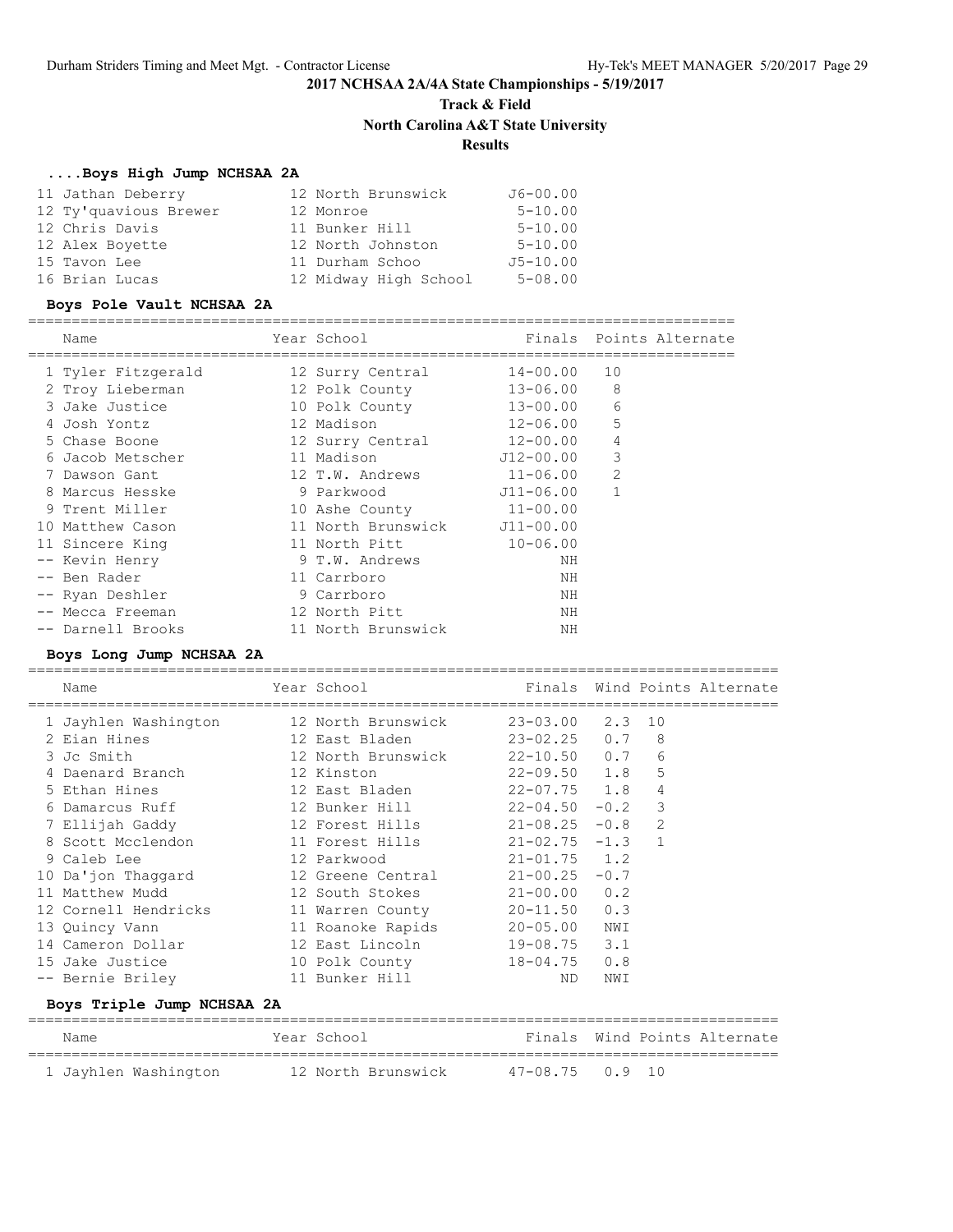# 2017 NCHSAA 2A/4A State Championships - 5/19/2017

## Track & Field

## North Carolina A&T State University

## Results

### ....Boys High Jump NCHSAA 2A

| Place | Name | Year | School | Finals |
|---|---|---|---|---|
| 11 | Jathan Deberry | 12 | North Brunswick | J6-00.00 |
| 12 | Ty'quavious Brewer | 12 | Monroe | 5-10.00 |
| 12 | Chris Davis | 11 | Bunker Hill | 5-10.00 |
| 12 | Alex Boyette | 12 | North Johnston | 5-10.00 |
| 15 | Tavon Lee | 11 | Durham Schoo | J5-10.00 |
| 16 | Brian Lucas | 12 | Midway High School | 5-08.00 |

### Boys Pole Vault NCHSAA 2A

| Place | Name | Year | School | Finals | Points | Alternate |
|---|---|---|---|---|---|---|
| 1 | Tyler Fitzgerald | 12 | Surry Central | 14-00.00 | 10 | |
| 2 | Troy Lieberman | 12 | Polk County | 13-06.00 | 8 | |
| 3 | Jake Justice | 10 | Polk County | 13-00.00 | 6 | |
| 4 | Josh Yontz | 12 | Madison | 12-06.00 | 5 | |
| 5 | Chase Boone | 12 | Surry Central | 12-00.00 | 4 | |
| 6 | Jacob Metscher | 11 | Madison | J12-00.00 | 3 | |
| 7 | Dawson Gant | 12 | T.W. Andrews | 11-06.00 | 2 | |
| 8 | Marcus Hesske | 9 | Parkwood | J11-06.00 | 1 | |
| 9 | Trent Miller | 10 | Ashe County | 11-00.00 | | |
| 10 | Matthew Cason | 11 | North Brunswick | J11-00.00 | | |
| 11 | Sincere King | 11 | North Pitt | 10-06.00 | | |
| -- | Kevin Henry | 9 | T.W. Andrews | NH | | |
| -- | Ben Rader | 11 | Carrboro | NH | | |
| -- | Ryan Deshler | 9 | Carrboro | NH | | |
| -- | Mecca Freeman | 12 | North Pitt | NH | | |
| -- | Darnell Brooks | 11 | North Brunswick | NH | | |

### Boys Long Jump NCHSAA 2A

| Place | Name | Year | School | Finals | Wind | Points | Alternate |
|---|---|---|---|---|---|---|---|
| 1 | Jayhlen Washington | 12 | North Brunswick | 23-03.00 | 2.3 | 10 | |
| 2 | Eian Hines | 12 | East Bladen | 23-02.25 | 0.7 | 8 | |
| 3 | Jc Smith | 12 | North Brunswick | 22-10.50 | 0.7 | 6 | |
| 4 | Daenard Branch | 12 | Kinston | 22-09.50 | 1.8 | 5 | |
| 5 | Ethan Hines | 12 | East Bladen | 22-07.75 | 1.8 | 4 | |
| 6 | Damarcus Ruff | 12 | Bunker Hill | 22-04.50 | -0.2 | 3 | |
| 7 | Ellijah Gaddy | 12 | Forest Hills | 21-08.25 | -0.8 | 2 | |
| 8 | Scott Mcclendon | 11 | Forest Hills | 21-02.75 | -1.3 | 1 | |
| 9 | Caleb Lee | 12 | Parkwood | 21-01.75 | 1.2 | | |
| 10 | Da'jon Thaggard | 12 | Greene Central | 21-00.25 | -0.7 | | |
| 11 | Matthew Mudd | 12 | South Stokes | 21-00.00 | 0.2 | | |
| 12 | Cornell Hendricks | 11 | Warren County | 20-11.50 | 0.3 | | |
| 13 | Quincy Vann | 11 | Roanoke Rapids | 20-05.00 | NWI | | |
| 14 | Cameron Dollar | 12 | East Lincoln | 19-08.75 | 3.1 | | |
| 15 | Jake Justice | 10 | Polk County | 18-04.75 | 0.8 | | |
| -- | Bernie Briley | 11 | Bunker Hill | ND | NWI | | |

### Boys Triple Jump NCHSAA 2A

| Place | Name | Year | School | Finals | Wind | Points | Alternate |
|---|---|---|---|---|---|---|---|
| 1 | Jayhlen Washington | 12 | North Brunswick | 47-08.75 | 0.9 | 10 | |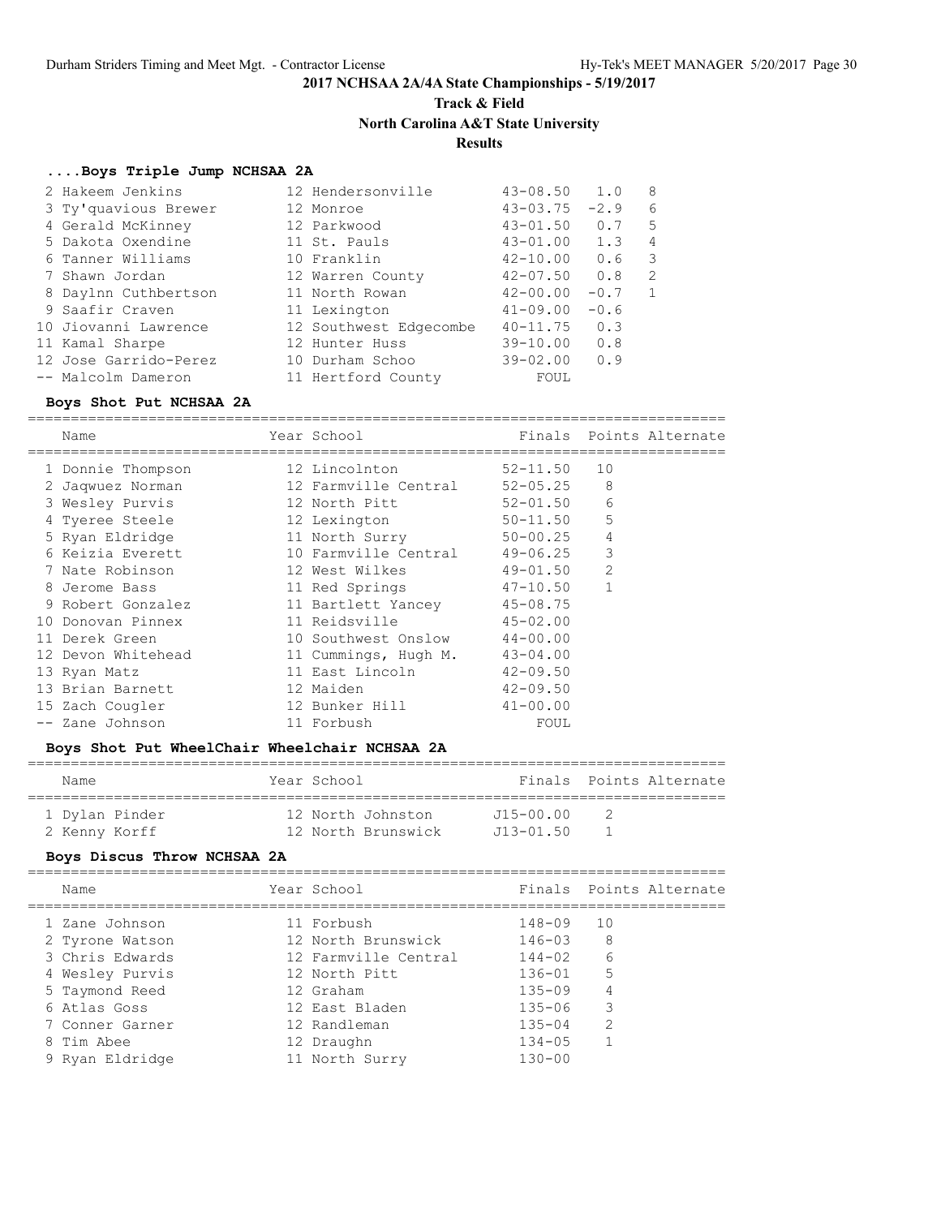# 2017 NCHSAA 2A/4A State Championships - 5/19/2017

## Track & Field

## North Carolina A&T State University

## Results

### ....Boys Triple Jump NCHSAA 2A

| Place | Name | Year | School | Finals | Wind | Points |
|---|---|---|---|---|---|---|
| 2 | Hakeem Jenkins | 12 | Hendersonville | 43-08.50 | 1.0 | 8 |
| 3 | Ty'quavious Brewer | 12 | Monroe | 43-03.75 | -2.9 | 6 |
| 4 | Gerald McKinney | 12 | Parkwood | 43-01.50 | 0.7 | 5 |
| 5 | Dakota Oxendine | 11 | St. Pauls | 43-01.00 | 1.3 | 4 |
| 6 | Tanner Williams | 10 | Franklin | 42-10.00 | 0.6 | 3 |
| 7 | Shawn Jordan | 12 | Warren County | 42-07.50 | 0.8 | 2 |
| 8 | Daylnn Cuthbertson | 11 | North Rowan | 42-00.00 | -0.7 | 1 |
| 9 | Saafir Craven | 11 | Lexington | 41-09.00 | -0.6 | |
| 10 | Jiovanni Lawrence | 12 | Southwest Edgecombe | 40-11.75 | 0.3 | |
| 11 | Kamal Sharpe | 12 | Hunter Huss | 39-10.00 | 0.8 | |
| 12 | Jose Garrido-Perez | 10 | Durham Schoo | 39-02.00 | 0.9 | |
| -- | Malcolm Dameron | 11 | Hertford County | FOUL | | |

### Boys Shot Put NCHSAA 2A

| Place | Name | Year | School | Finals | Points | Alternate |
|---|---|---|---|---|---|---|
| 1 | Donnie Thompson | 12 | Lincolnton | 52-11.50 | 10 | |
| 2 | Jaqwuez Norman | 12 | Farmville Central | 52-05.25 | 8 | |
| 3 | Wesley Purvis | 12 | North Pitt | 52-01.50 | 6 | |
| 4 | Tyeree Steele | 12 | Lexington | 50-11.50 | 5 | |
| 5 | Ryan Eldridge | 11 | North Surry | 50-00.25 | 4 | |
| 6 | Keizia Everett | 10 | Farmville Central | 49-06.25 | 3 | |
| 7 | Nate Robinson | 12 | West Wilkes | 49-01.50 | 2 | |
| 8 | Jerome Bass | 11 | Red Springs | 47-10.50 | 1 | |
| 9 | Robert Gonzalez | 11 | Bartlett Yancey | 45-08.75 | | |
| 10 | Donovan Pinnex | 11 | Reidsville | 45-02.00 | | |
| 11 | Derek Green | 10 | Southwest Onslow | 44-00.00 | | |
| 12 | Devon Whitehead | 11 | Cummings, Hugh M. | 43-04.00 | | |
| 13 | Ryan Matz | 11 | East Lincoln | 42-09.50 | | |
| 13 | Brian Barnett | 12 | Maiden | 42-09.50 | | |
| 15 | Zach Cougler | 12 | Bunker Hill | 41-00.00 | | |
| -- | Zane Johnson | 11 | Forbush | FOUL | | |

### Boys Shot Put WheelChair Wheelchair NCHSAA 2A

| Place | Name | Year | School | Finals | Points | Alternate |
|---|---|---|---|---|---|---|
| 1 | Dylan Pinder | 12 | North Johnston | J15-00.00 | 2 | |
| 2 | Kenny Korff | 12 | North Brunswick | J13-01.50 | 1 | |

### Boys Discus Throw NCHSAA 2A

| Place | Name | Year | School | Finals | Points | Alternate |
|---|---|---|---|---|---|---|
| 1 | Zane Johnson | 11 | Forbush | 148-09 | 10 | |
| 2 | Tyrone Watson | 12 | North Brunswick | 146-03 | 8 | |
| 3 | Chris Edwards | 12 | Farmville Central | 144-02 | 6 | |
| 4 | Wesley Purvis | 12 | North Pitt | 136-01 | 5 | |
| 5 | Taymond Reed | 12 | Graham | 135-09 | 4 | |
| 6 | Atlas Goss | 12 | East Bladen | 135-06 | 3 | |
| 7 | Conner Garner | 12 | Randleman | 135-04 | 2 | |
| 8 | Tim Abee | 12 | Draughn | 134-05 | 1 | |
| 9 | Ryan Eldridge | 11 | North Surry | 130-00 | | |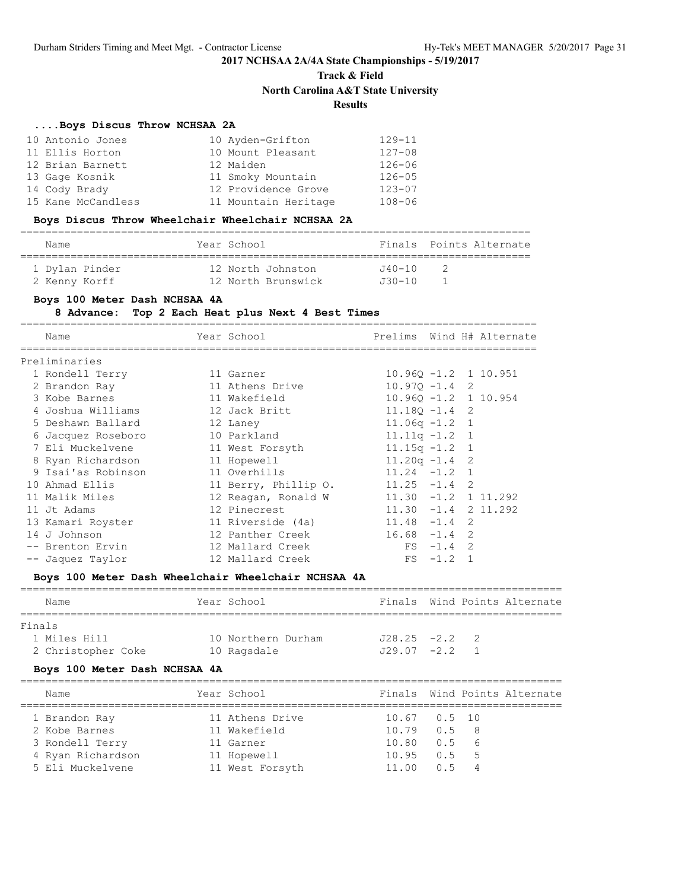## 2017 NCHSAA 2A/4A State Championships - 5/19/2017

### Track & Field

### North Carolina A&T State University

### Results

#### ....Boys Discus Throw NCHSAA 2A

| Place | Name | Year | School | Finals |
|---|---|---|---|---|
| 10 | Antonio Jones | 10 | Ayden-Grifton | 129-11 |
| 11 | Ellis Horton | 10 | Mount Pleasant | 127-08 |
| 12 | Brian Barnett | 12 | Maiden | 126-06 |
| 13 | Gage Kosnik | 11 | Smoky Mountain | 126-05 |
| 14 | Cody Brady | 12 | Providence Grove | 123-07 |
| 15 | Kane McCandless | 11 | Mountain Heritage | 108-06 |

#### Boys Discus Throw Wheelchair Wheelchair NCHSAA 2A

| Place | Name | Year | School | Finals | Points | Alternate |
|---|---|---|---|---|---|---|
| 1 | Dylan Pinder | 12 | North Johnston | J40-10 | 2 | |
| 2 | Kenny Korff | 12 | North Brunswick | J30-10 | 1 | |

#### Boys 100 Meter Dash NCHSAA 4A

8 Advance: Top 2 Each Heat plus Next 4 Best Times

| Place | Name | Year | School | Prelims | Wind | H# | Alternate |
|---|---|---|---|---|---|---|---|
| **Preliminaries** | | | | | | | |
| 1 | Rondell Terry | 11 | Garner | 10.96Q | -1.2 | 1 | 10.951 |
| 2 | Brandon Ray | 11 | Athens Drive | 10.97Q | -1.4 | 2 | |
| 3 | Kobe Barnes | 11 | Wakefield | 10.96Q | -1.2 | 1 | 10.954 |
| 4 | Joshua Williams | 12 | Jack Britt | 11.18Q | -1.4 | 2 | |
| 5 | Deshawn Ballard | 12 | Laney | 11.06q | -1.2 | 1 | |
| 6 | Jacquez Roseboro | 10 | Parkland | 11.11q | -1.2 | 1 | |
| 7 | Eli Muckelvene | 11 | West Forsyth | 11.15q | -1.2 | 1 | |
| 8 | Ryan Richardson | 11 | Hopewell | 11.20q | -1.4 | 2 | |
| 9 | Isai'as Robinson | 11 | Overhills | 11.24 | -1.2 | 1 | |
| 10 | Ahmad Ellis | 11 | Berry, Phillip O. | 11.25 | -1.4 | 2 | |
| 11 | Malik Miles | 12 | Reagan, Ronald W | 11.30 | -1.2 | 1 | 11.292 |
| 11 | Jt Adams | 12 | Pinecrest | 11.30 | -1.4 | 2 | 11.292 |
| 13 | Kamari Royster | 11 | Riverside (4a) | 11.48 | -1.4 | 2 | |
| 14 | J Johnson | 12 | Panther Creek | 16.68 | -1.4 | 2 | |
| -- | Brenton Ervin | 12 | Mallard Creek | FS | -1.4 | 2 | |
| -- | Jaquez Taylor | 12 | Mallard Creek | FS | -1.2 | 1 | |

#### Boys 100 Meter Dash Wheelchair Wheelchair NCHSAA 4A

| Place | Name | Year | School | Finals | Wind | Points | Alternate |
|---|---|---|---|---|---|---|---|
| **Finals** | | | | | | | |
| 1 | Miles Hill | 10 | Northern Durham | J28.25 | -2.2 | 2 | |
| 2 | Christopher Coke | 10 | Ragsdale | J29.07 | -2.2 | 1 | |

#### Boys 100 Meter Dash NCHSAA 4A

| Place | Name | Year | School | Finals | Wind | Points | Alternate |
|---|---|---|---|---|---|---|---|
| 1 | Brandon Ray | 11 | Athens Drive | 10.67 | 0.5 | 10 | |
| 2 | Kobe Barnes | 11 | Wakefield | 10.79 | 0.5 | 8 | |
| 3 | Rondell Terry | 11 | Garner | 10.80 | 0.5 | 6 | |
| 4 | Ryan Richardson | 11 | Hopewell | 10.95 | 0.5 | 5 | |
| 5 | Eli Muckelvene | 11 | West Forsyth | 11.00 | 0.5 | 4 | |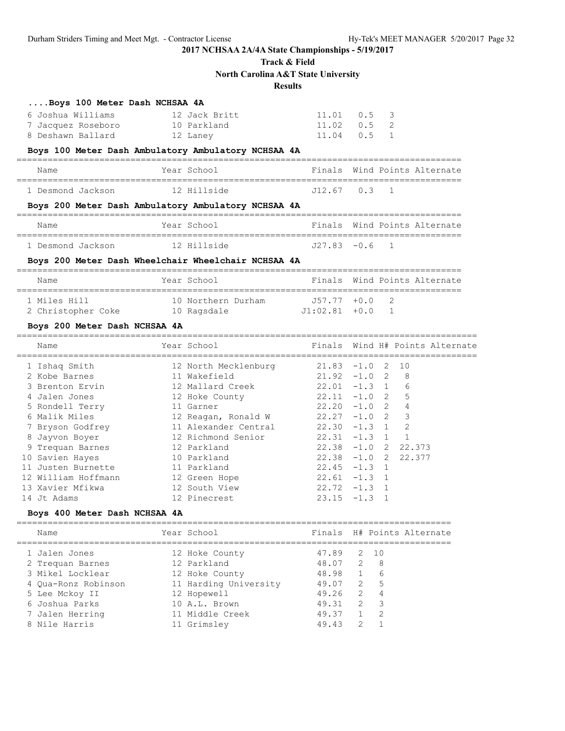# 2017 NCHSAA 2A/4A State Championships - 5/19/2017

## Track & Field

## North Carolina A&T State University

## Results

### ....Boys 100 Meter Dash NCHSAA 4A

| Name | Year | School | Finals | Wind | Points |
|---|---|---|---|---|---|
| 6 Joshua Williams | 12 | Jack Britt | 11.01 | 0.5 | 3 |
| 7 Jacquez Roseboro | 10 | Parkland | 11.02 | 0.5 | 2 |
| 8 Deshawn Ballard | 12 | Laney | 11.04 | 0.5 | 1 |

### Boys 100 Meter Dash Ambulatory Ambulatory NCHSAA 4A

| Name | Year | School | Finals | Wind | Points | Alternate |
|---|---|---|---|---|---|---|
| 1 Desmond Jackson | 12 | Hillside | J12.67 | 0.3 | 1 | |

### Boys 200 Meter Dash Ambulatory Ambulatory NCHSAA 4A

| Name | Year | School | Finals | Wind | Points | Alternate |
|---|---|---|---|---|---|---|
| 1 Desmond Jackson | 12 | Hillside | J27.83 | -0.6 | 1 | |

### Boys 200 Meter Dash Wheelchair Wheelchair NCHSAA 4A

| Name | Year | School | Finals | Wind | Points | Alternate |
|---|---|---|---|---|---|---|
| 1 Miles Hill | 10 | Northern Durham | J57.77 | +0.0 | 2 | |
| 2 Christopher Coke | 10 | Ragsdale | J1:02.81 | +0.0 | 1 | |

### Boys 200 Meter Dash NCHSAA 4A

| Name | Year | School | Finals | Wind | H# | Points | Alternate |
|---|---|---|---|---|---|---|---|
| 1 Ishaq Smith | 12 | North Mecklenburg | 21.83 | -1.0 | 2 | 10 | |
| 2 Kobe Barnes | 11 | Wakefield | 21.92 | -1.0 | 2 | 8 | |
| 3 Brenton Ervin | 12 | Mallard Creek | 22.01 | -1.3 | 1 | 6 | |
| 4 Jalen Jones | 12 | Hoke County | 22.11 | -1.0 | 2 | 5 | |
| 5 Rondell Terry | 11 | Garner | 22.20 | -1.0 | 2 | 4 | |
| 6 Malik Miles | 12 | Reagan, Ronald W | 22.27 | -1.0 | 2 | 3 | |
| 7 Bryson Godfrey | 11 | Alexander Central | 22.30 | -1.3 | 1 | 2 | |
| 8 Jayvon Boyer | 12 | Richmond Senior | 22.31 | -1.3 | 1 | 1 | |
| 9 Trequan Barnes | 12 | Parkland | 22.38 | -1.0 | 2 | 22.373 | |
| 10 Savien Hayes | 10 | Parkland | 22.38 | -1.0 | 2 | 22.377 | |
| 11 Justen Burnette | 11 | Parkland | 22.45 | -1.3 | 1 | | |
| 12 William Hoffmann | 12 | Green Hope | 22.61 | -1.3 | 1 | | |
| 13 Xavier Mfikwa | 12 | South View | 22.72 | -1.3 | 1 | | |
| 14 Jt Adams | 12 | Pinecrest | 23.15 | -1.3 | 1 | | |

### Boys 400 Meter Dash NCHSAA 4A

| Name | Year | School | Finals | H# | Points | Alternate |
|---|---|---|---|---|---|---|
| 1 Jalen Jones | 12 | Hoke County | 47.89 | 2 | 10 | |
| 2 Trequan Barnes | 12 | Parkland | 48.07 | 2 | 8 | |
| 3 Mikel Locklear | 12 | Hoke County | 48.98 | 1 | 6 | |
| 4 Qua-Ronz Robinson | 11 | Harding University | 49.07 | 2 | 5 | |
| 5 Lee Mckoy II | 12 | Hopewell | 49.26 | 2 | 4 | |
| 6 Joshua Parks | 10 | A.L. Brown | 49.31 | 2 | 3 | |
| 7 Jalen Herring | 11 | Middle Creek | 49.37 | 1 | 2 | |
| 8 Nile Harris | 11 | Grimsley | 49.43 | 2 | 1 | |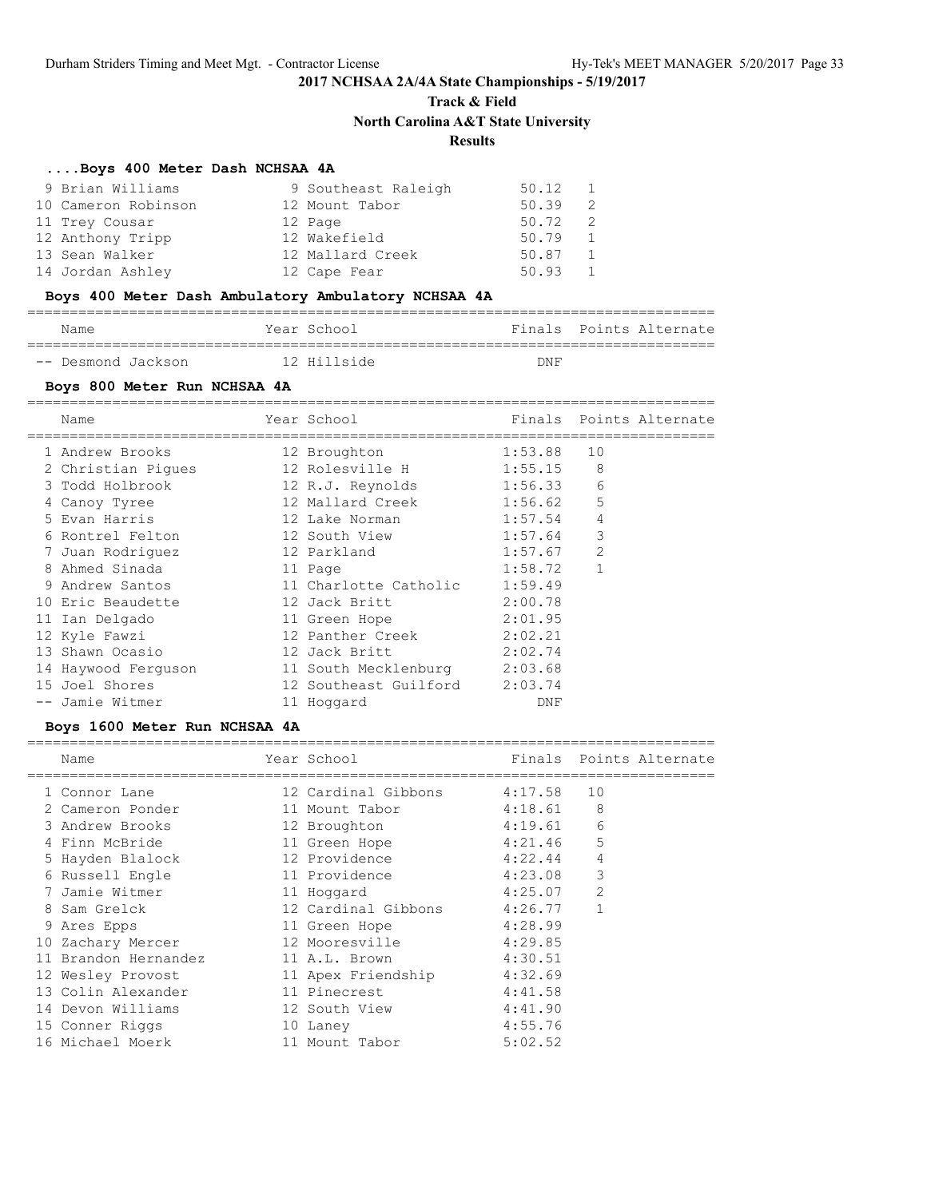**2017 NCHSAA 2A/4A State Championships - 5/19/2017**

**Track & Field**

**North Carolina A&T State University**

**Results**

### ....Boys 400 Meter Dash NCHSAA 4A

| Place | Name | Year | School | Finals | Heat |
|---|---|---|---|---|---|
| 9 | Brian Williams | 9 | Southeast Raleigh | 50.12 | 1 |
| 10 | Cameron Robinson | 12 | Mount Tabor | 50.39 | 2 |
| 11 | Trey Cousar | 12 | Page | 50.72 | 2 |
| 12 | Anthony Tripp | 12 | Wakefield | 50.79 | 1 |
| 13 | Sean Walker | 12 | Mallard Creek | 50.87 | 1 |
| 14 | Jordan Ashley | 12 | Cape Fear | 50.93 | 1 |

### Boys 400 Meter Dash Ambulatory Ambulatory NCHSAA 4A

| Place | Name | Year | School | Finals | Points | Alternate |
|---|---|---|---|---|---|---|
| -- | Desmond Jackson | 12 | Hillside | DNF | | |

### Boys 800 Meter Run NCHSAA 4A

| Place | Name | Year | School | Finals | Points | Alternate |
|---|---|---|---|---|---|---|
| 1 | Andrew Brooks | 12 | Broughton | 1:53.88 | 10 | |
| 2 | Christian Pigues | 12 | Rolesville H | 1:55.15 | 8 | |
| 3 | Todd Holbrook | 12 | R.J. Reynolds | 1:56.33 | 6 | |
| 4 | Canoy Tyree | 12 | Mallard Creek | 1:56.62 | 5 | |
| 5 | Evan Harris | 12 | Lake Norman | 1:57.54 | 4 | |
| 6 | Rontrel Felton | 12 | South View | 1:57.64 | 3 | |
| 7 | Juan Rodriguez | 12 | Parkland | 1:57.67 | 2 | |
| 8 | Ahmed Sinada | 11 | Page | 1:58.72 | 1 | |
| 9 | Andrew Santos | 11 | Charlotte Catholic | 1:59.49 | | |
| 10 | Eric Beaudette | 12 | Jack Britt | 2:00.78 | | |
| 11 | Ian Delgado | 11 | Green Hope | 2:01.95 | | |
| 12 | Kyle Fawzi | 12 | Panther Creek | 2:02.21 | | |
| 13 | Shawn Ocasio | 12 | Jack Britt | 2:02.74 | | |
| 14 | Haywood Ferguson | 11 | South Mecklenburg | 2:03.68 | | |
| 15 | Joel Shores | 12 | Southeast Guilford | 2:03.74 | | |
| -- | Jamie Witmer | 11 | Hoggard | DNF | | |

### Boys 1600 Meter Run NCHSAA 4A

| Place | Name | Year | School | Finals | Points | Alternate |
|---|---|---|---|---|---|---|
| 1 | Connor Lane | 12 | Cardinal Gibbons | 4:17.58 | 10 | |
| 2 | Cameron Ponder | 11 | Mount Tabor | 4:18.61 | 8 | |
| 3 | Andrew Brooks | 12 | Broughton | 4:19.61 | 6 | |
| 4 | Finn McBride | 11 | Green Hope | 4:21.46 | 5 | |
| 5 | Hayden Blalock | 12 | Providence | 4:22.44 | 4 | |
| 6 | Russell Engle | 11 | Providence | 4:23.08 | 3 | |
| 7 | Jamie Witmer | 11 | Hoggard | 4:25.07 | 2 | |
| 8 | Sam Grelck | 12 | Cardinal Gibbons | 4:26.77 | 1 | |
| 9 | Ares Epps | 11 | Green Hope | 4:28.99 | | |
| 10 | Zachary Mercer | 12 | Mooresville | 4:29.85 | | |
| 11 | Brandon Hernandez | 11 | A.L. Brown | 4:30.51 | | |
| 12 | Wesley Provost | 11 | Apex Friendship | 4:32.69 | | |
| 13 | Colin Alexander | 11 | Pinecrest | 4:41.58 | | |
| 14 | Devon Williams | 12 | South View | 4:41.90 | | |
| 15 | Conner Riggs | 10 | Laney | 4:55.76 | | |
| 16 | Michael Moerk | 11 | Mount Tabor | 5:02.52 | | |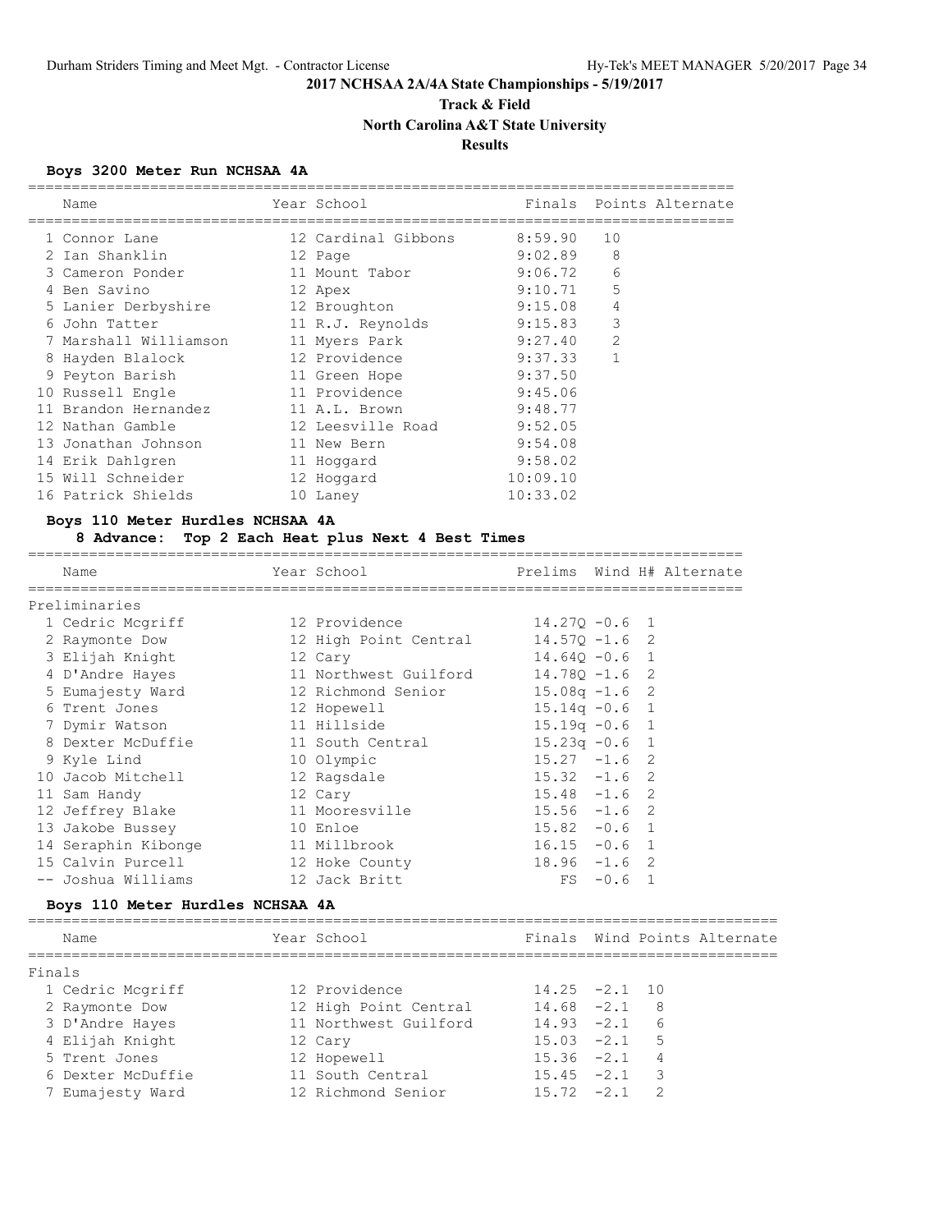## 2017 NCHSAA 2A/4A State Championships - 5/19/2017

### Track & Field

### North Carolina A&T State University

### Results

#### Boys 3200 Meter Run NCHSAA 4A

| | Name | Year | School | Finals | Points | Alternate |
|---|---|---|---|---|---|---|
| 1 | Connor Lane | 12 | Cardinal Gibbons | 8:59.90 | 10 | |
| 2 | Ian Shanklin | 12 | Page | 9:02.89 | 8 | |
| 3 | Cameron Ponder | 11 | Mount Tabor | 9:06.72 | 6 | |
| 4 | Ben Savino | 12 | Apex | 9:10.71 | 5 | |
| 5 | Lanier Derbyshire | 12 | Broughton | 9:15.08 | 4 | |
| 6 | John Tatter | 11 | R.J. Reynolds | 9:15.83 | 3 | |
| 7 | Marshall Williamson | 11 | Myers Park | 9:27.40 | 2 | |
| 8 | Hayden Blalock | 12 | Providence | 9:37.33 | 1 | |
| 9 | Peyton Barish | 11 | Green Hope | 9:37.50 | | |
| 10 | Russell Engle | 11 | Providence | 9:45.06 | | |
| 11 | Brandon Hernandez | 11 | A.L. Brown | 9:48.77 | | |
| 12 | Nathan Gamble | 12 | Leesville Road | 9:52.05 | | |
| 13 | Jonathan Johnson | 11 | New Bern | 9:54.08 | | |
| 14 | Erik Dahlgren | 11 | Hoggard | 9:58.02 | | |
| 15 | Will Schneider | 12 | Hoggard | 10:09.10 | | |
| 16 | Patrick Shields | 10 | Laney | 10:33.02 | | |

#### Boys 110 Meter Hurdles NCHSAA 4A

**8 Advance: Top 2 Each Heat plus Next 4 Best Times**

Preliminaries

| | Name | Year | School | Prelims | Wind | H# | Alternate |
|---|---|---|---|---|---|---|---|
| 1 | Cedric Mcgriff | 12 | Providence | 14.27Q | -0.6 | 1 | |
| 2 | Raymonte Dow | 12 | High Point Central | 14.57Q | -1.6 | 2 | |
| 3 | Elijah Knight | 12 | Cary | 14.64Q | -0.6 | 1 | |
| 4 | D'Andre Hayes | 11 | Northwest Guilford | 14.78Q | -1.6 | 2 | |
| 5 | Eumajesty Ward | 12 | Richmond Senior | 15.08q | -1.6 | 2 | |
| 6 | Trent Jones | 12 | Hopewell | 15.14q | -0.6 | 1 | |
| 7 | Dymir Watson | 11 | Hillside | 15.19q | -0.6 | 1 | |
| 8 | Dexter McDuffie | 11 | South Central | 15.23q | -0.6 | 1 | |
| 9 | Kyle Lind | 10 | Olympic | 15.27 | -1.6 | 2 | |
| 10 | Jacob Mitchell | 12 | Ragsdale | 15.32 | -1.6 | 2 | |
| 11 | Sam Handy | 12 | Cary | 15.48 | -1.6 | 2 | |
| 12 | Jeffrey Blake | 11 | Mooresville | 15.56 | -1.6 | 2 | |
| 13 | Jakobe Bussey | 10 | Enloe | 15.82 | -0.6 | 1 | |
| 14 | Seraphin Kibonge | 11 | Millbrook | 16.15 | -0.6 | 1 | |
| 15 | Calvin Purcell | 12 | Hoke County | 18.96 | -1.6 | 2 | |
| -- | Joshua Williams | 12 | Jack Britt | FS | -0.6 | 1 | |

#### Boys 110 Meter Hurdles NCHSAA 4A

Finals

| | Name | Year | School | Finals | Wind | Points | Alternate |
|---|---|---|---|---|---|---|---|
| 1 | Cedric Mcgriff | 12 | Providence | 14.25 | -2.1 | 10 | |
| 2 | Raymonte Dow | 12 | High Point Central | 14.68 | -2.1 | 8 | |
| 3 | D'Andre Hayes | 11 | Northwest Guilford | 14.93 | -2.1 | 6 | |
| 4 | Elijah Knight | 12 | Cary | 15.03 | -2.1 | 5 | |
| 5 | Trent Jones | 12 | Hopewell | 15.36 | -2.1 | 4 | |
| 6 | Dexter McDuffie | 11 | South Central | 15.45 | -2.1 | 3 | |
| 7 | Eumajesty Ward | 12 | Richmond Senior | 15.72 | -2.1 | 2 | |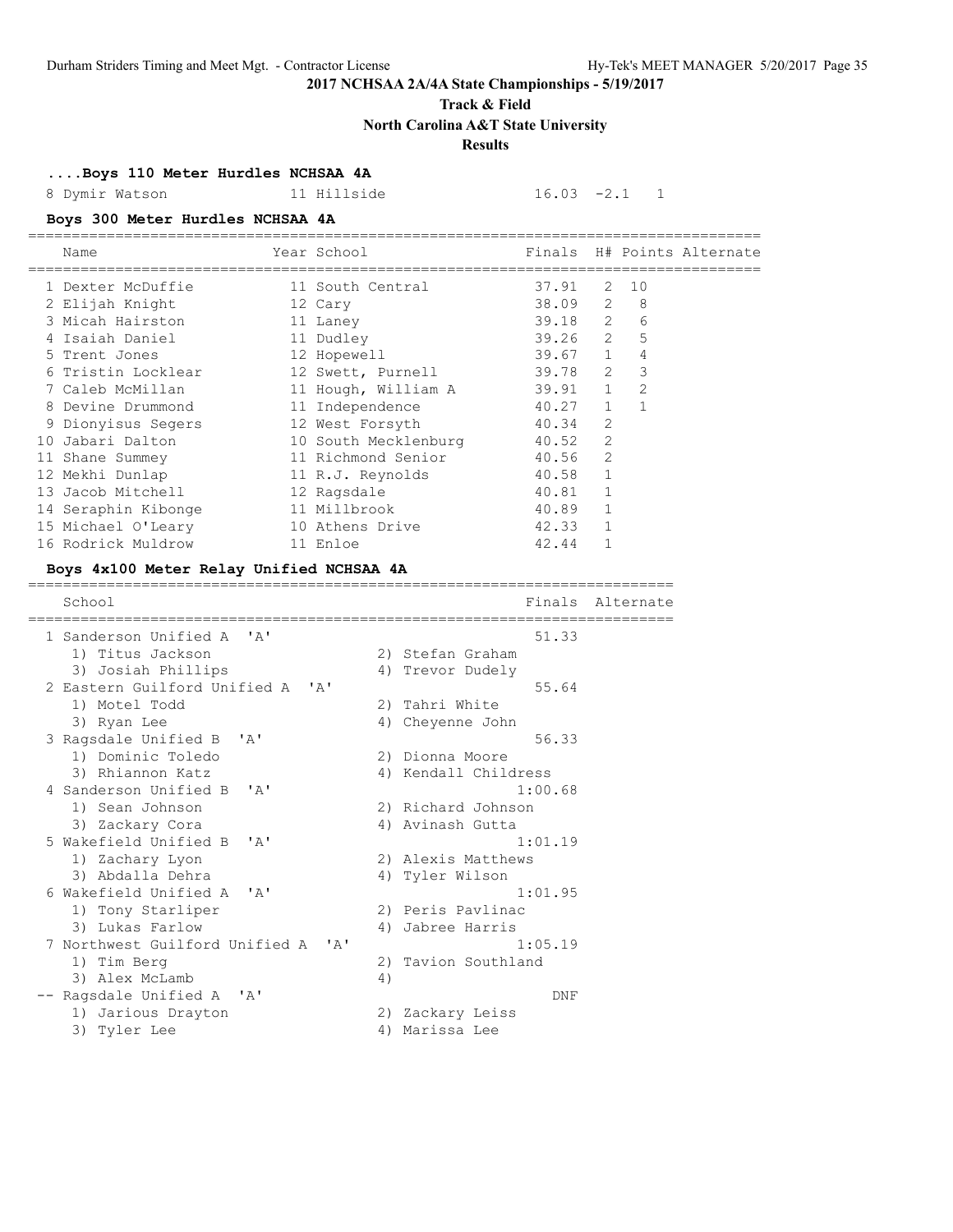2017 NCHSAA 2A/4A State Championships - 5/19/2017

Track & Field

North Carolina A&T State University

Results

### ....Boys 110 Meter Hurdles NCHSAA 4A

| Place | Name | Year | School | Finals | Wind | H# |
|---|---|---|---|---|---|---|
| 8 | Dymir Watson | 11 | Hillside | 16.03 | -2.1 | 1 |

### Boys 300 Meter Hurdles NCHSAA 4A

| Place | Name | Year | School | Finals | H# | Points | Alternate |
|---|---|---|---|---|---|---|---|
| 1 | Dexter McDuffie | 11 | South Central | 37.91 | 2 | 10 | |
| 2 | Elijah Knight | 12 | Cary | 38.09 | 2 | 8 | |
| 3 | Micah Hairston | 11 | Laney | 39.18 | 2 | 6 | |
| 4 | Isaiah Daniel | 11 | Dudley | 39.26 | 2 | 5 | |
| 5 | Trent Jones | 12 | Hopewell | 39.67 | 1 | 4 | |
| 6 | Tristin Locklear | 12 | Swett, Purnell | 39.78 | 2 | 3 | |
| 7 | Caleb McMillan | 11 | Hough, William A | 39.91 | 1 | 2 | |
| 8 | Devine Drummond | 11 | Independence | 40.27 | 1 | 1 | |
| 9 | Dionyisus Segers | 12 | West Forsyth | 40.34 | 2 | | |
| 10 | Jabari Dalton | 10 | South Mecklenburg | 40.52 | 2 | | |
| 11 | Shane Summey | 11 | Richmond Senior | 40.56 | 2 | | |
| 12 | Mekhi Dunlap | 11 | R.J. Reynolds | 40.58 | 1 | | |
| 13 | Jacob Mitchell | 12 | Ragsdale | 40.81 | 1 | | |
| 14 | Seraphin Kibonge | 11 | Millbrook | 40.89 | 1 | | |
| 15 | Michael O'Leary | 10 | Athens Drive | 42.33 | 1 | | |
| 16 | Rodrick Muldrow | 11 | Enloe | 42.44 | 1 | | |

### Boys 4x100 Meter Relay Unified NCHSAA 4A

| Place | School | Finals | Alternate |
|---|---|---|---|
| 1 | Sanderson Unified A 'A' | 51.33 | |
| | 1) Titus Jackson, 2) Stefan Graham, 3) Josiah Phillips, 4) Trevor Dudely | | |
| 2 | Eastern Guilford Unified A 'A' | 55.64 | |
| | 1) Motel Todd, 2) Tahri White, 3) Ryan Lee, 4) Cheyenne John | | |
| 3 | Ragsdale Unified B 'A' | 56.33 | |
| | 1) Dominic Toledo, 2) Dionna Moore, 3) Rhiannon Katz, 4) Kendall Childress | | |
| 4 | Sanderson Unified B 'A' | 1:00.68 | |
| | 1) Sean Johnson, 2) Richard Johnson, 3) Zackary Cora, 4) Avinash Gutta | | |
| 5 | Wakefield Unified B 'A' | 1:01.19 | |
| | 1) Zachary Lyon, 2) Alexis Matthews, 3) Abdalla Dehra, 4) Tyler Wilson | | |
| 6 | Wakefield Unified A 'A' | 1:01.95 | |
| | 1) Tony Starliper, 2) Peris Pavlinac, 3) Lukas Farlow, 4) Jabree Harris | | |
| 7 | Northwest Guilford Unified A 'A' | 1:05.19 | |
| | 1) Tim Berg, 2) Tavion Southland, 3) Alex McLamb, 4) | | |
| -- | Ragsdale Unified A 'A' | DNF | |
| | 1) Jarious Drayton, 2) Zackary Leiss, 3) Tyler Lee, 4) Marissa Lee | | |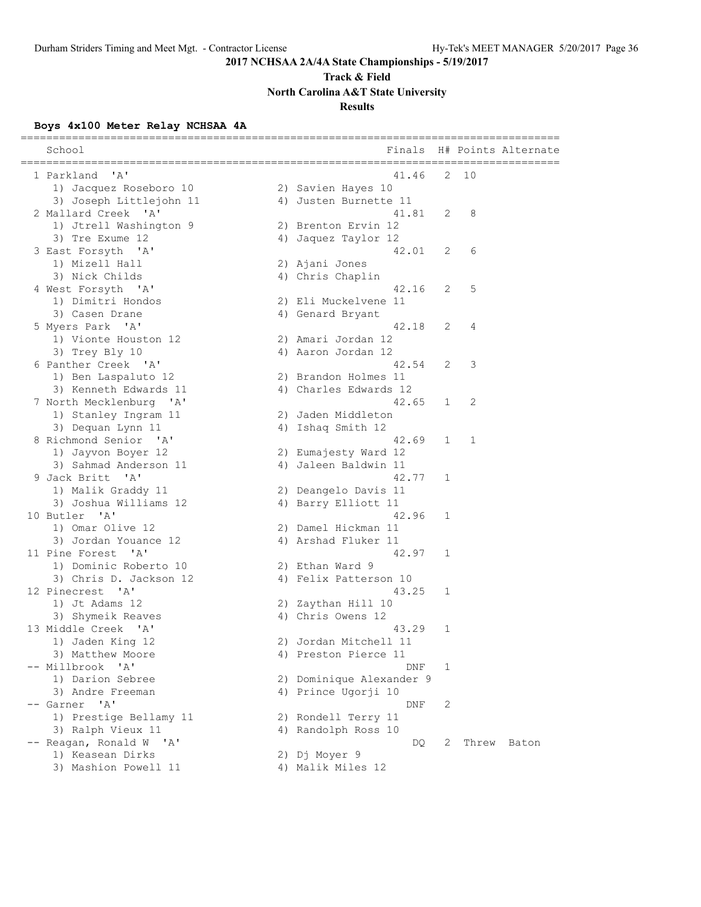**2017 NCHSAA 2A/4A State Championships - 5/19/2017**

**Track & Field**

**North Carolina A&T State University**

**Results**

### Boys 4x100 Meter Relay NCHSAA 4A

```
===================================================================================
   School                                            Finals  H# Points Alternate
===================================================================================
  1 Parkland  'A'                                      41.46   2  10
     1) Jacquez Roseboro 10             2) Savien Hayes 10
     3) Joseph Littlejohn 11            4) Justen Burnette 11
  2 Mallard Creek  'A'                                 41.81   2   8
     1) Jtrell Washington 9             2) Brenton Ervin 12
     3) Tre Exume 12                    4) Jaquez Taylor 12
  3 East Forsyth  'A'                                  42.01   2   6
     1) Mizell Hall                     2) Ajani Jones
     3) Nick Childs                     4) Chris Chaplin
  4 West Forsyth  'A'                                  42.16   2   5
     1) Dimitri Hondos                  2) Eli Muckelvene 11
     3) Casen Drane                     4) Genard Bryant
  5 Myers Park  'A'                                    42.18   2   4
     1) Vionte Houston 12               2) Amari Jordan 12
     3) Trey Bly 10                     4) Aaron Jordan 12
  6 Panther Creek  'A'                                 42.54   2   3
     1) Ben Laspaluto 12                2) Brandon Holmes 11
     3) Kenneth Edwards 11              4) Charles Edwards 12
  7 North Mecklenburg  'A'                             42.65   1   2
     1) Stanley Ingram 11               2) Jaden Middleton
     3) Dequan Lynn 11                  4) Ishaq Smith 12
  8 Richmond Senior  'A'                               42.69   1   1
     1) Jayvon Boyer 12                 2) Eumajesty Ward 12
     3) Sahmad Anderson 11              4) Jaleen Baldwin 11
  9 Jack Britt  'A'                                    42.77   1
     1) Malik Graddy 11                 2) Deangelo Davis 11
     3) Joshua Williams 12              4) Barry Elliott 11
 10 Butler  'A'                                        42.96   1
     1) Omar Olive 12                   2) Damel Hickman 11
     3) Jordan Youance 12               4) Arshad Fluker 11
 11 Pine Forest  'A'                                   42.97   1
     1) Dominic Roberto 10              2) Ethan Ward 9
     3) Chris D. Jackson 12             4) Felix Patterson 10
 12 Pinecrest  'A'                                     43.25   1
     1) Jt Adams 12                     2) Zaythan Hill 10
     3) Shymeik Reaves                  4) Chris Owens 12
 13 Middle Creek  'A'                                  43.29   1
     1) Jaden King 12                   2) Jordan Mitchell 11
     3) Matthew Moore                   4) Preston Pierce 11
 -- Millbrook  'A'                                       DNF   1
     1) Darion Sebree                   2) Dominique Alexander 9
     3) Andre Freeman                   4) Prince Ugorji 10
 -- Garner  'A'                                          DNF   2
     1) Prestige Bellamy 11             2) Rondell Terry 11
     3) Ralph Vieux 11                  4) Randolph Ross 10
 -- Reagan, Ronald W  'A'                                 DQ   2  Threw  Baton
     1) Keasean Dirks                   2) Dj Moyer 9
     3) Mashion Powell 11               4) Malik Miles 12
```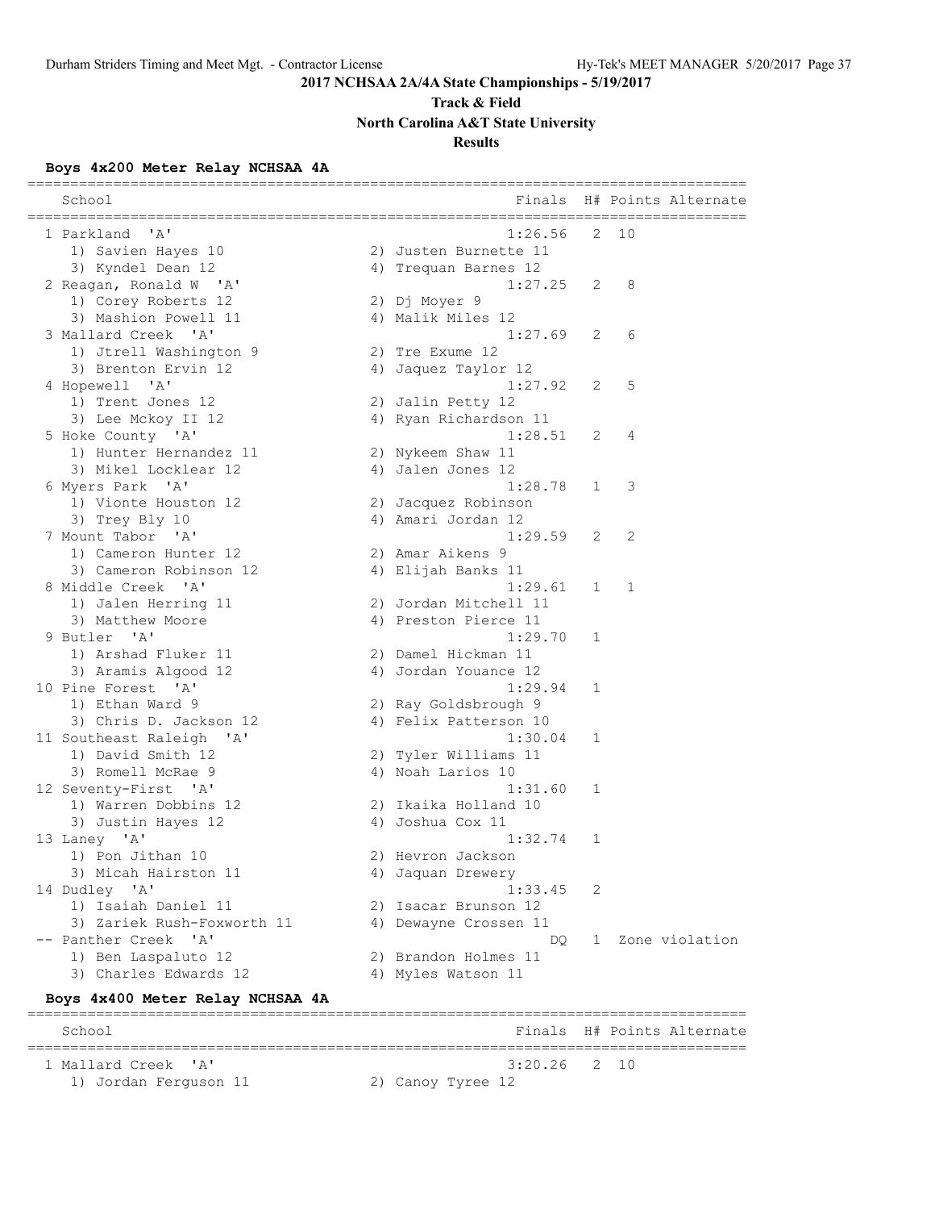**2017 NCHSAA 2A/4A State Championships - 5/19/2017**

**Track & Field**

**North Carolina A&T State University**

**Results**

### Boys 4x200 Meter Relay NCHSAA 4A

| | School | Finals | H# | Points | Alternate |
|---|---|---|---|---|---|
| 1 | Parkland 'A' | 1:26.56 | 2 | 10 | |
| | 1) Savien Hayes 10; 2) Justen Burnette 11; 3) Kyndel Dean 12; 4) Trequan Barnes 12 | | | | |
| 2 | Reagan, Ronald W 'A' | 1:27.25 | 2 | 8 | |
| | 1) Corey Roberts 12; 2) Dj Moyer 9; 3) Mashion Powell 11; 4) Malik Miles 12 | | | | |
| 3 | Mallard Creek 'A' | 1:27.69 | 2 | 6 | |
| | 1) Jtrell Washington 9; 2) Tre Exume 12; 3) Brenton Ervin 12; 4) Jaquez Taylor 12 | | | | |
| 4 | Hopewell 'A' | 1:27.92 | 2 | 5 | |
| | 1) Trent Jones 12; 2) Jalin Petty 12; 3) Lee Mckoy II 12; 4) Ryan Richardson 11 | | | | |
| 5 | Hoke County 'A' | 1:28.51 | 2 | 4 | |
| | 1) Hunter Hernandez 11; 2) Nykeem Shaw 11; 3) Mikel Locklear 12; 4) Jalen Jones 12 | | | | |
| 6 | Myers Park 'A' | 1:28.78 | 1 | 3 | |
| | 1) Vionte Houston 12; 2) Jacquez Robinson; 3) Trey Bly 10; 4) Amari Jordan 12 | | | | |
| 7 | Mount Tabor 'A' | 1:29.59 | 2 | 2 | |
| | 1) Cameron Hunter 12; 2) Amar Aikens 9; 3) Cameron Robinson 12; 4) Elijah Banks 11 | | | | |
| 8 | Middle Creek 'A' | 1:29.61 | 1 | 1 | |
| | 1) Jalen Herring 11; 2) Jordan Mitchell 11; 3) Matthew Moore; 4) Preston Pierce 11 | | | | |
| 9 | Butler 'A' | 1:29.70 | 1 | | |
| | 1) Arshad Fluker 11; 2) Damel Hickman 11; 3) Aramis Algood 12; 4) Jordan Youance 12 | | | | |
| 10 | Pine Forest 'A' | 1:29.94 | 1 | | |
| | 1) Ethan Ward 9; 2) Ray Goldsbrough 9; 3) Chris D. Jackson 12; 4) Felix Patterson 10 | | | | |
| 11 | Southeast Raleigh 'A' | 1:30.04 | 1 | | |
| | 1) David Smith 12; 2) Tyler Williams 11; 3) Romell McRae 9; 4) Noah Larios 10 | | | | |
| 12 | Seventy-First 'A' | 1:31.60 | 1 | | |
| | 1) Warren Dobbins 12; 2) Ikaika Holland 10; 3) Justin Hayes 12; 4) Joshua Cox 11 | | | | |
| 13 | Laney 'A' | 1:32.74 | 1 | | |
| | 1) Pon Jithan 10; 2) Hevron Jackson; 3) Micah Hairston 11; 4) Jaquan Drewery | | | | |
| 14 | Dudley 'A' | 1:33.45 | 2 | | |
| | 1) Isaiah Daniel 11; 2) Isacar Brunson 12; 3) Zariek Rush-Foxworth 11; 4) Dewayne Crossen 11 | | | | |
| -- | Panther Creek 'A' | DQ | 1 | | Zone violation |
| | 1) Ben Laspaluto 12; 2) Brandon Holmes 11; 3) Charles Edwards 12; 4) Myles Watson 11 | | | | |

### Boys 4x400 Meter Relay NCHSAA 4A

| | School | Finals | H# | Points | Alternate |
|---|---|---|---|---|---|
| 1 | Mallard Creek 'A' | 3:20.26 | 2 | 10 | |
| | 1) Jordan Ferguson 11; 2) Canoy Tyree 12 | | | | |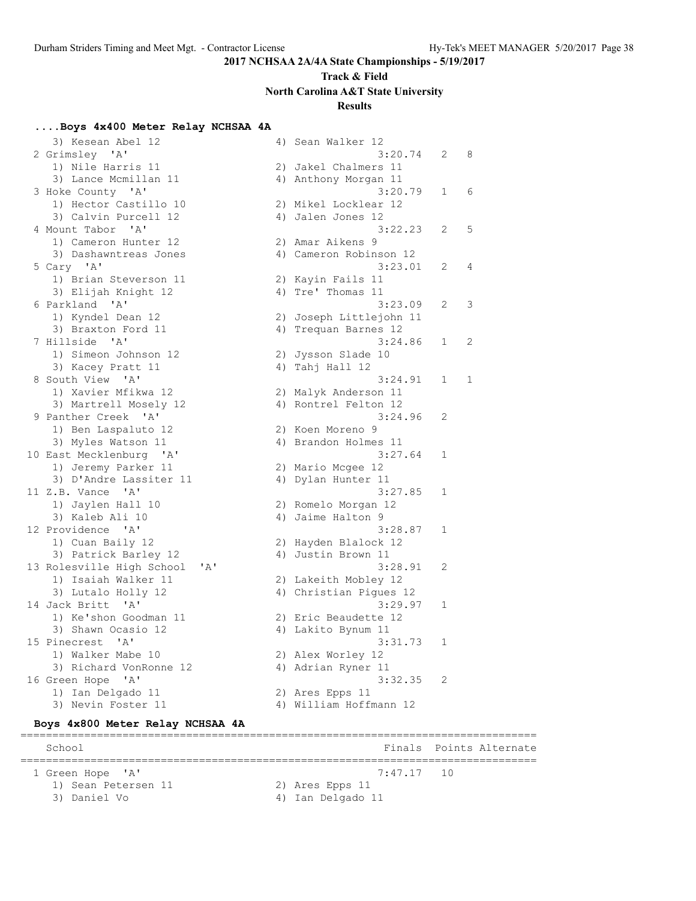# 2017 NCHSAA 2A/4A State Championships - 5/19/2017

## Track & Field

## North Carolina A&T State University

## Results

### ....Boys 4x400 Meter Relay NCHSAA 4A

```
   3) Kesean Abel 12                  4) Sean Walker 12
 2 Grimsley  'A'                                 3:20.74   2   8
   1) Nile Harris 11                  2) Jakel Chalmers 11
   3) Lance Mcmillan 11               4) Anthony Morgan 11
 3 Hoke County  'A'                              3:20.79   1   6
   1) Hector Castillo 10              2) Mikel Locklear 12
   3) Calvin Purcell 12               4) Jalen Jones 12
 4 Mount Tabor  'A'                              3:22.23   2   5
   1) Cameron Hunter 12               2) Amar Aikens 9
   3) Dashawntreas Jones              4) Cameron Robinson 12
 5 Cary  'A'                                     3:23.01   2   4
   1) Brian Steverson 11              2) Kayin Fails 11
   3) Elijah Knight 12                4) Tre' Thomas 11
 6 Parkland  'A'                                 3:23.09   2   3
   1) Kyndel Dean 12                  2) Joseph Littlejohn 11
   3) Braxton Ford 11                 4) Trequan Barnes 12
 7 Hillside  'A'                                 3:24.86   1   2
   1) Simeon Johnson 12               2) Jysson Slade 10
   3) Kacey Pratt 11                  4) Tahj Hall 12
 8 South View  'A'                               3:24.91   1   1
   1) Xavier Mfikwa 12                2) Malyk Anderson 11
   3) Martrell Mosely 12              4) Rontrel Felton 12
 9 Panther Creek  'A'                            3:24.96   2
   1) Ben Laspaluto 12                2) Koen Moreno 9
   3) Myles Watson 11                 4) Brandon Holmes 11
10 East Mecklenburg  'A'                         3:27.64   1
   1) Jeremy Parker 11                2) Mario Mcgee 12
   3) D'Andre Lassiter 11             4) Dylan Hunter 11
11 Z.B. Vance  'A'                               3:27.85   1
   1) Jaylen Hall 10                  2) Romelo Morgan 12
   3) Kaleb Ali 10                    4) Jaime Halton 9
12 Providence  'A'                               3:28.87   1
   1) Cuan Baily 12                   2) Hayden Blalock 12
   3) Patrick Barley 12               4) Justin Brown 11
13 Rolesville High School  'A'                   3:28.91   2
   1) Isaiah Walker 11                2) Lakeith Mobley 12
   3) Lutalo Holly 12                 4) Christian Pigues 12
14 Jack Britt  'A'                               3:29.97   1
   1) Ke'shon Goodman 11              2) Eric Beaudette 12
   3) Shawn Ocasio 12                 4) Lakito Bynum 11
15 Pinecrest  'A'                                3:31.73   1
   1) Walker Mabe 10                  2) Alex Worley 12
   3) Richard VonRonne 12             4) Adrian Ryner 11
16 Green Hope  'A'                               3:32.35   2
   1) Ian Delgado 11                  2) Ares Epps 11
   3) Nevin Foster 11                 4) William Hoffmann 12
```

### Boys 4x800 Meter Relay NCHSAA 4A

```
================================================================================
    School                                           Finals  Points Alternate
================================================================================
  1 Green Hope  'A'                                 7:47.17   10
    1) Sean Petersen 11                2) Ares Epps 11
    3) Daniel Vo                       4) Ian Delgado 11
```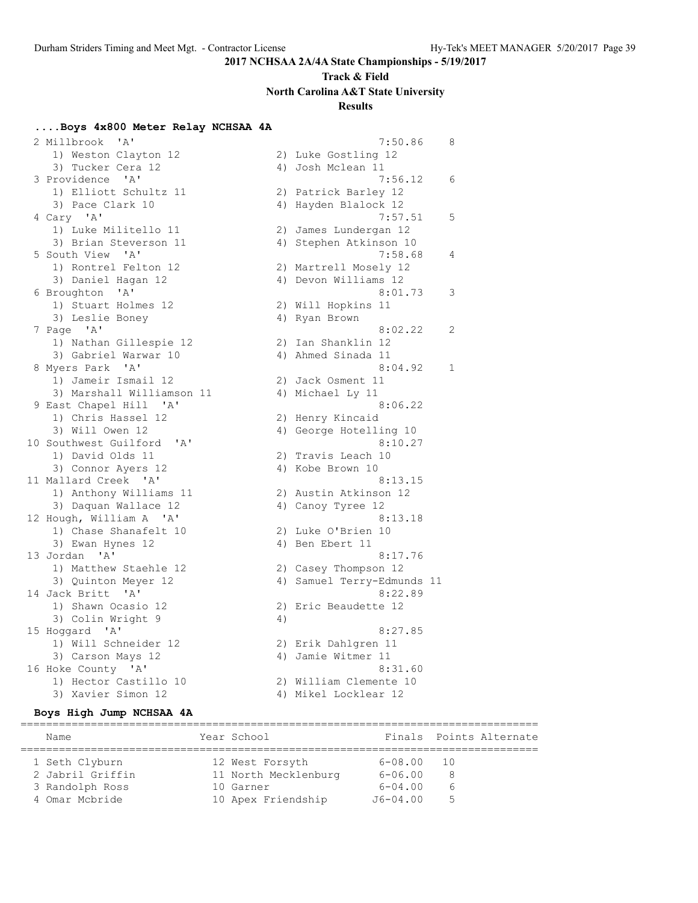## 2017 NCHSAA 2A/4A State Championships - 5/19/2017

### Track & Field

### North Carolina A&T State University

### Results

#### ....Boys 4x800 Meter Relay NCHSAA 4A

```
 2 Millbrook  'A'                                      7:50.86    8 
    1) Weston Clayton 12              2) Luke Gostling 12             
    3) Tucker Cera 12                 4) Josh Mclean 11               
 3 Providence  'A'                                     7:56.12    6 
    1) Elliott Schultz 11             2) Patrick Barley 12            
    3) Pace Clark 10                  4) Hayden Blalock 12            
 4 Cary  'A'                                           7:57.51    5 
    1) Luke Militello 11              2) James Lundergan 12           
    3) Brian Steverson 11             4) Stephen Atkinson 10          
 5 South View  'A'                                     7:58.68    4 
    1) Rontrel Felton 12              2) Martrell Mosely 12           
    3) Daniel Hagan 12                4) Devon Williams 12            
 6 Broughton  'A'                                      8:01.73    3 
    1) Stuart Holmes 12               2) Will Hopkins 11              
    3) Leslie Boney                   4) Ryan Brown                   
 7 Page  'A'                                           8:02.22    2 
    1) Nathan Gillespie 12            2) Ian Shanklin 12              
    3) Gabriel Warwar 10              4) Ahmed Sinada 11              
 8 Myers Park  'A'                                     8:04.92    1 
    1) Jameir Ismail 12               2) Jack Osment 11               
    3) Marshall Williamson 11         4) Michael Ly 11                
 9 East Chapel Hill  'A'                               8:06.22      
    1) Chris Hassel 12                2) Henry Kincaid                
    3) Will Owen 12                   4) George Hotelling 10          
10 Southwest Guilford  'A'                             8:10.27      
    1) David Olds 11                  2) Travis Leach 10              
    3) Connor Ayers 12                4) Kobe Brown 10                
11 Mallard Creek  'A'                                  8:13.15      
    1) Anthony Williams 11            2) Austin Atkinson 12           
    3) Daquan Wallace 12              4) Canoy Tyree 12               
12 Hough, William A  'A'                               8:13.18      
    1) Chase Shanafelt 10             2) Luke O'Brien 10              
    3) Ewan Hynes 12                  4) Ben Ebert 11                 
13 Jordan  'A'                                         8:17.76      
    1) Matthew Staehle 12             2) Casey Thompson 12            
    3) Quinton Meyer 12               4) Samuel Terry-Edmunds 11      
14 Jack Britt  'A'                                     8:22.89      
    1) Shawn Ocasio 12                2) Eric Beaudette 12            
    3) Colin Wright 9                 4)                              
15 Hoggard  'A'                                        8:27.85      
    1) Will Schneider 12              2) Erik Dahlgren 11             
    3) Carson Mays 12                 4) Jamie Witmer 11              
16 Hoke County  'A'                                    8:31.60      
    1) Hector Castillo 10             2) William Clemente 10          
    3) Xavier Simon 12                4) Mikel Locklear 12            
```

#### Boys High Jump NCHSAA 4A

| Name | Year | School | Finals | Points | Alternate |
|---|---|---|---|---|---|
| 1 Seth Clyburn | 12 | West Forsyth | 6-08.00 | 10 | |
| 2 Jabril Griffin | 11 | North Mecklenburg | 6-06.00 | 8 | |
| 3 Randolph Ross | 10 | Garner | 6-04.00 | 6 | |
| 4 Omar Mcbride | 10 | Apex Friendship | J6-04.00 | 5 | |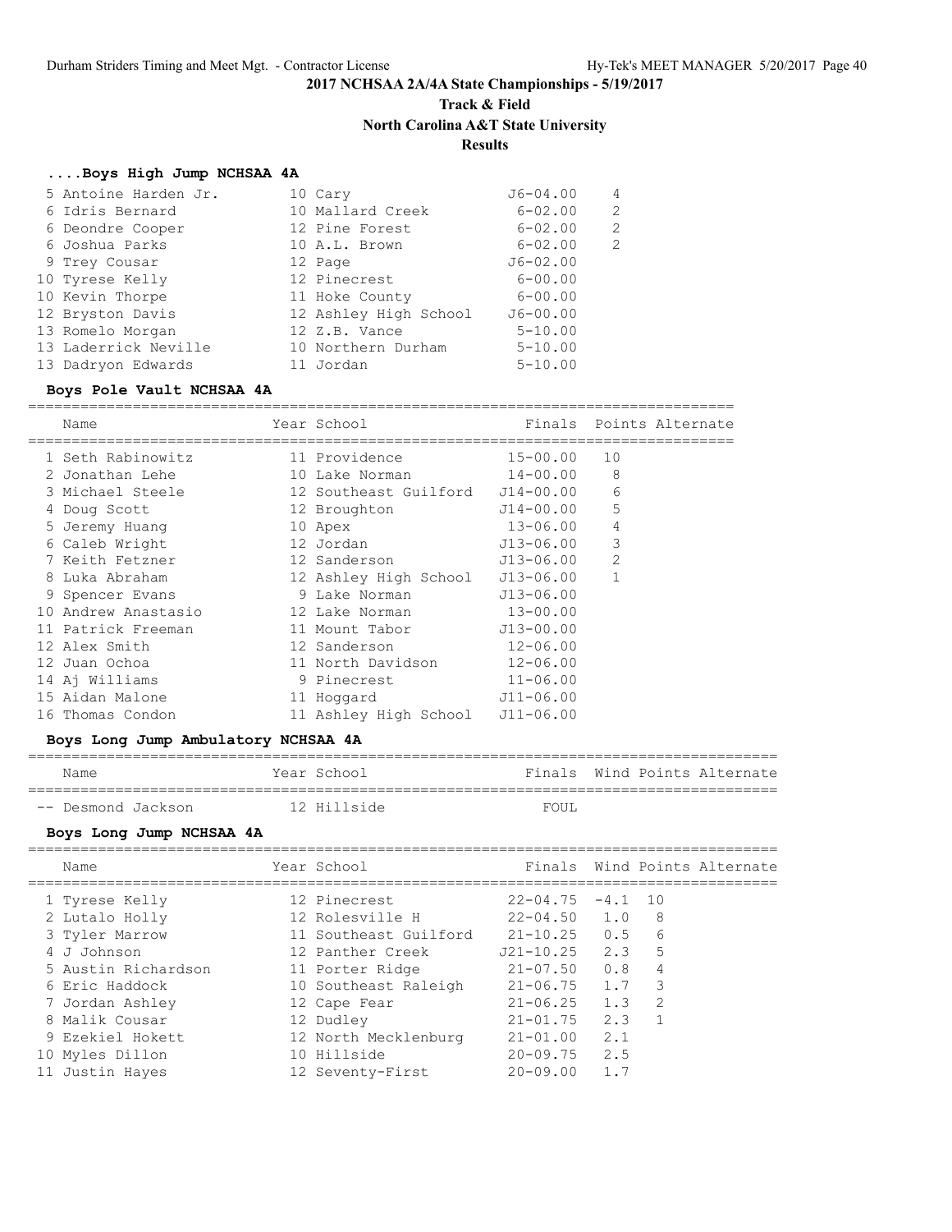**2017 NCHSAA 2A/4A State Championships - 5/19/2017**

**Track & Field**

**North Carolina A&T State University**

**Results**

### ....Boys High Jump NCHSAA 4A

| Place | Name | Year | School | Finals | Points |
|---|---|---|---|---|---|
| 5 | Antoine Harden Jr. | 10 | Cary | J6-04.00 | 4 |
| 6 | Idris Bernard | 10 | Mallard Creek | 6-02.00 | 2 |
| 6 | Deondre Cooper | 12 | Pine Forest | 6-02.00 | 2 |
| 6 | Joshua Parks | 10 | A.L. Brown | 6-02.00 | 2 |
| 9 | Trey Cousar | 12 | Page | J6-02.00 | |
| 10 | Tyrese Kelly | 12 | Pinecrest | 6-00.00 | |
| 10 | Kevin Thorpe | 11 | Hoke County | 6-00.00 | |
| 12 | Bryston Davis | 12 | Ashley High School | J6-00.00 | |
| 13 | Romelo Morgan | 12 | Z.B. Vance | 5-10.00 | |
| 13 | Laderrick Neville | 10 | Northern Durham | 5-10.00 | |
| 13 | Dadryon Edwards | 11 | Jordan | 5-10.00 | |

### Boys Pole Vault NCHSAA 4A

| Place | Name | Year | School | Finals | Points | Alternate |
|---|---|---|---|---|---|---|
| 1 | Seth Rabinowitz | 11 | Providence | 15-00.00 | 10 | |
| 2 | Jonathan Lehe | 10 | Lake Norman | 14-00.00 | 8 | |
| 3 | Michael Steele | 12 | Southeast Guilford | J14-00.00 | 6 | |
| 4 | Doug Scott | 12 | Broughton | J14-00.00 | 5 | |
| 5 | Jeremy Huang | 10 | Apex | 13-06.00 | 4 | |
| 6 | Caleb Wright | 12 | Jordan | J13-06.00 | 3 | |
| 7 | Keith Fetzner | 12 | Sanderson | J13-06.00 | 2 | |
| 8 | Luka Abraham | 12 | Ashley High School | J13-06.00 | 1 | |
| 9 | Spencer Evans | 9 | Lake Norman | J13-06.00 | | |
| 10 | Andrew Anastasio | 12 | Lake Norman | 13-00.00 | | |
| 11 | Patrick Freeman | 11 | Mount Tabor | J13-00.00 | | |
| 12 | Alex Smith | 12 | Sanderson | 12-06.00 | | |
| 12 | Juan Ochoa | 11 | North Davidson | 12-06.00 | | |
| 14 | Aj Williams | 9 | Pinecrest | 11-06.00 | | |
| 15 | Aidan Malone | 11 | Hoggard | J11-06.00 | | |
| 16 | Thomas Condon | 11 | Ashley High School | J11-06.00 | | |

### Boys Long Jump Ambulatory NCHSAA 4A

| Place | Name | Year | School | Finals | Wind | Points | Alternate |
|---|---|---|---|---|---|---|---|
| -- | Desmond Jackson | 12 | Hillside | FOUL | | | |

### Boys Long Jump NCHSAA 4A

| Place | Name | Year | School | Finals | Wind | Points | Alternate |
|---|---|---|---|---|---|---|---|
| 1 | Tyrese Kelly | 12 | Pinecrest | 22-04.75 | -4.1 | 10 | |
| 2 | Lutalo Holly | 12 | Rolesville H | 22-04.50 | 1.0 | 8 | |
| 3 | Tyler Marrow | 11 | Southeast Guilford | 21-10.25 | 0.5 | 6 | |
| 4 | J Johnson | 12 | Panther Creek | J21-10.25 | 2.3 | 5 | |
| 5 | Austin Richardson | 11 | Porter Ridge | 21-07.50 | 0.8 | 4 | |
| 6 | Eric Haddock | 10 | Southeast Raleigh | 21-06.75 | 1.7 | 3 | |
| 7 | Jordan Ashley | 12 | Cape Fear | 21-06.25 | 1.3 | 2 | |
| 8 | Malik Cousar | 12 | Dudley | 21-01.75 | 2.3 | 1 | |
| 9 | Ezekiel Hokett | 12 | North Mecklenburg | 21-01.00 | 2.1 | | |
| 10 | Myles Dillon | 10 | Hillside | 20-09.75 | 2.5 | | |
| 11 | Justin Hayes | 12 | Seventy-First | 20-09.00 | 1.7 | | |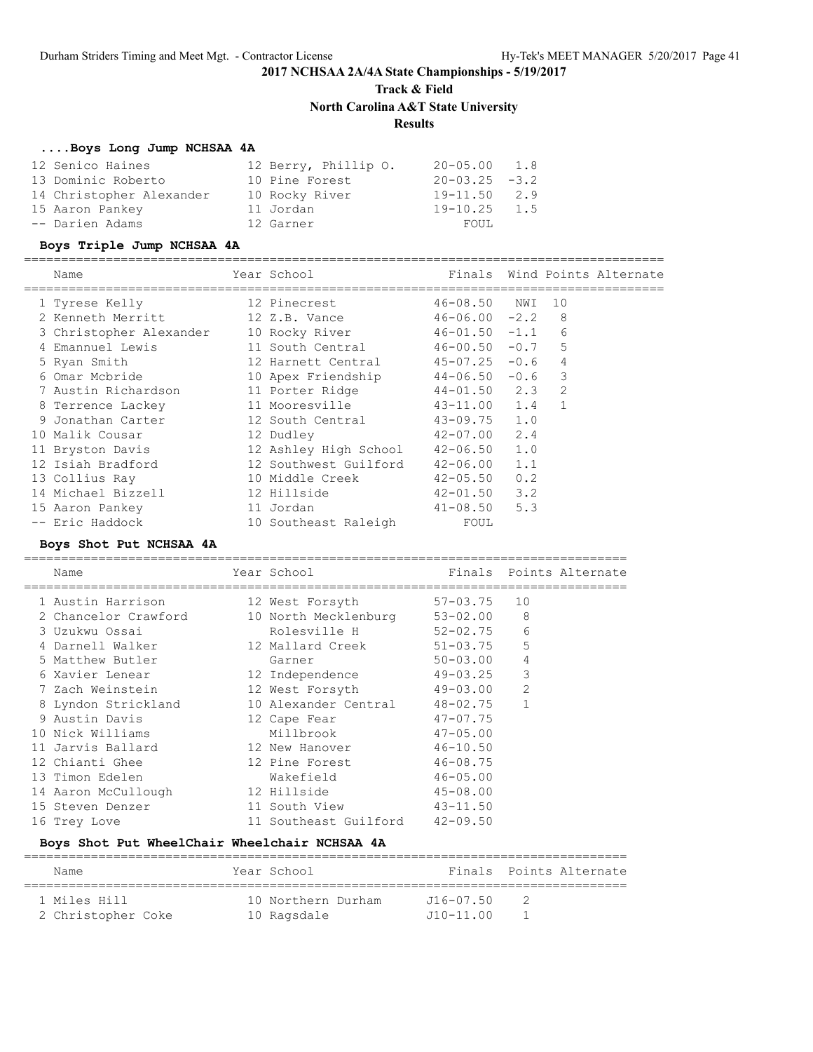## 2017 NCHSAA 2A/4A State Championships - 5/19/2017

### Track & Field

### North Carolina A&T State University

### Results

#### ....Boys Long Jump NCHSAA 4A

| Place | Name | Year | School | Finals | Wind |
|---|---|---|---|---|---|
| 12 | Senico Haines | 12 | Berry, Phillip O. | 20-05.00 | 1.8 |
| 13 | Dominic Roberto | 10 | Pine Forest | 20-03.25 | -3.2 |
| 14 | Christopher Alexander | 10 | Rocky River | 19-11.50 | 2.9 |
| 15 | Aaron Pankey | 11 | Jordan | 19-10.25 | 1.5 |
| -- | Darien Adams | 12 | Garner | FOUL | |

#### Boys Triple Jump NCHSAA 4A

| Place | Name | Year | School | Finals | Wind | Points | Alternate |
|---|---|---|---|---|---|---|---|
| 1 | Tyrese Kelly | 12 | Pinecrest | 46-08.50 | NWI | 10 | |
| 2 | Kenneth Merritt | 12 | Z.B. Vance | 46-06.00 | -2.2 | 8 | |
| 3 | Christopher Alexander | 10 | Rocky River | 46-01.50 | -1.1 | 6 | |
| 4 | Emannuel Lewis | 11 | South Central | 46-00.50 | -0.7 | 5 | |
| 5 | Ryan Smith | 12 | Harnett Central | 45-07.25 | -0.6 | 4 | |
| 6 | Omar Mcbride | 10 | Apex Friendship | 44-06.50 | -0.6 | 3 | |
| 7 | Austin Richardson | 11 | Porter Ridge | 44-01.50 | 2.3 | 2 | |
| 8 | Terrence Lackey | 11 | Mooresville | 43-11.00 | 1.4 | 1 | |
| 9 | Jonathan Carter | 12 | South Central | 43-09.75 | 1.0 | | |
| 10 | Malik Cousar | 12 | Dudley | 42-07.00 | 2.4 | | |
| 11 | Bryston Davis | 12 | Ashley High School | 42-06.50 | 1.0 | | |
| 12 | Isiah Bradford | 12 | Southwest Guilford | 42-06.00 | 1.1 | | |
| 13 | Collius Ray | 10 | Middle Creek | 42-05.50 | 0.2 | | |
| 14 | Michael Bizzell | 12 | Hillside | 42-01.50 | 3.2 | | |
| 15 | Aaron Pankey | 11 | Jordan | 41-08.50 | 5.3 | | |
| -- | Eric Haddock | 10 | Southeast Raleigh | FOUL | | | |

#### Boys Shot Put NCHSAA 4A

| Place | Name | Year | School | Finals | Points | Alternate |
|---|---|---|---|---|---|---|
| 1 | Austin Harrison | 12 | West Forsyth | 57-03.75 | 10 | |
| 2 | Chancelor Crawford | 10 | North Mecklenburg | 53-02.00 | 8 | |
| 3 | Uzukwu Ossai | | Rolesville H | 52-02.75 | 6 | |
| 4 | Darnell Walker | 12 | Mallard Creek | 51-03.75 | 5 | |
| 5 | Matthew Butler | | Garner | 50-03.00 | 4 | |
| 6 | Xavier Lenear | 12 | Independence | 49-03.25 | 3 | |
| 7 | Zach Weinstein | 12 | West Forsyth | 49-03.00 | 2 | |
| 8 | Lyndon Strickland | 10 | Alexander Central | 48-02.75 | 1 | |
| 9 | Austin Davis | 12 | Cape Fear | 47-07.75 | | |
| 10 | Nick Williams | | Millbrook | 47-05.00 | | |
| 11 | Jarvis Ballard | 12 | New Hanover | 46-10.50 | | |
| 12 | Chianti Ghee | 12 | Pine Forest | 46-08.75 | | |
| 13 | Timon Edelen | | Wakefield | 46-05.00 | | |
| 14 | Aaron McCullough | 12 | Hillside | 45-08.00 | | |
| 15 | Steven Denzer | 11 | South View | 43-11.50 | | |
| 16 | Trey Love | 11 | Southeast Guilford | 42-09.50 | | |

#### Boys Shot Put WheelChair Wheelchair NCHSAA 4A

| Place | Name | Year | School | Finals | Points | Alternate |
|---|---|---|---|---|---|---|
| 1 | Miles Hill | 10 | Northern Durham | J16-07.50 | 2 | |
| 2 | Christopher Coke | 10 | Ragsdale | J10-11.00 | 1 | |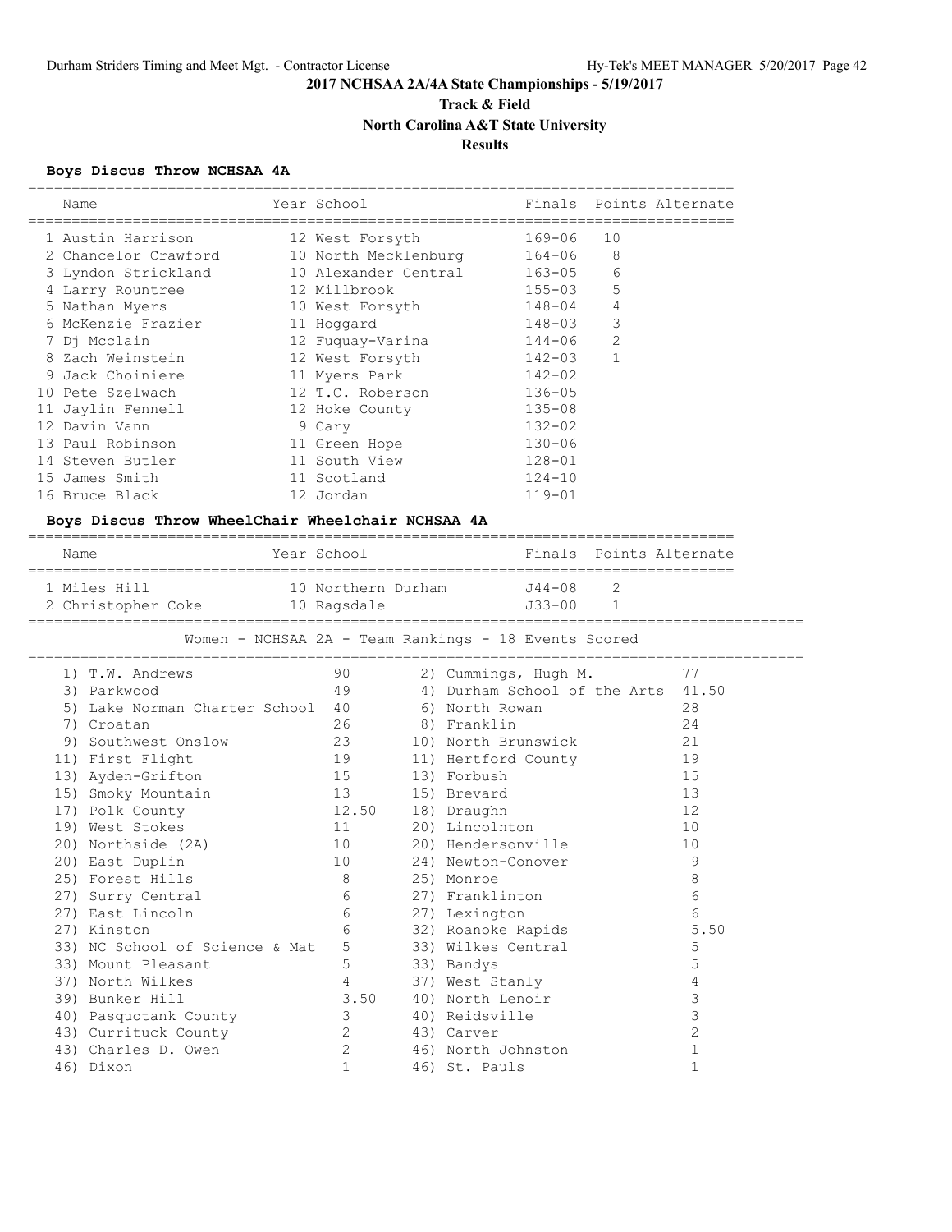## 2017 NCHSAA 2A/4A State Championships - 5/19/2017

### Track & Field

### North Carolina A&T State University

### Results

#### Boys Discus Throw NCHSAA 4A

| Place | Name | Year | School | Finals | Points | Alternate |
|---|---|---|---|---|---|---|
| 1 | Austin Harrison | 12 | West Forsyth | 169-06 | 10 | |
| 2 | Chancelor Crawford | 10 | North Mecklenburg | 164-06 | 8 | |
| 3 | Lyndon Strickland | 10 | Alexander Central | 163-05 | 6 | |
| 4 | Larry Rountree | 12 | Millbrook | 155-03 | 5 | |
| 5 | Nathan Myers | 10 | West Forsyth | 148-04 | 4 | |
| 6 | McKenzie Frazier | 11 | Hoggard | 148-03 | 3 | |
| 7 | Dj Mcclain | 12 | Fuquay-Varina | 144-06 | 2 | |
| 8 | Zach Weinstein | 12 | West Forsyth | 142-03 | 1 | |
| 9 | Jack Choiniere | 11 | Myers Park | 142-02 | | |
| 10 | Pete Szelwach | 12 | T.C. Roberson | 136-05 | | |
| 11 | Jaylin Fennell | 12 | Hoke County | 135-08 | | |
| 12 | Davin Vann | 9 | Cary | 132-02 | | |
| 13 | Paul Robinson | 11 | Green Hope | 130-06 | | |
| 14 | Steven Butler | 11 | South View | 128-01 | | |
| 15 | James Smith | 11 | Scotland | 124-10 | | |
| 16 | Bruce Black | 12 | Jordan | 119-01 | | |

#### Boys Discus Throw WheelChair Wheelchair NCHSAA 4A

| Place | Name | Year | School | Finals | Points | Alternate |
|---|---|---|---|---|---|---|
| 1 | Miles Hill | 10 | Northern Durham | J44-08 | 2 | |
| 2 | Christopher Coke | 10 | Ragsdale | J33-00 | 1 | |

#### Women - NCHSAA 2A - Team Rankings - 18 Events Scored

| Rank | Team | Points | Rank | Team | Points |
|---|---|---|---|---|---|
| 1) | T.W. Andrews | 90 | 2) | Cummings, Hugh M. | 77 |
| 3) | Parkwood | 49 | 4) | Durham School of the Arts | 41.50 |
| 5) | Lake Norman Charter School | 40 | 6) | North Rowan | 28 |
| 7) | Croatan | 26 | 8) | Franklin | 24 |
| 9) | Southwest Onslow | 23 | 10) | North Brunswick | 21 |
| 11) | First Flight | 19 | 11) | Hertford County | 19 |
| 13) | Ayden-Grifton | 15 | 13) | Forbush | 15 |
| 15) | Smoky Mountain | 13 | 15) | Brevard | 13 |
| 17) | Polk County | 12.50 | 18) | Draughn | 12 |
| 19) | West Stokes | 11 | 20) | Lincolnton | 10 |
| 20) | Northside (2A) | 10 | 20) | Hendersonville | 10 |
| 20) | East Duplin | 10 | 24) | Newton-Conover | 9 |
| 25) | Forest Hills | 8 | 25) | Monroe | 8 |
| 27) | Surry Central | 6 | 27) | Franklinton | 6 |
| 27) | East Lincoln | 6 | 27) | Lexington | 6 |
| 27) | Kinston | 6 | 32) | Roanoke Rapids | 5.50 |
| 33) | NC School of Science & Mat | 5 | 33) | Wilkes Central | 5 |
| 33) | Mount Pleasant | 5 | 33) | Bandys | 5 |
| 37) | North Wilkes | 4 | 37) | West Stanly | 4 |
| 39) | Bunker Hill | 3.50 | 40) | North Lenoir | 3 |
| 40) | Pasquotank County | 3 | 40) | Reidsville | 3 |
| 43) | Currituck County | 2 | 43) | Carver | 2 |
| 43) | Charles D. Owen | 2 | 46) | North Johnston | 1 |
| 46) | Dixon | 1 | 46) | St. Pauls | 1 |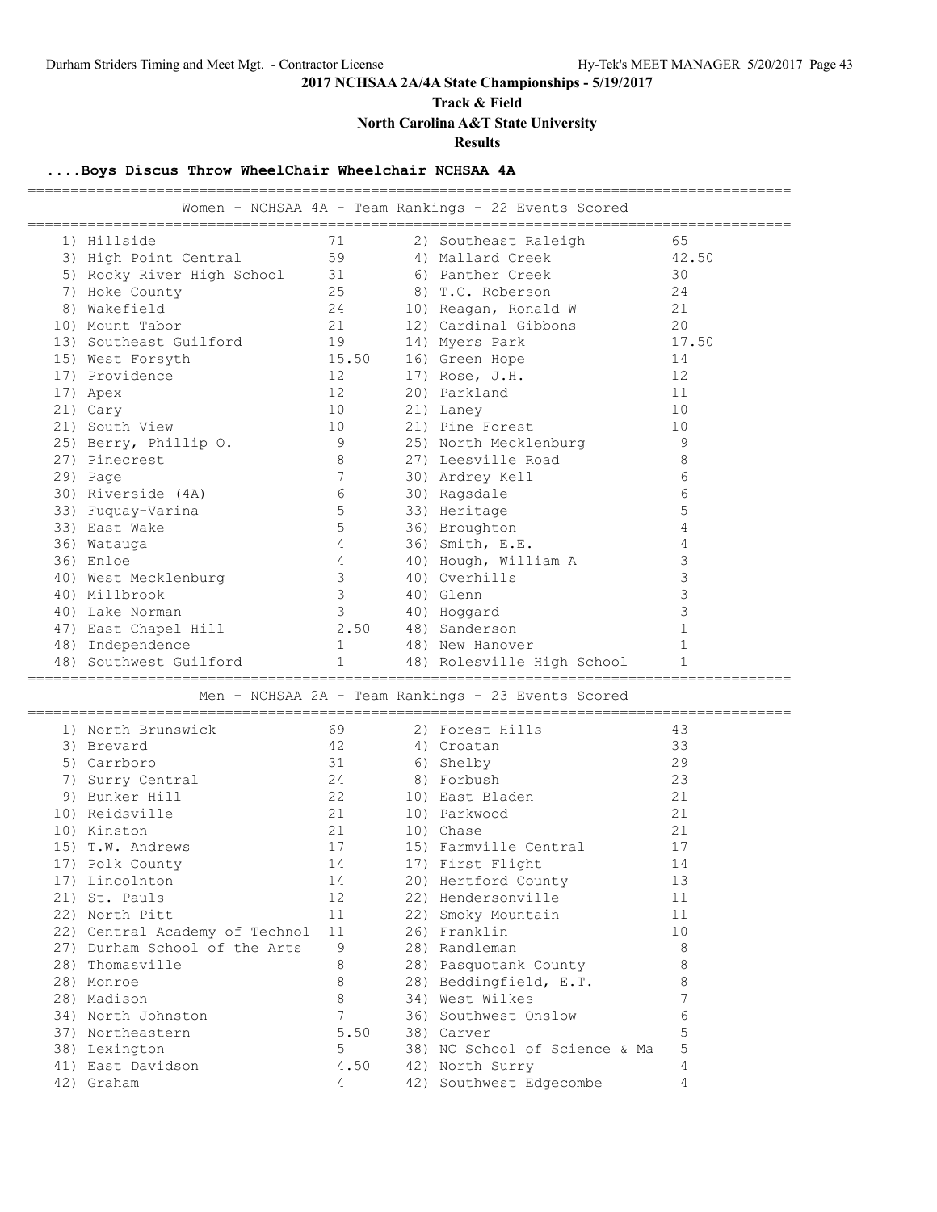**2017 NCHSAA 2A/4A State Championships - 5/19/2017**

**Track & Field**

**North Carolina A&T State University**

**Results**

### ....Boys Discus Throw WheelChair Wheelchair NCHSAA 4A

#### Women - NCHSAA 4A - Team Rankings - 22 Events Scored

| Place | Team | Points | Place | Team | Points |
|---|---|---|---|---|---|
| 1) | Hillside | 71 | 2) | Southeast Raleigh | 65 |
| 3) | High Point Central | 59 | 4) | Mallard Creek | 42.50 |
| 5) | Rocky River High School | 31 | 6) | Panther Creek | 30 |
| 7) | Hoke County | 25 | 8) | T.C. Roberson | 24 |
| 8) | Wakefield | 24 | 10) | Reagan, Ronald W | 21 |
| 10) | Mount Tabor | 21 | 12) | Cardinal Gibbons | 20 |
| 13) | Southeast Guilford | 19 | 14) | Myers Park | 17.50 |
| 15) | West Forsyth | 15.50 | 16) | Green Hope | 14 |
| 17) | Providence | 12 | 17) | Rose, J.H. | 12 |
| 17) | Apex | 12 | 20) | Parkland | 11 |
| 21) | Cary | 10 | 21) | Laney | 10 |
| 21) | South View | 10 | 21) | Pine Forest | 10 |
| 25) | Berry, Phillip O. | 9 | 25) | North Mecklenburg | 9 |
| 27) | Pinecrest | 8 | 27) | Leesville Road | 8 |
| 29) | Page | 7 | 30) | Ardrey Kell | 6 |
| 30) | Riverside (4A) | 6 | 30) | Ragsdale | 6 |
| 33) | Fuquay-Varina | 5 | 33) | Heritage | 5 |
| 33) | East Wake | 5 | 36) | Broughton | 4 |
| 36) | Watauga | 4 | 36) | Smith, E.E. | 4 |
| 36) | Enloe | 4 | 40) | Hough, William A | 3 |
| 40) | West Mecklenburg | 3 | 40) | Overhills | 3 |
| 40) | Millbrook | 3 | 40) | Glenn | 3 |
| 40) | Lake Norman | 3 | 40) | Hoggard | 3 |
| 47) | East Chapel Hill | 2.50 | 48) | Sanderson | 1 |
| 48) | Independence | 1 | 48) | New Hanover | 1 |
| 48) | Southwest Guilford | 1 | 48) | Rolesville High School | 1 |

#### Men - NCHSAA 2A - Team Rankings - 23 Events Scored

| Place | Team | Points | Place | Team | Points |
|---|---|---|---|---|---|
| 1) | North Brunswick | 69 | 2) | Forest Hills | 43 |
| 3) | Brevard | 42 | 4) | Croatan | 33 |
| 5) | Carrboro | 31 | 6) | Shelby | 29 |
| 7) | Surry Central | 24 | 8) | Forbush | 23 |
| 9) | Bunker Hill | 22 | 10) | East Bladen | 21 |
| 10) | Reidsville | 21 | 10) | Parkwood | 21 |
| 10) | Kinston | 21 | 10) | Chase | 21 |
| 15) | T.W. Andrews | 17 | 15) | Farmville Central | 17 |
| 17) | Polk County | 14 | 17) | First Flight | 14 |
| 17) | Lincolnton | 14 | 20) | Hertford County | 13 |
| 21) | St. Pauls | 12 | 22) | Hendersonville | 11 |
| 22) | North Pitt | 11 | 22) | Smoky Mountain | 11 |
| 22) | Central Academy of Technol | 11 | 26) | Franklin | 10 |
| 27) | Durham School of the Arts | 9 | 28) | Randleman | 8 |
| 28) | Thomasville | 8 | 28) | Pasquotank County | 8 |
| 28) | Monroe | 8 | 28) | Beddingfield, E.T. | 8 |
| 28) | Madison | 8 | 34) | West Wilkes | 7 |
| 34) | North Johnston | 7 | 36) | Southwest Onslow | 6 |
| 37) | Northeastern | 5.50 | 38) | Carver | 5 |
| 38) | Lexington | 5 | 38) | NC School of Science & Ma | 5 |
| 41) | East Davidson | 4.50 | 42) | North Surry | 4 |
| 42) | Graham | 4 | 42) | Southwest Edgecombe | 4 |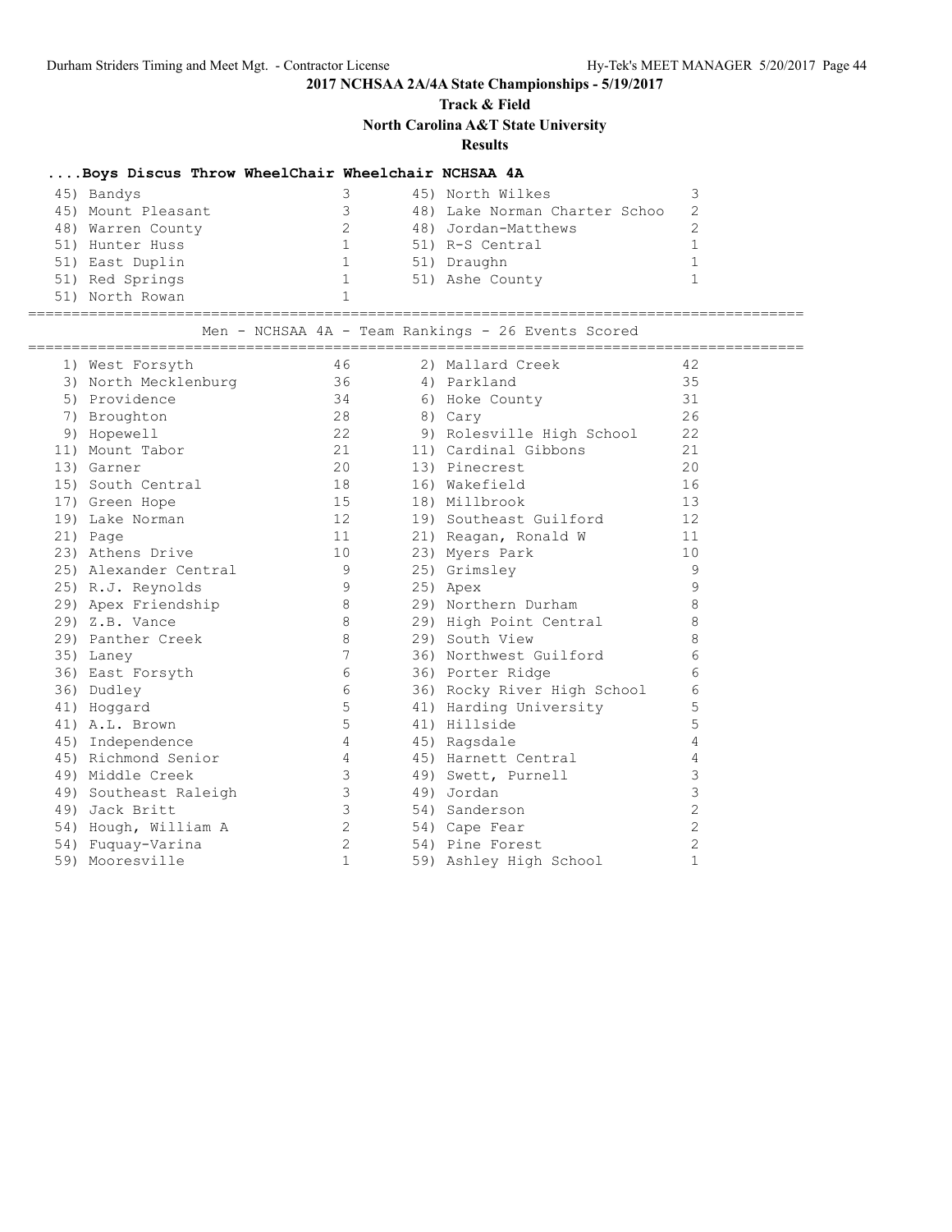# 2017 NCHSAA 2A/4A State Championships - 5/19/2017

## Track & Field

## North Carolina A&T State University

## Results

### ....Boys Discus Throw WheelChair Wheelchair NCHSAA 4A

| | | | |
|---|---|---|---|
| 45) Bandys | 3 | 45) North Wilkes | 3 |
| 45) Mount Pleasant | 3 | 48) Lake Norman Charter Schoo | 2 |
| 48) Warren County | 2 | 48) Jordan-Matthews | 2 |
| 51) Hunter Huss | 1 | 51) R-S Central | 1 |
| 51) East Duplin | 1 | 51) Draughn | 1 |
| 51) Red Springs | 1 | 51) Ashe County | 1 |
| 51) North Rowan | 1 | | |

### Men - NCHSAA 4A - Team Rankings - 26 Events Scored

| | | | |
|---|---|---|---|
| 1) West Forsyth | 46 | 2) Mallard Creek | 42 |
| 3) North Mecklenburg | 36 | 4) Parkland | 35 |
| 5) Providence | 34 | 6) Hoke County | 31 |
| 7) Broughton | 28 | 8) Cary | 26 |
| 9) Hopewell | 22 | 9) Rolesville High School | 22 |
| 11) Mount Tabor | 21 | 11) Cardinal Gibbons | 21 |
| 13) Garner | 20 | 13) Pinecrest | 20 |
| 15) South Central | 18 | 16) Wakefield | 16 |
| 17) Green Hope | 15 | 18) Millbrook | 13 |
| 19) Lake Norman | 12 | 19) Southeast Guilford | 12 |
| 21) Page | 11 | 21) Reagan, Ronald W | 11 |
| 23) Athens Drive | 10 | 23) Myers Park | 10 |
| 25) Alexander Central | 9 | 25) Grimsley | 9 |
| 25) R.J. Reynolds | 9 | 25) Apex | 9 |
| 29) Apex Friendship | 8 | 29) Northern Durham | 8 |
| 29) Z.B. Vance | 8 | 29) High Point Central | 8 |
| 29) Panther Creek | 8 | 29) South View | 8 |
| 35) Laney | 7 | 36) Northwest Guilford | 6 |
| 36) East Forsyth | 6 | 36) Porter Ridge | 6 |
| 36) Dudley | 6 | 36) Rocky River High School | 6 |
| 41) Hoggard | 5 | 41) Harding University | 5 |
| 41) A.L. Brown | 5 | 41) Hillside | 5 |
| 45) Independence | 4 | 45) Ragsdale | 4 |
| 45) Richmond Senior | 4 | 45) Harnett Central | 4 |
| 49) Middle Creek | 3 | 49) Swett, Purnell | 3 |
| 49) Southeast Raleigh | 3 | 49) Jordan | 3 |
| 49) Jack Britt | 3 | 54) Sanderson | 2 |
| 54) Hough, William A | 2 | 54) Cape Fear | 2 |
| 54) Fuquay-Varina | 2 | 54) Pine Forest | 2 |
| 59) Mooresville | 1 | 59) Ashley High School | 1 |